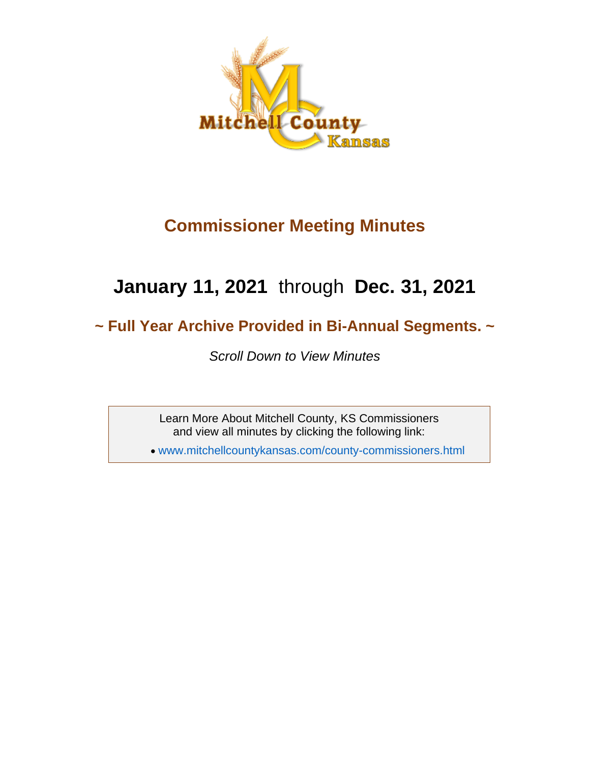# Commissioner Meeting Minutes

## **January 11, 2021** through **Dec. 31, 2021**

### ~ Full Year Archive Provided in Bi-Annual Segments. ~

*Scroll Down to View Minutes*

Learn More About Mitchell County, KS Commissioners and view all minutes by clicking the following link:

- www.mitchellcountykansas.com/county-commissioners.html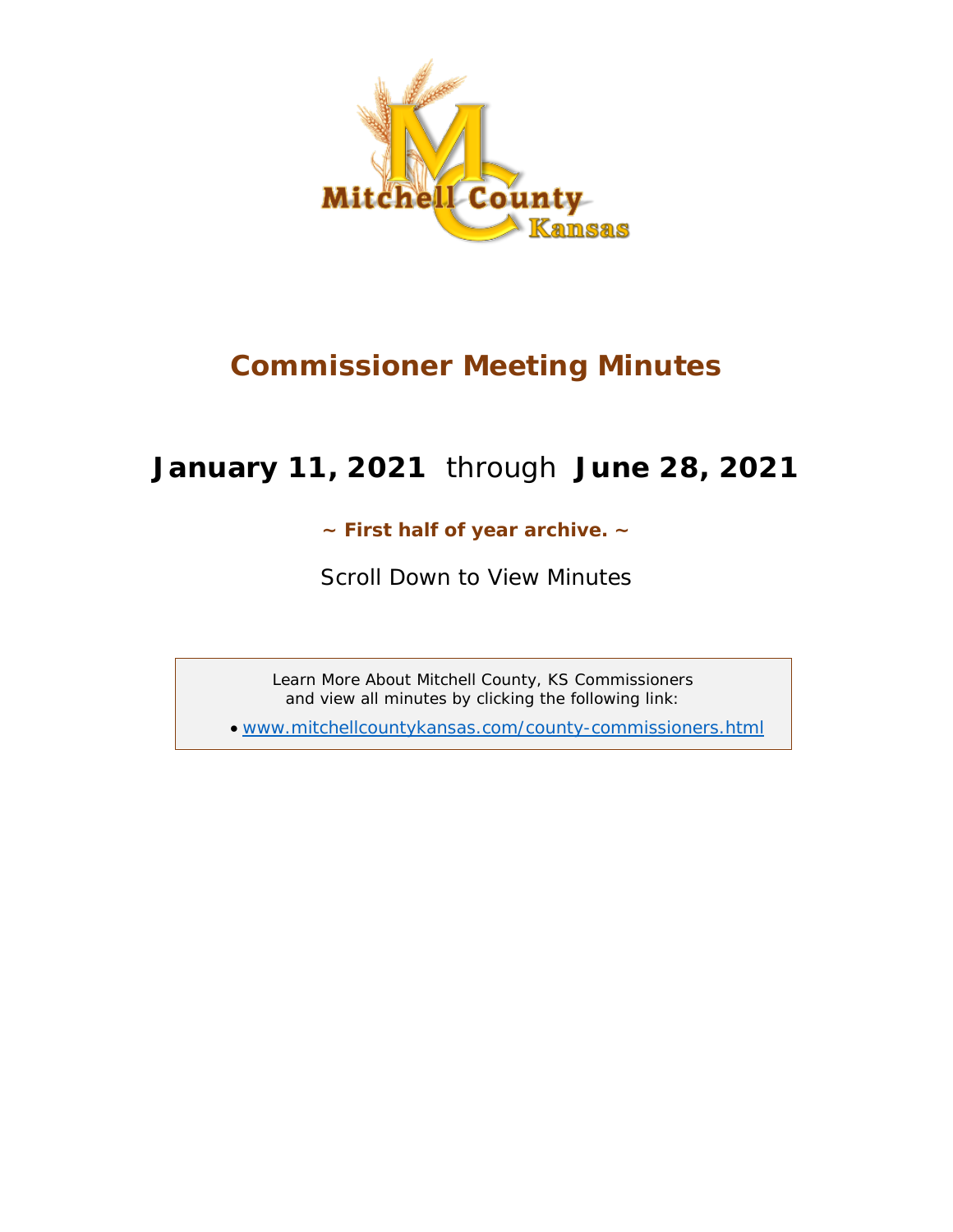# Commissioner Meeting Minutes

## **January 11, 2021** through **June 28, 2021**

**~ First half of year archive. ~**

Scroll Down to View Minutes

Learn More About Mitchell County, KS Commissioners
and view all minutes by clicking the following link:

- www.mitchellcountykansas.com/county-commissioners.html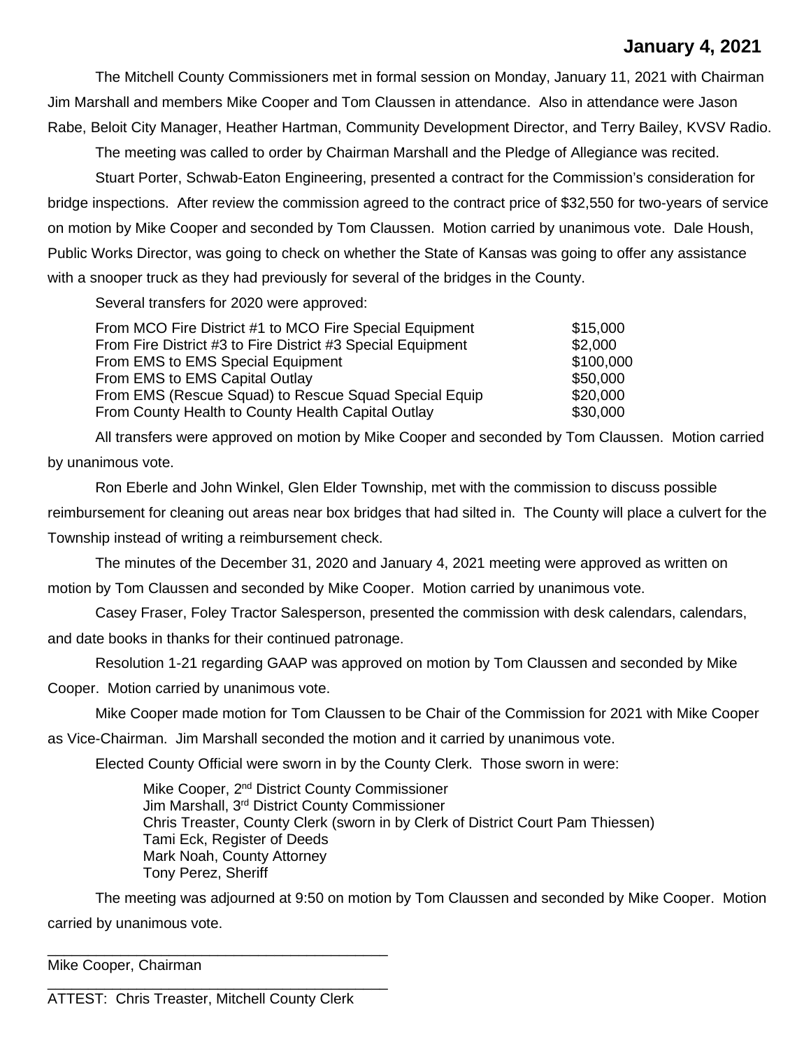**January 4, 2021**

The Mitchell County Commissioners met in formal session on Monday, January 11, 2021 with Chairman Jim Marshall and members Mike Cooper and Tom Claussen in attendance. Also in attendance were Jason Rabe, Beloit City Manager, Heather Hartman, Community Development Director, and Terry Bailey, KVSV Radio.

The meeting was called to order by Chairman Marshall and the Pledge of Allegiance was recited.

Stuart Porter, Schwab-Eaton Engineering, presented a contract for the Commission's consideration for bridge inspections. After review the commission agreed to the contract price of $32,550 for two-years of service on motion by Mike Cooper and seconded by Tom Claussen. Motion carried by unanimous vote. Dale Housh, Public Works Director, was going to check on whether the State of Kansas was going to offer any assistance with a snooper truck as they had previously for several of the bridges in the County.

Several transfers for 2020 were approved:

| | |
|---|---|
| From MCO Fire District #1 to MCO Fire Special Equipment | $15,000 |
| From Fire District #3 to Fire District #3 Special Equipment | $2,000 |
| From EMS to EMS Special Equipment | $100,000 |
| From EMS to EMS Capital Outlay | $50,000 |
| From EMS (Rescue Squad) to Rescue Squad Special Equip | $20,000 |
| From County Health to County Health Capital Outlay | $30,000 |

All transfers were approved on motion by Mike Cooper and seconded by Tom Claussen. Motion carried by unanimous vote.

Ron Eberle and John Winkel, Glen Elder Township, met with the commission to discuss possible reimbursement for cleaning out areas near box bridges that had silted in. The County will place a culvert for the Township instead of writing a reimbursement check.

The minutes of the December 31, 2020 and January 4, 2021 meeting were approved as written on motion by Tom Claussen and seconded by Mike Cooper. Motion carried by unanimous vote.

Casey Fraser, Foley Tractor Salesperson, presented the commission with desk calendars, calendars, and date books in thanks for their continued patronage.

Resolution 1-21 regarding GAAP was approved on motion by Tom Claussen and seconded by Mike Cooper. Motion carried by unanimous vote.

Mike Cooper made motion for Tom Claussen to be Chair of the Commission for 2021 with Mike Cooper as Vice-Chairman. Jim Marshall seconded the motion and it carried by unanimous vote.

Elected County Official were sworn in by the County Clerk. Those sworn in were:

Mike Cooper, 2nd District County Commissioner
Jim Marshall, 3rd District County Commissioner
Chris Treaster, County Clerk (sworn in by Clerk of District Court Pam Thiessen)
Tami Eck, Register of Deeds
Mark Noah, County Attorney
Tony Perez, Sheriff

The meeting was adjourned at 9:50 on motion by Tom Claussen and seconded by Mike Cooper. Motion carried by unanimous vote.

______________________________________
Mike Cooper, Chairman

______________________________________
ATTEST: Chris Treaster, Mitchell County Clerk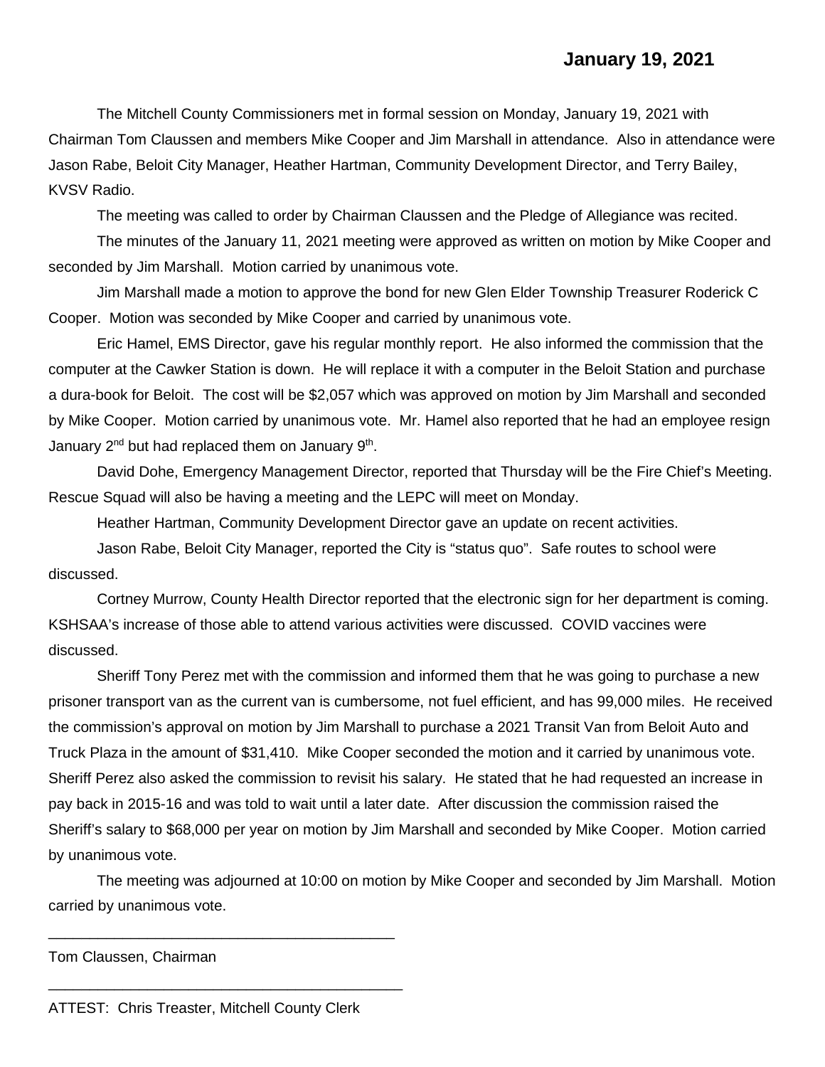**January 19, 2021**

The Mitchell County Commissioners met in formal session on Monday, January 19, 2021 with Chairman Tom Claussen and members Mike Cooper and Jim Marshall in attendance. Also in attendance were Jason Rabe, Beloit City Manager, Heather Hartman, Community Development Director, and Terry Bailey, KVSV Radio.

The meeting was called to order by Chairman Claussen and the Pledge of Allegiance was recited.

The minutes of the January 11, 2021 meeting were approved as written on motion by Mike Cooper and seconded by Jim Marshall. Motion carried by unanimous vote.

Jim Marshall made a motion to approve the bond for new Glen Elder Township Treasurer Roderick C Cooper. Motion was seconded by Mike Cooper and carried by unanimous vote.

Eric Hamel, EMS Director, gave his regular monthly report. He also informed the commission that the computer at the Cawker Station is down. He will replace it with a computer in the Beloit Station and purchase a dura-book for Beloit. The cost will be $2,057 which was approved on motion by Jim Marshall and seconded by Mike Cooper. Motion carried by unanimous vote. Mr. Hamel also reported that he had an employee resign January 2nd but had replaced them on January 9th.

David Dohe, Emergency Management Director, reported that Thursday will be the Fire Chief's Meeting. Rescue Squad will also be having a meeting and the LEPC will meet on Monday.

Heather Hartman, Community Development Director gave an update on recent activities.

Jason Rabe, Beloit City Manager, reported the City is "status quo". Safe routes to school were discussed.

Cortney Murrow, County Health Director reported that the electronic sign for her department is coming. KSHSAA's increase of those able to attend various activities were discussed. COVID vaccines were discussed.

Sheriff Tony Perez met with the commission and informed them that he was going to purchase a new prisoner transport van as the current van is cumbersome, not fuel efficient, and has 99,000 miles. He received the commission's approval on motion by Jim Marshall to purchase a 2021 Transit Van from Beloit Auto and Truck Plaza in the amount of $31,410. Mike Cooper seconded the motion and it carried by unanimous vote. Sheriff Perez also asked the commission to revisit his salary. He stated that he had requested an increase in pay back in 2015-16 and was told to wait until a later date. After discussion the commission raised the Sheriff's salary to $68,000 per year on motion by Jim Marshall and seconded by Mike Cooper. Motion carried by unanimous vote.

The meeting was adjourned at 10:00 on motion by Mike Cooper and seconded by Jim Marshall. Motion carried by unanimous vote.

\_\_\_\_\_\_\_\_\_\_\_\_\_\_\_\_\_\_\_\_\_\_\_\_\_\_\_\_\_\_\_\_\_\_\_\_\_\_\_\_\_\_

Tom Claussen, Chairman

\_\_\_\_\_\_\_\_\_\_\_\_\_\_\_\_\_\_\_\_\_\_\_\_\_\_\_\_\_\_\_\_\_\_\_\_\_\_\_\_\_\_

ATTEST: Chris Treaster, Mitchell County Clerk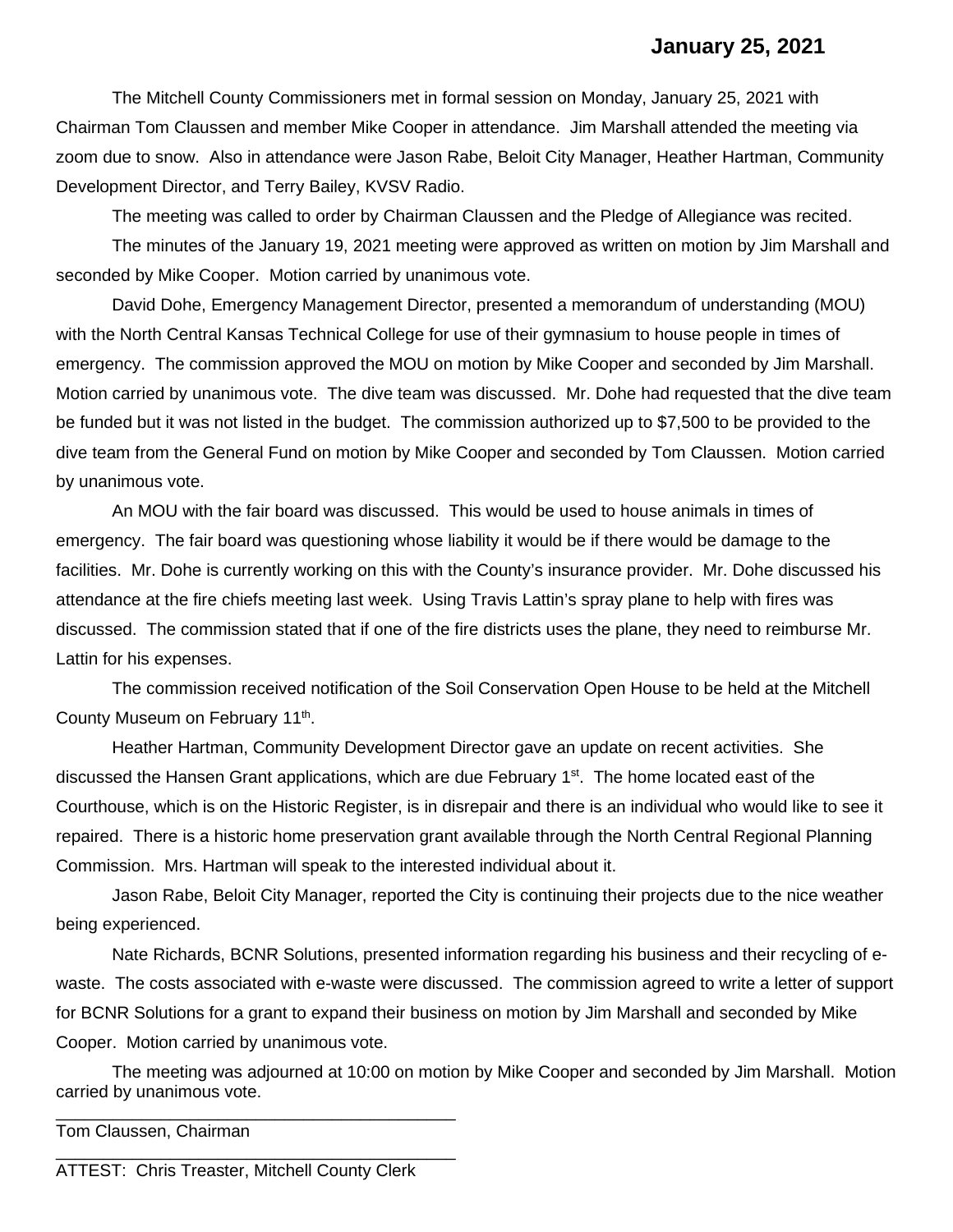**January 25, 2021**

The Mitchell County Commissioners met in formal session on Monday, January 25, 2021 with Chairman Tom Claussen and member Mike Cooper in attendance. Jim Marshall attended the meeting via zoom due to snow. Also in attendance were Jason Rabe, Beloit City Manager, Heather Hartman, Community Development Director, and Terry Bailey, KVSV Radio.

The meeting was called to order by Chairman Claussen and the Pledge of Allegiance was recited.

The minutes of the January 19, 2021 meeting were approved as written on motion by Jim Marshall and seconded by Mike Cooper. Motion carried by unanimous vote.

David Dohe, Emergency Management Director, presented a memorandum of understanding (MOU) with the North Central Kansas Technical College for use of their gymnasium to house people in times of emergency. The commission approved the MOU on motion by Mike Cooper and seconded by Jim Marshall. Motion carried by unanimous vote. The dive team was discussed. Mr. Dohe had requested that the dive team be funded but it was not listed in the budget. The commission authorized up to $7,500 to be provided to the dive team from the General Fund on motion by Mike Cooper and seconded by Tom Claussen. Motion carried by unanimous vote.

An MOU with the fair board was discussed. This would be used to house animals in times of emergency. The fair board was questioning whose liability it would be if there would be damage to the facilities. Mr. Dohe is currently working on this with the County's insurance provider. Mr. Dohe discussed his attendance at the fire chiefs meeting last week. Using Travis Lattin's spray plane to help with fires was discussed. The commission stated that if one of the fire districts uses the plane, they need to reimburse Mr. Lattin for his expenses.

The commission received notification of the Soil Conservation Open House to be held at the Mitchell County Museum on February 11th.

Heather Hartman, Community Development Director gave an update on recent activities. She discussed the Hansen Grant applications, which are due February 1st. The home located east of the Courthouse, which is on the Historic Register, is in disrepair and there is an individual who would like to see it repaired. There is a historic home preservation grant available through the North Central Regional Planning Commission. Mrs. Hartman will speak to the interested individual about it.

Jason Rabe, Beloit City Manager, reported the City is continuing their projects due to the nice weather being experienced.

Nate Richards, BCNR Solutions, presented information regarding his business and their recycling of e-waste. The costs associated with e-waste were discussed. The commission agreed to write a letter of support for BCNR Solutions for a grant to expand their business on motion by Jim Marshall and seconded by Mike Cooper. Motion carried by unanimous vote.

The meeting was adjourned at 10:00 on motion by Mike Cooper and seconded by Jim Marshall. Motion carried by unanimous vote.

\_\_\_\_\_\_\_\_\_\_\_\_\_\_\_\_\_\_\_\_\_\_\_\_\_\_\_\_\_\_\_\_\_\_\_\_\_\_\_\_
Tom Claussen, Chairman

\_\_\_\_\_\_\_\_\_\_\_\_\_\_\_\_\_\_\_\_\_\_\_\_\_\_\_\_\_\_\_\_\_\_\_\_\_\_\_\_
ATTEST: Chris Treaster, Mitchell County Clerk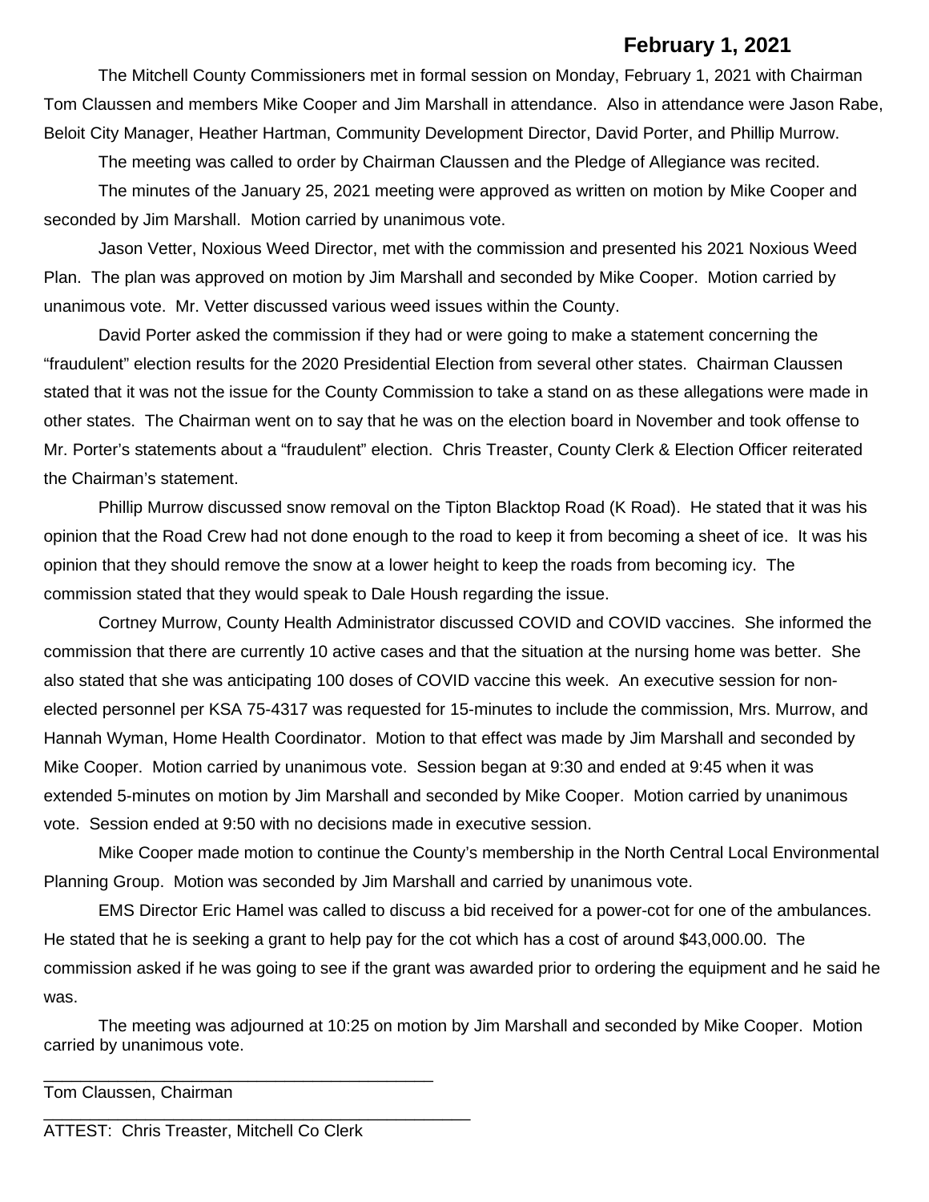**February 1, 2021**

The Mitchell County Commissioners met in formal session on Monday, February 1, 2021 with Chairman Tom Claussen and members Mike Cooper and Jim Marshall in attendance. Also in attendance were Jason Rabe, Beloit City Manager, Heather Hartman, Community Development Director, David Porter, and Phillip Murrow.

The meeting was called to order by Chairman Claussen and the Pledge of Allegiance was recited.

The minutes of the January 25, 2021 meeting were approved as written on motion by Mike Cooper and seconded by Jim Marshall. Motion carried by unanimous vote.

Jason Vetter, Noxious Weed Director, met with the commission and presented his 2021 Noxious Weed Plan. The plan was approved on motion by Jim Marshall and seconded by Mike Cooper. Motion carried by unanimous vote. Mr. Vetter discussed various weed issues within the County.

David Porter asked the commission if they had or were going to make a statement concerning the "fraudulent" election results for the 2020 Presidential Election from several other states. Chairman Claussen stated that it was not the issue for the County Commission to take a stand on as these allegations were made in other states. The Chairman went on to say that he was on the election board in November and took offense to Mr. Porter's statements about a "fraudulent" election. Chris Treaster, County Clerk & Election Officer reiterated the Chairman's statement.

Phillip Murrow discussed snow removal on the Tipton Blacktop Road (K Road). He stated that it was his opinion that the Road Crew had not done enough to the road to keep it from becoming a sheet of ice. It was his opinion that they should remove the snow at a lower height to keep the roads from becoming icy. The commission stated that they would speak to Dale Housh regarding the issue.

Cortney Murrow, County Health Administrator discussed COVID and COVID vaccines. She informed the commission that there are currently 10 active cases and that the situation at the nursing home was better. She also stated that she was anticipating 100 doses of COVID vaccine this week. An executive session for non-elected personnel per KSA 75-4317 was requested for 15-minutes to include the commission, Mrs. Murrow, and Hannah Wyman, Home Health Coordinator. Motion to that effect was made by Jim Marshall and seconded by Mike Cooper. Motion carried by unanimous vote. Session began at 9:30 and ended at 9:45 when it was extended 5-minutes on motion by Jim Marshall and seconded by Mike Cooper. Motion carried by unanimous vote. Session ended at 9:50 with no decisions made in executive session.

Mike Cooper made motion to continue the County's membership in the North Central Local Environmental Planning Group. Motion was seconded by Jim Marshall and carried by unanimous vote.

EMS Director Eric Hamel was called to discuss a bid received for a power-cot for one of the ambulances. He stated that he is seeking a grant to help pay for the cot which has a cost of around $43,000.00. The commission asked if he was going to see if the grant was awarded prior to ordering the equipment and he said he was.

The meeting was adjourned at 10:25 on motion by Jim Marshall and seconded by Mike Cooper. Motion carried by unanimous vote.

\_\_\_\_\_\_\_\_\_\_\_\_\_\_\_\_\_\_\_\_\_\_\_\_\_\_\_\_\_\_\_\_\_\_\_\_\_\_\_\_\_\_\_\_\_\_

Tom Claussen, Chairman

\_\_\_\_\_\_\_\_\_\_\_\_\_\_\_\_\_\_\_\_\_\_\_\_\_\_\_\_\_\_\_\_\_\_\_\_\_\_\_\_\_\_\_\_\_\_

ATTEST: Chris Treaster, Mitchell Co Clerk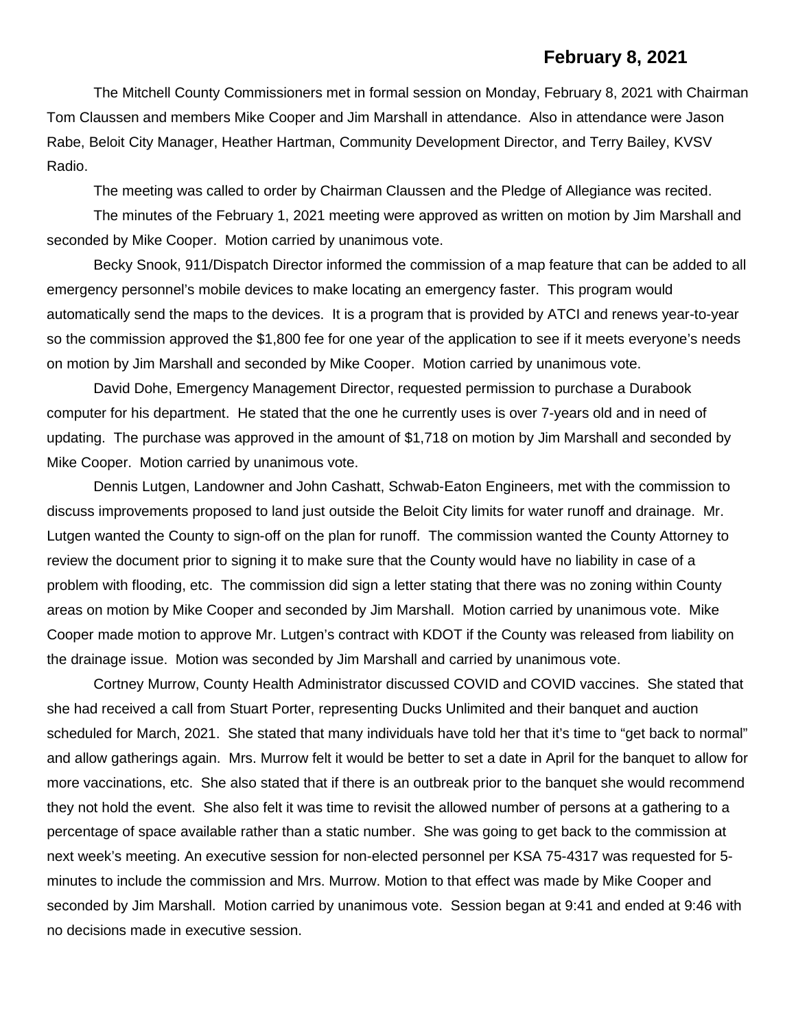**February 8, 2021**

The Mitchell County Commissioners met in formal session on Monday, February 8, 2021 with Chairman Tom Claussen and members Mike Cooper and Jim Marshall in attendance. Also in attendance were Jason Rabe, Beloit City Manager, Heather Hartman, Community Development Director, and Terry Bailey, KVSV Radio.

The meeting was called to order by Chairman Claussen and the Pledge of Allegiance was recited.

The minutes of the February 1, 2021 meeting were approved as written on motion by Jim Marshall and seconded by Mike Cooper. Motion carried by unanimous vote.

Becky Snook, 911/Dispatch Director informed the commission of a map feature that can be added to all emergency personnel's mobile devices to make locating an emergency faster. This program would automatically send the maps to the devices. It is a program that is provided by ATCI and renews year-to-year so the commission approved the $1,800 fee for one year of the application to see if it meets everyone's needs on motion by Jim Marshall and seconded by Mike Cooper. Motion carried by unanimous vote.

David Dohe, Emergency Management Director, requested permission to purchase a Durabook computer for his department. He stated that the one he currently uses is over 7-years old and in need of updating. The purchase was approved in the amount of $1,718 on motion by Jim Marshall and seconded by Mike Cooper. Motion carried by unanimous vote.

Dennis Lutgen, Landowner and John Cashatt, Schwab-Eaton Engineers, met with the commission to discuss improvements proposed to land just outside the Beloit City limits for water runoff and drainage. Mr. Lutgen wanted the County to sign-off on the plan for runoff. The commission wanted the County Attorney to review the document prior to signing it to make sure that the County would have no liability in case of a problem with flooding, etc. The commission did sign a letter stating that there was no zoning within County areas on motion by Mike Cooper and seconded by Jim Marshall. Motion carried by unanimous vote. Mike Cooper made motion to approve Mr. Lutgen's contract with KDOT if the County was released from liability on the drainage issue. Motion was seconded by Jim Marshall and carried by unanimous vote.

Cortney Murrow, County Health Administrator discussed COVID and COVID vaccines. She stated that she had received a call from Stuart Porter, representing Ducks Unlimited and their banquet and auction scheduled for March, 2021. She stated that many individuals have told her that it's time to "get back to normal" and allow gatherings again. Mrs. Murrow felt it would be better to set a date in April for the banquet to allow for more vaccinations, etc. She also stated that if there is an outbreak prior to the banquet she would recommend they not hold the event. She also felt it was time to revisit the allowed number of persons at a gathering to a percentage of space available rather than a static number. She was going to get back to the commission at next week's meeting. An executive session for non-elected personnel per KSA 75-4317 was requested for 5-minutes to include the commission and Mrs. Murrow. Motion to that effect was made by Mike Cooper and seconded by Jim Marshall. Motion carried by unanimous vote. Session began at 9:41 and ended at 9:46 with no decisions made in executive session.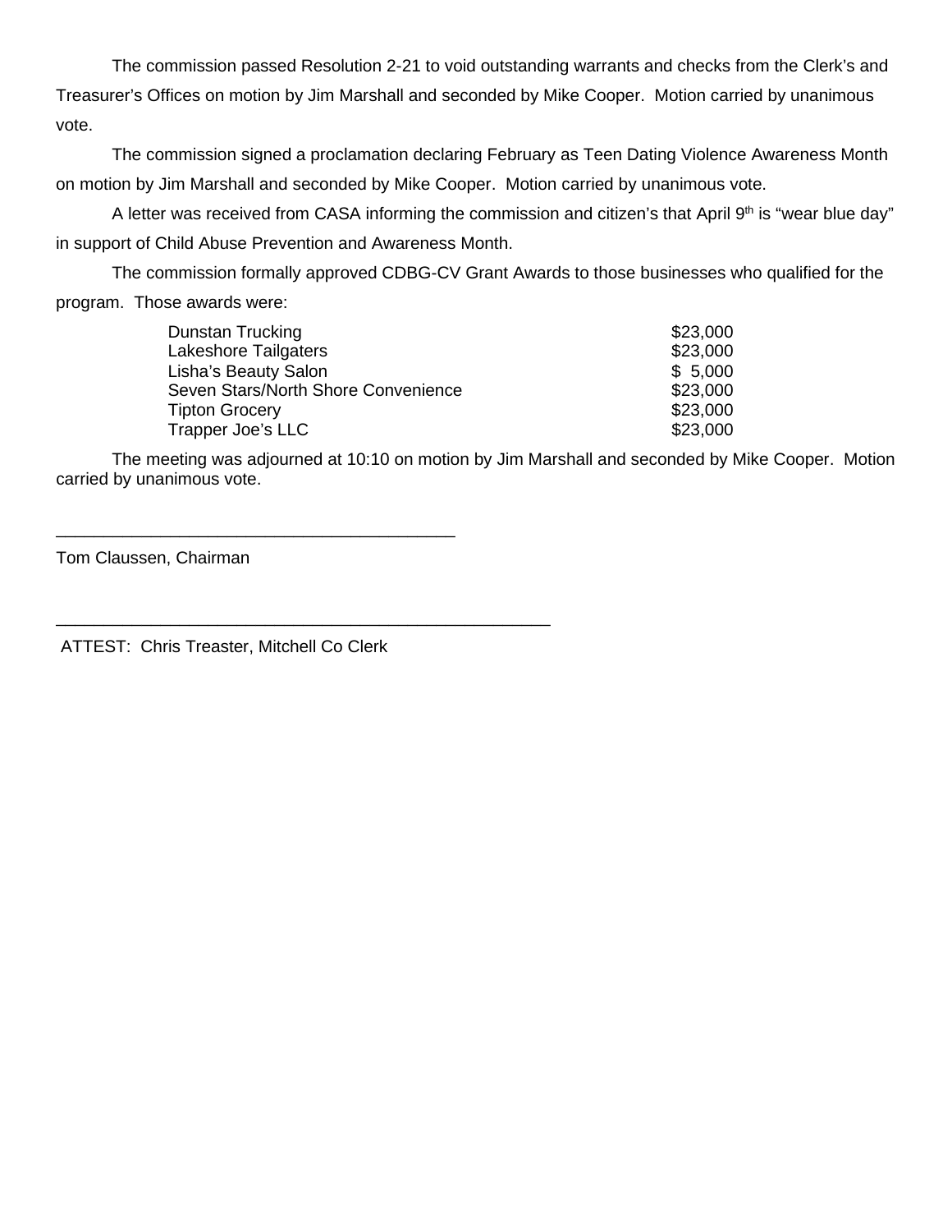The commission passed Resolution 2-21 to void outstanding warrants and checks from the Clerk's and Treasurer's Offices on motion by Jim Marshall and seconded by Mike Cooper. Motion carried by unanimous vote.

The commission signed a proclamation declaring February as Teen Dating Violence Awareness Month on motion by Jim Marshall and seconded by Mike Cooper. Motion carried by unanimous vote.

A letter was received from CASA informing the commission and citizen's that April 9th is "wear blue day" in support of Child Abuse Prevention and Awareness Month.

The commission formally approved CDBG-CV Grant Awards to those businesses who qualified for the program. Those awards were:

| | |
|---|---|
| Dunstan Trucking | $23,000 |
| Lakeshore Tailgaters | $23,000 |
| Lisha's Beauty Salon | $ 5,000 |
| Seven Stars/North Shore Convenience | $23,000 |
| Tipton Grocery | $23,000 |
| Trapper Joe's LLC | $23,000 |

The meeting was adjourned at 10:10 on motion by Jim Marshall and seconded by Mike Cooper. Motion carried by unanimous vote.

\_\_\_\_\_\_\_\_\_\_\_\_\_\_\_\_\_\_\_\_\_\_\_\_\_\_\_\_\_\_\_\_\_\_\_\_\_\_\_\_\_\_

Tom Claussen, Chairman

\_\_\_\_\_\_\_\_\_\_\_\_\_\_\_\_\_\_\_\_\_\_\_\_\_\_\_\_\_\_\_\_\_\_\_\_\_\_\_\_\_\_\_\_\_\_\_\_\_\_\_\_

ATTEST: Chris Treaster, Mitchell Co Clerk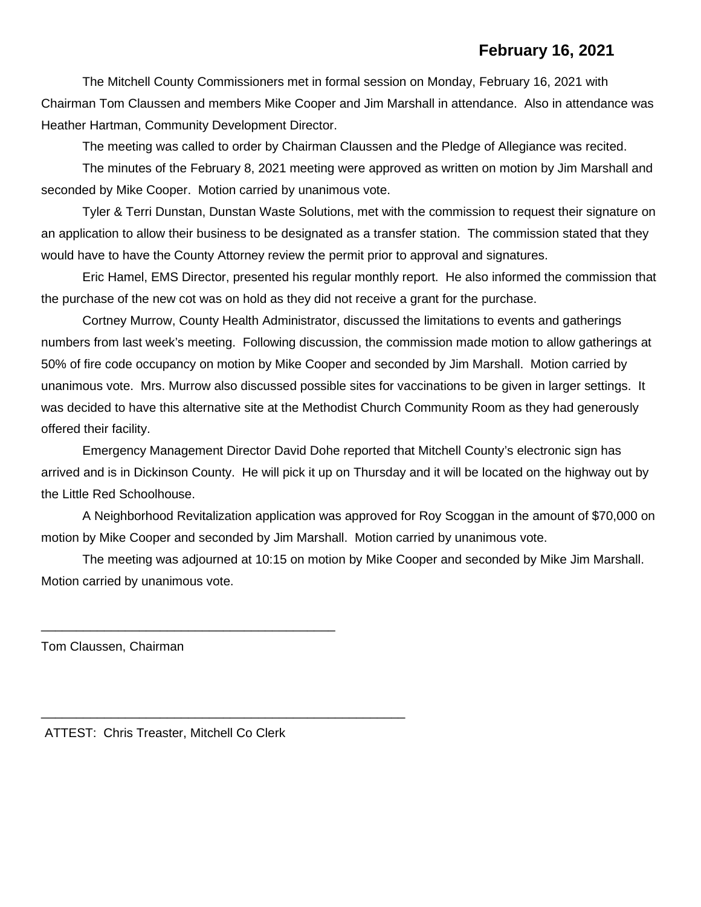**February 16, 2021**

The Mitchell County Commissioners met in formal session on Monday, February 16, 2021 with Chairman Tom Claussen and members Mike Cooper and Jim Marshall in attendance. Also in attendance was Heather Hartman, Community Development Director.

The meeting was called to order by Chairman Claussen and the Pledge of Allegiance was recited.

The minutes of the February 8, 2021 meeting were approved as written on motion by Jim Marshall and seconded by Mike Cooper. Motion carried by unanimous vote.

Tyler & Terri Dunstan, Dunstan Waste Solutions, met with the commission to request their signature on an application to allow their business to be designated as a transfer station. The commission stated that they would have to have the County Attorney review the permit prior to approval and signatures.

Eric Hamel, EMS Director, presented his regular monthly report. He also informed the commission that the purchase of the new cot was on hold as they did not receive a grant for the purchase.

Cortney Murrow, County Health Administrator, discussed the limitations to events and gatherings numbers from last week's meeting. Following discussion, the commission made motion to allow gatherings at 50% of fire code occupancy on motion by Mike Cooper and seconded by Jim Marshall. Motion carried by unanimous vote. Mrs. Murrow also discussed possible sites for vaccinations to be given in larger settings. It was decided to have this alternative site at the Methodist Church Community Room as they had generously offered their facility.

Emergency Management Director David Dohe reported that Mitchell County's electronic sign has arrived and is in Dickinson County. He will pick it up on Thursday and it will be located on the highway out by the Little Red Schoolhouse.

A Neighborhood Revitalization application was approved for Roy Scoggan in the amount of $70,000 on motion by Mike Cooper and seconded by Jim Marshall. Motion carried by unanimous vote.

The meeting was adjourned at 10:15 on motion by Mike Cooper and seconded by Mike Jim Marshall. Motion carried by unanimous vote.

\_\_\_\_\_\_\_\_\_\_\_\_\_\_\_\_\_\_\_\_\_\_\_\_\_\_\_\_\_\_\_\_\_\_\_\_\_\_\_\_\_\_\_\_

Tom Claussen, Chairman

\_\_\_\_\_\_\_\_\_\_\_\_\_\_\_\_\_\_\_\_\_\_\_\_\_\_\_\_\_\_\_\_\_\_\_\_\_\_\_\_\_\_\_\_\_\_\_\_\_\_\_\_\_

ATTEST: Chris Treaster, Mitchell Co Clerk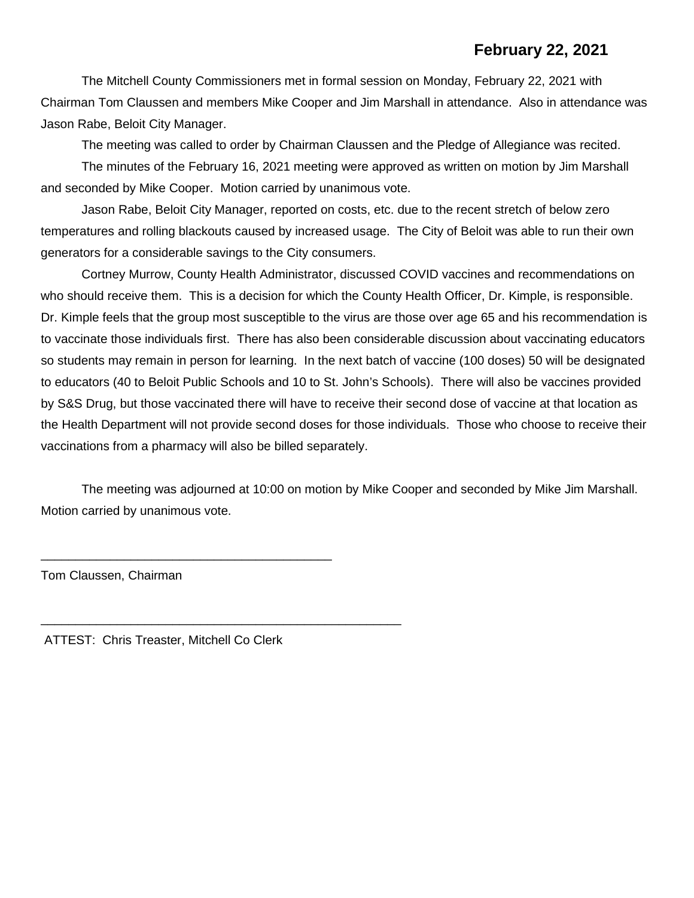**February 22, 2021**

The Mitchell County Commissioners met in formal session on Monday, February 22, 2021 with Chairman Tom Claussen and members Mike Cooper and Jim Marshall in attendance. Also in attendance was Jason Rabe, Beloit City Manager.

The meeting was called to order by Chairman Claussen and the Pledge of Allegiance was recited.

The minutes of the February 16, 2021 meeting were approved as written on motion by Jim Marshall and seconded by Mike Cooper. Motion carried by unanimous vote.

Jason Rabe, Beloit City Manager, reported on costs, etc. due to the recent stretch of below zero temperatures and rolling blackouts caused by increased usage. The City of Beloit was able to run their own generators for a considerable savings to the City consumers.

Cortney Murrow, County Health Administrator, discussed COVID vaccines and recommendations on who should receive them. This is a decision for which the County Health Officer, Dr. Kimple, is responsible. Dr. Kimple feels that the group most susceptible to the virus are those over age 65 and his recommendation is to vaccinate those individuals first. There has also been considerable discussion about vaccinating educators so students may remain in person for learning. In the next batch of vaccine (100 doses) 50 will be designated to educators (40 to Beloit Public Schools and 10 to St. John's Schools). There will also be vaccines provided by S&S Drug, but those vaccinated there will have to receive their second dose of vaccine at that location as the Health Department will not provide second doses for those individuals. Those who choose to receive their vaccinations from a pharmacy will also be billed separately.

The meeting was adjourned at 10:00 on motion by Mike Cooper and seconded by Mike Jim Marshall. Motion carried by unanimous vote.

\_\_\_\_\_\_\_\_\_\_\_\_\_\_\_\_\_\_\_\_\_\_\_\_\_\_\_\_\_\_\_\_\_\_\_\_\_\_\_\_\_\_

Tom Claussen, Chairman

\_\_\_\_\_\_\_\_\_\_\_\_\_\_\_\_\_\_\_\_\_\_\_\_\_\_\_\_\_\_\_\_\_\_\_\_\_\_\_\_\_\_\_\_\_\_\_\_\_\_\_\_

ATTEST: Chris Treaster, Mitchell Co Clerk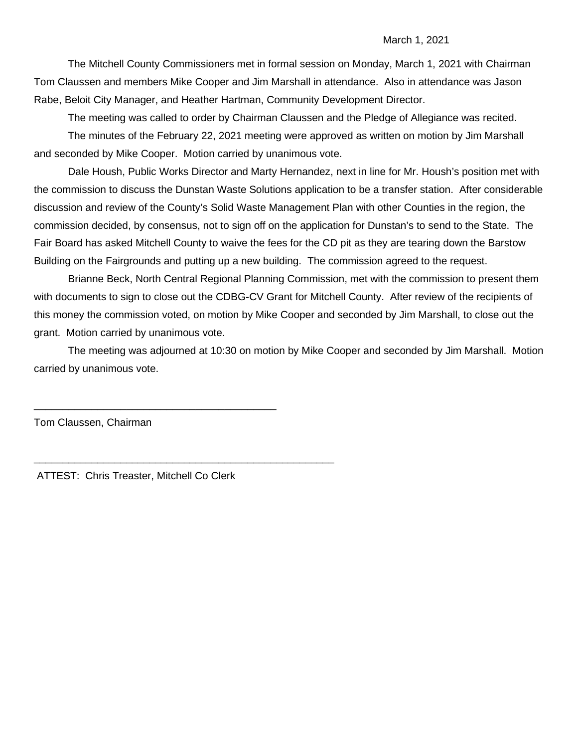March 1, 2021

The Mitchell County Commissioners met in formal session on Monday, March 1, 2021 with Chairman Tom Claussen and members Mike Cooper and Jim Marshall in attendance. Also in attendance was Jason Rabe, Beloit City Manager, and Heather Hartman, Community Development Director.

The meeting was called to order by Chairman Claussen and the Pledge of Allegiance was recited.

The minutes of the February 22, 2021 meeting were approved as written on motion by Jim Marshall and seconded by Mike Cooper. Motion carried by unanimous vote.

Dale Housh, Public Works Director and Marty Hernandez, next in line for Mr. Housh's position met with the commission to discuss the Dunstan Waste Solutions application to be a transfer station. After considerable discussion and review of the County's Solid Waste Management Plan with other Counties in the region, the commission decided, by consensus, not to sign off on the application for Dunstan's to send to the State. The Fair Board has asked Mitchell County to waive the fees for the CD pit as they are tearing down the Barstow Building on the Fairgrounds and putting up a new building. The commission agreed to the request.

Brianne Beck, North Central Regional Planning Commission, met with the commission to present them with documents to sign to close out the CDBG-CV Grant for Mitchell County. After review of the recipients of this money the commission voted, on motion by Mike Cooper and seconded by Jim Marshall, to close out the grant. Motion carried by unanimous vote.

The meeting was adjourned at 10:30 on motion by Mike Cooper and seconded by Jim Marshall. Motion carried by unanimous vote.

\_\_\_\_\_\_\_\_\_\_\_\_\_\_\_\_\_\_\_\_\_\_\_\_\_\_\_\_\_\_\_\_\_\_\_\_\_\_\_\_\_\_

Tom Claussen, Chairman

\_\_\_\_\_\_\_\_\_\_\_\_\_\_\_\_\_\_\_\_\_\_\_\_\_\_\_\_\_\_\_\_\_\_\_\_\_\_\_\_\_\_\_\_\_\_\_\_\_\_\_\_

ATTEST: Chris Treaster, Mitchell Co Clerk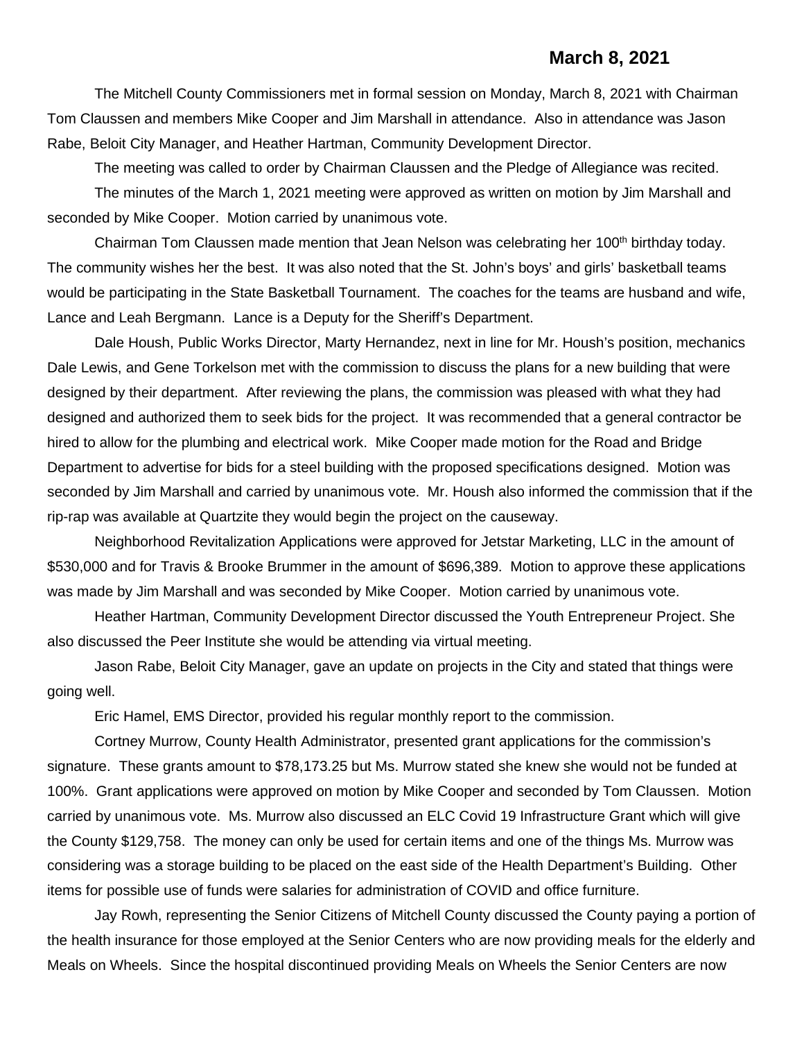**March 8, 2021**

The Mitchell County Commissioners met in formal session on Monday, March 8, 2021 with Chairman Tom Claussen and members Mike Cooper and Jim Marshall in attendance. Also in attendance was Jason Rabe, Beloit City Manager, and Heather Hartman, Community Development Director.

The meeting was called to order by Chairman Claussen and the Pledge of Allegiance was recited.

The minutes of the March 1, 2021 meeting were approved as written on motion by Jim Marshall and seconded by Mike Cooper. Motion carried by unanimous vote.

Chairman Tom Claussen made mention that Jean Nelson was celebrating her 100th birthday today. The community wishes her the best. It was also noted that the St. John's boys' and girls' basketball teams would be participating in the State Basketball Tournament. The coaches for the teams are husband and wife, Lance and Leah Bergmann. Lance is a Deputy for the Sheriff's Department.

Dale Housh, Public Works Director, Marty Hernandez, next in line for Mr. Housh's position, mechanics Dale Lewis, and Gene Torkelson met with the commission to discuss the plans for a new building that were designed by their department. After reviewing the plans, the commission was pleased with what they had designed and authorized them to seek bids for the project. It was recommended that a general contractor be hired to allow for the plumbing and electrical work. Mike Cooper made motion for the Road and Bridge Department to advertise for bids for a steel building with the proposed specifications designed. Motion was seconded by Jim Marshall and carried by unanimous vote. Mr. Housh also informed the commission that if the rip-rap was available at Quartzite they would begin the project on the causeway.

Neighborhood Revitalization Applications were approved for Jetstar Marketing, LLC in the amount of $530,000 and for Travis & Brooke Brummer in the amount of $696,389. Motion to approve these applications was made by Jim Marshall and was seconded by Mike Cooper. Motion carried by unanimous vote.

Heather Hartman, Community Development Director discussed the Youth Entrepreneur Project. She also discussed the Peer Institute she would be attending via virtual meeting.

Jason Rabe, Beloit City Manager, gave an update on projects in the City and stated that things were going well.

Eric Hamel, EMS Director, provided his regular monthly report to the commission.

Cortney Murrow, County Health Administrator, presented grant applications for the commission's signature. These grants amount to $78,173.25 but Ms. Murrow stated she knew she would not be funded at 100%. Grant applications were approved on motion by Mike Cooper and seconded by Tom Claussen. Motion carried by unanimous vote. Ms. Murrow also discussed an ELC Covid 19 Infrastructure Grant which will give the County $129,758. The money can only be used for certain items and one of the things Ms. Murrow was considering was a storage building to be placed on the east side of the Health Department's Building. Other items for possible use of funds were salaries for administration of COVID and office furniture.

Jay Rowh, representing the Senior Citizens of Mitchell County discussed the County paying a portion of the health insurance for those employed at the Senior Centers who are now providing meals for the elderly and Meals on Wheels. Since the hospital discontinued providing Meals on Wheels the Senior Centers are now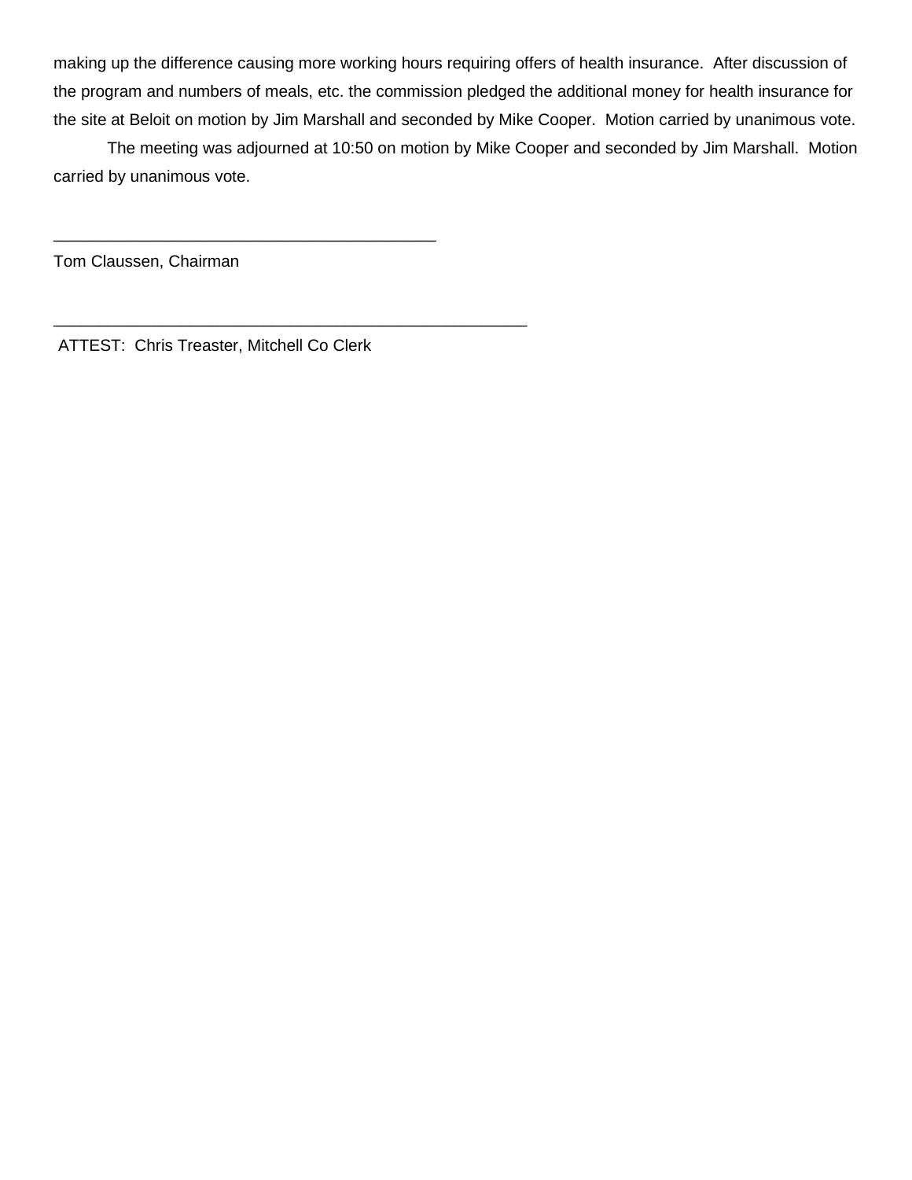making up the difference causing more working hours requiring offers of health insurance. After discussion of the program and numbers of meals, etc. the commission pledged the additional money for health insurance for the site at Beloit on motion by Jim Marshall and seconded by Mike Cooper. Motion carried by unanimous vote.

The meeting was adjourned at 10:50 on motion by Mike Cooper and seconded by Jim Marshall. Motion carried by unanimous vote.

\_\_\_\_\_\_\_\_\_\_\_\_\_\_\_\_\_\_\_\_\_\_\_\_\_\_\_\_\_\_\_\_\_\_\_\_\_\_\_\_\_\_

Tom Claussen, Chairman

\_\_\_\_\_\_\_\_\_\_\_\_\_\_\_\_\_\_\_\_\_\_\_\_\_\_\_\_\_\_\_\_\_\_\_\_\_\_\_\_\_\_\_\_\_\_\_\_\_\_\_\_

ATTEST: Chris Treaster, Mitchell Co Clerk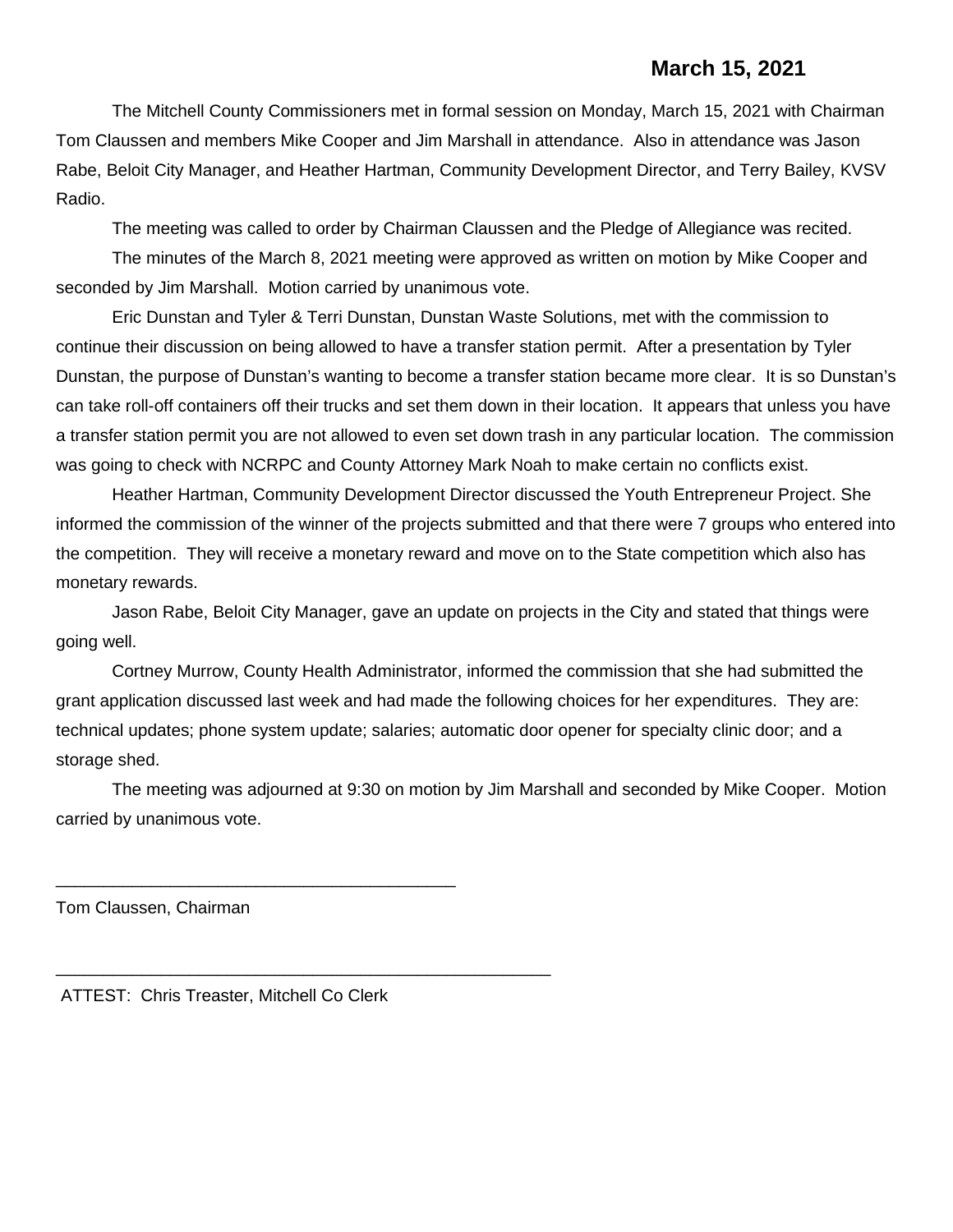**March 15, 2021**

The Mitchell County Commissioners met in formal session on Monday, March 15, 2021 with Chairman Tom Claussen and members Mike Cooper and Jim Marshall in attendance. Also in attendance was Jason Rabe, Beloit City Manager, and Heather Hartman, Community Development Director, and Terry Bailey, KVSV Radio.

The meeting was called to order by Chairman Claussen and the Pledge of Allegiance was recited.

The minutes of the March 8, 2021 meeting were approved as written on motion by Mike Cooper and seconded by Jim Marshall. Motion carried by unanimous vote.

Eric Dunstan and Tyler & Terri Dunstan, Dunstan Waste Solutions, met with the commission to continue their discussion on being allowed to have a transfer station permit. After a presentation by Tyler Dunstan, the purpose of Dunstan's wanting to become a transfer station became more clear. It is so Dunstan's can take roll-off containers off their trucks and set them down in their location. It appears that unless you have a transfer station permit you are not allowed to even set down trash in any particular location. The commission was going to check with NCRPC and County Attorney Mark Noah to make certain no conflicts exist.

Heather Hartman, Community Development Director discussed the Youth Entrepreneur Project. She informed the commission of the winner of the projects submitted and that there were 7 groups who entered into the competition. They will receive a monetary reward and move on to the State competition which also has monetary rewards.

Jason Rabe, Beloit City Manager, gave an update on projects in the City and stated that things were going well.

Cortney Murrow, County Health Administrator, informed the commission that she had submitted the grant application discussed last week and had made the following choices for her expenditures. They are: technical updates; phone system update; salaries; automatic door opener for specialty clinic door; and a storage shed.

The meeting was adjourned at 9:30 on motion by Jim Marshall and seconded by Mike Cooper. Motion carried by unanimous vote.

\_\_\_\_\_\_\_\_\_\_\_\_\_\_\_\_\_\_\_\_\_\_\_\_\_\_\_\_\_\_\_\_\_\_\_\_\_\_\_\_

Tom Claussen, Chairman

\_\_\_\_\_\_\_\_\_\_\_\_\_\_\_\_\_\_\_\_\_\_\_\_\_\_\_\_\_\_\_\_\_\_\_\_\_\_\_\_\_\_\_\_\_\_\_\_

ATTEST: Chris Treaster, Mitchell Co Clerk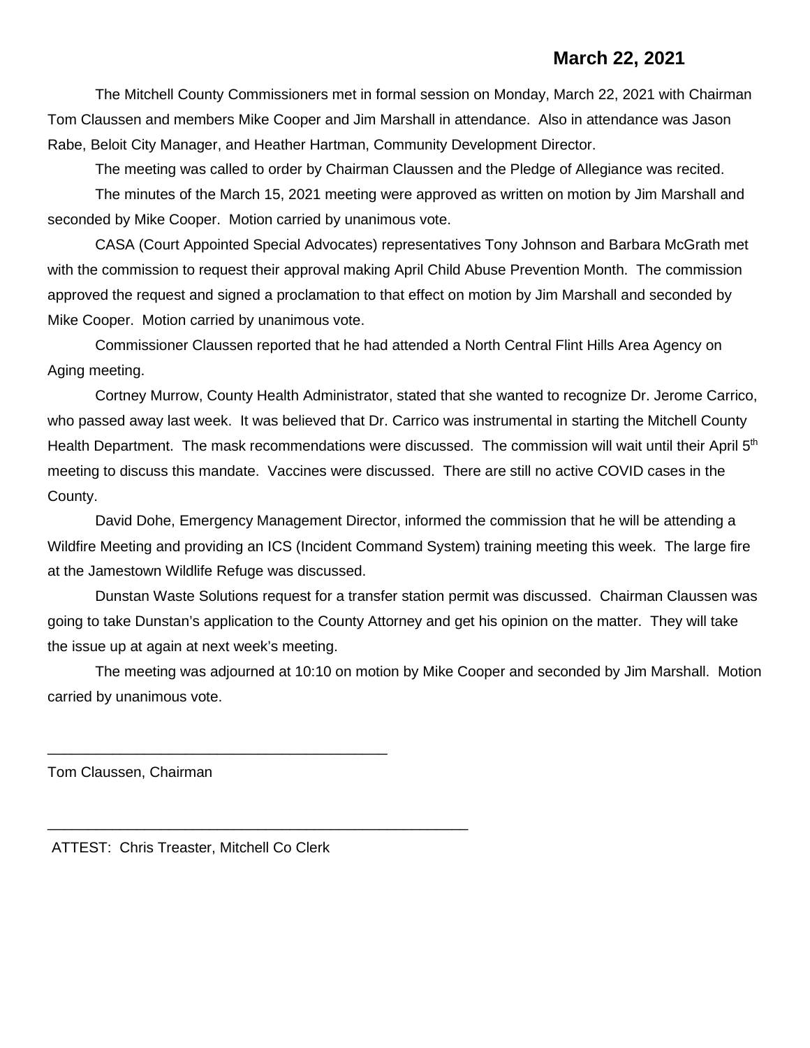**March 22, 2021**

The Mitchell County Commissioners met in formal session on Monday, March 22, 2021 with Chairman Tom Claussen and members Mike Cooper and Jim Marshall in attendance. Also in attendance was Jason Rabe, Beloit City Manager, and Heather Hartman, Community Development Director.

The meeting was called to order by Chairman Claussen and the Pledge of Allegiance was recited.

The minutes of the March 15, 2021 meeting were approved as written on motion by Jim Marshall and seconded by Mike Cooper. Motion carried by unanimous vote.

CASA (Court Appointed Special Advocates) representatives Tony Johnson and Barbara McGrath met with the commission to request their approval making April Child Abuse Prevention Month. The commission approved the request and signed a proclamation to that effect on motion by Jim Marshall and seconded by Mike Cooper. Motion carried by unanimous vote.

Commissioner Claussen reported that he had attended a North Central Flint Hills Area Agency on Aging meeting.

Cortney Murrow, County Health Administrator, stated that she wanted to recognize Dr. Jerome Carrico, who passed away last week. It was believed that Dr. Carrico was instrumental in starting the Mitchell County Health Department. The mask recommendations were discussed. The commission will wait until their April 5th meeting to discuss this mandate. Vaccines were discussed. There are still no active COVID cases in the County.

David Dohe, Emergency Management Director, informed the commission that he will be attending a Wildfire Meeting and providing an ICS (Incident Command System) training meeting this week. The large fire at the Jamestown Wildlife Refuge was discussed.

Dunstan Waste Solutions request for a transfer station permit was discussed. Chairman Claussen was going to take Dunstan's application to the County Attorney and get his opinion on the matter. They will take the issue up at again at next week's meeting.

The meeting was adjourned at 10:10 on motion by Mike Cooper and seconded by Jim Marshall. Motion carried by unanimous vote.

\_\_\_\_\_\_\_\_\_\_\_\_\_\_\_\_\_\_\_\_\_\_\_\_\_\_\_\_\_\_\_\_\_\_\_\_\_\_\_\_

Tom Claussen, Chairman

\_\_\_\_\_\_\_\_\_\_\_\_\_\_\_\_\_\_\_\_\_\_\_\_\_\_\_\_\_\_\_\_\_\_\_\_\_\_\_\_\_\_\_\_\_\_\_\_\_

ATTEST: Chris Treaster, Mitchell Co Clerk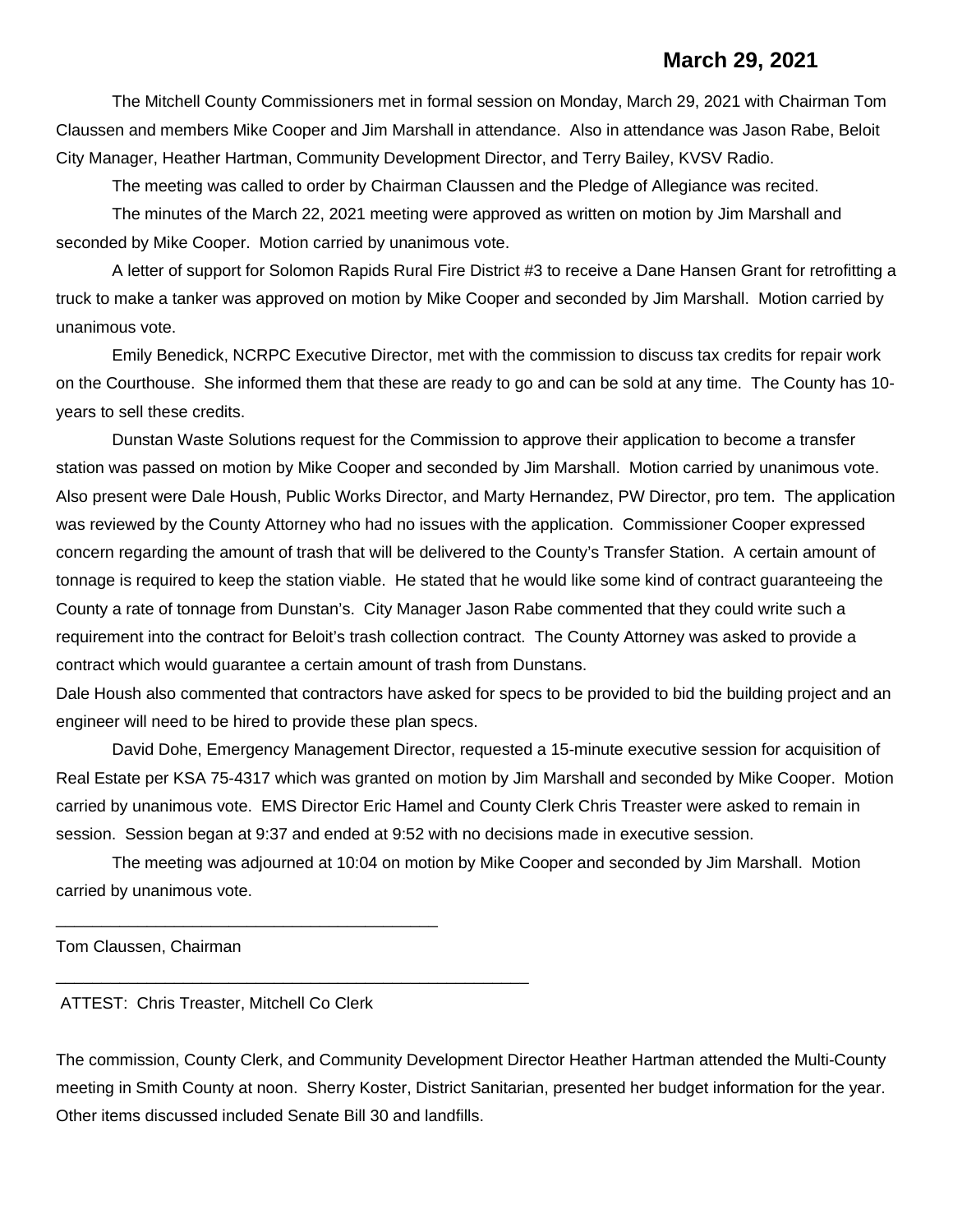**March 29, 2021**

The Mitchell County Commissioners met in formal session on Monday, March 29, 2021 with Chairman Tom Claussen and members Mike Cooper and Jim Marshall in attendance. Also in attendance was Jason Rabe, Beloit City Manager, Heather Hartman, Community Development Director, and Terry Bailey, KVSV Radio.

The meeting was called to order by Chairman Claussen and the Pledge of Allegiance was recited.

The minutes of the March 22, 2021 meeting were approved as written on motion by Jim Marshall and seconded by Mike Cooper. Motion carried by unanimous vote.

A letter of support for Solomon Rapids Rural Fire District #3 to receive a Dane Hansen Grant for retrofitting a truck to make a tanker was approved on motion by Mike Cooper and seconded by Jim Marshall. Motion carried by unanimous vote.

Emily Benedick, NCRPC Executive Director, met with the commission to discuss tax credits for repair work on the Courthouse. She informed them that these are ready to go and can be sold at any time. The County has 10-years to sell these credits.

Dunstan Waste Solutions request for the Commission to approve their application to become a transfer station was passed on motion by Mike Cooper and seconded by Jim Marshall. Motion carried by unanimous vote. Also present were Dale Housh, Public Works Director, and Marty Hernandez, PW Director, pro tem. The application was reviewed by the County Attorney who had no issues with the application. Commissioner Cooper expressed concern regarding the amount of trash that will be delivered to the County's Transfer Station. A certain amount of tonnage is required to keep the station viable. He stated that he would like some kind of contract guaranteeing the County a rate of tonnage from Dunstan's. City Manager Jason Rabe commented that they could write such a requirement into the contract for Beloit's trash collection contract. The County Attorney was asked to provide a contract which would guarantee a certain amount of trash from Dunstans.

Dale Housh also commented that contractors have asked for specs to be provided to bid the building project and an engineer will need to be hired to provide these plan specs.

David Dohe, Emergency Management Director, requested a 15-minute executive session for acquisition of Real Estate per KSA 75-4317 which was granted on motion by Jim Marshall and seconded by Mike Cooper. Motion carried by unanimous vote. EMS Director Eric Hamel and County Clerk Chris Treaster were asked to remain in session. Session began at 9:37 and ended at 9:52 with no decisions made in executive session.

The meeting was adjourned at 10:04 on motion by Mike Cooper and seconded by Jim Marshall. Motion carried by unanimous vote.

\_\_\_\_\_\_\_\_\_\_\_\_\_\_\_\_\_\_\_\_\_\_\_\_\_\_\_\_\_\_\_\_\_\_\_\_\_\_\_\_\_\_

Tom Claussen, Chairman

\_\_\_\_\_\_\_\_\_\_\_\_\_\_\_\_\_\_\_\_\_\_\_\_\_\_\_\_\_\_\_\_\_\_\_\_\_\_\_\_\_\_\_\_\_\_\_\_\_\_\_\_

ATTEST: Chris Treaster, Mitchell Co Clerk

The commission, County Clerk, and Community Development Director Heather Hartman attended the Multi-County meeting in Smith County at noon. Sherry Koster, District Sanitarian, presented her budget information for the year. Other items discussed included Senate Bill 30 and landfills.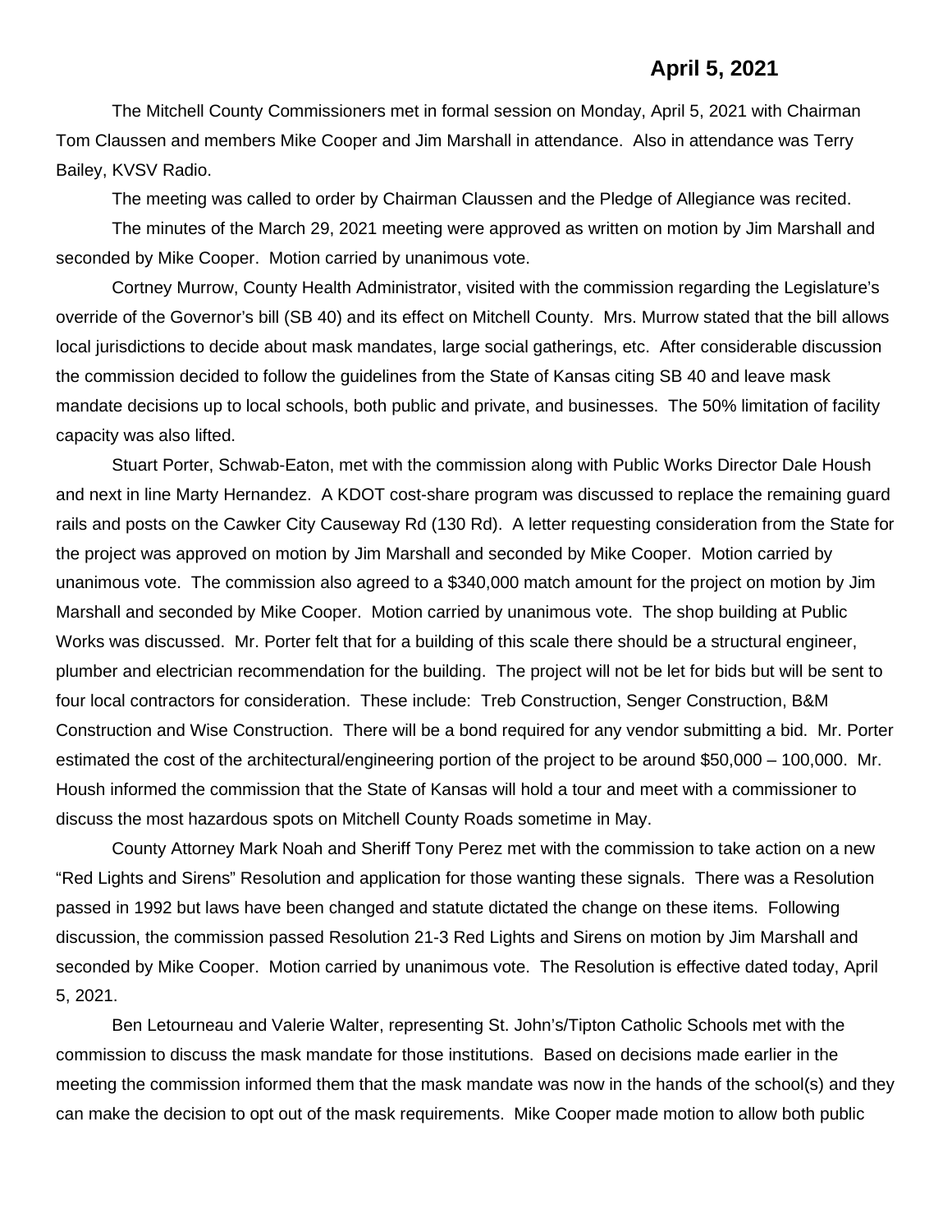**April 5, 2021**

The Mitchell County Commissioners met in formal session on Monday, April 5, 2021 with Chairman Tom Claussen and members Mike Cooper and Jim Marshall in attendance. Also in attendance was Terry Bailey, KVSV Radio.

The meeting was called to order by Chairman Claussen and the Pledge of Allegiance was recited.

The minutes of the March 29, 2021 meeting were approved as written on motion by Jim Marshall and seconded by Mike Cooper. Motion carried by unanimous vote.

Cortney Murrow, County Health Administrator, visited with the commission regarding the Legislature's override of the Governor's bill (SB 40) and its effect on Mitchell County. Mrs. Murrow stated that the bill allows local jurisdictions to decide about mask mandates, large social gatherings, etc. After considerable discussion the commission decided to follow the guidelines from the State of Kansas citing SB 40 and leave mask mandate decisions up to local schools, both public and private, and businesses. The 50% limitation of facility capacity was also lifted.

Stuart Porter, Schwab-Eaton, met with the commission along with Public Works Director Dale Housh and next in line Marty Hernandez. A KDOT cost-share program was discussed to replace the remaining guard rails and posts on the Cawker City Causeway Rd (130 Rd). A letter requesting consideration from the State for the project was approved on motion by Jim Marshall and seconded by Mike Cooper. Motion carried by unanimous vote. The commission also agreed to a $340,000 match amount for the project on motion by Jim Marshall and seconded by Mike Cooper. Motion carried by unanimous vote. The shop building at Public Works was discussed. Mr. Porter felt that for a building of this scale there should be a structural engineer, plumber and electrician recommendation for the building. The project will not be let for bids but will be sent to four local contractors for consideration. These include: Treb Construction, Senger Construction, B&M Construction and Wise Construction. There will be a bond required for any vendor submitting a bid. Mr. Porter estimated the cost of the architectural/engineering portion of the project to be around $50,000 – 100,000. Mr. Housh informed the commission that the State of Kansas will hold a tour and meet with a commissioner to discuss the most hazardous spots on Mitchell County Roads sometime in May.

County Attorney Mark Noah and Sheriff Tony Perez met with the commission to take action on a new "Red Lights and Sirens" Resolution and application for those wanting these signals. There was a Resolution passed in 1992 but laws have been changed and statute dictated the change on these items. Following discussion, the commission passed Resolution 21-3 Red Lights and Sirens on motion by Jim Marshall and seconded by Mike Cooper. Motion carried by unanimous vote. The Resolution is effective dated today, April 5, 2021.

Ben Letourneau and Valerie Walter, representing St. John's/Tipton Catholic Schools met with the commission to discuss the mask mandate for those institutions. Based on decisions made earlier in the meeting the commission informed them that the mask mandate was now in the hands of the school(s) and they can make the decision to opt out of the mask requirements. Mike Cooper made motion to allow both public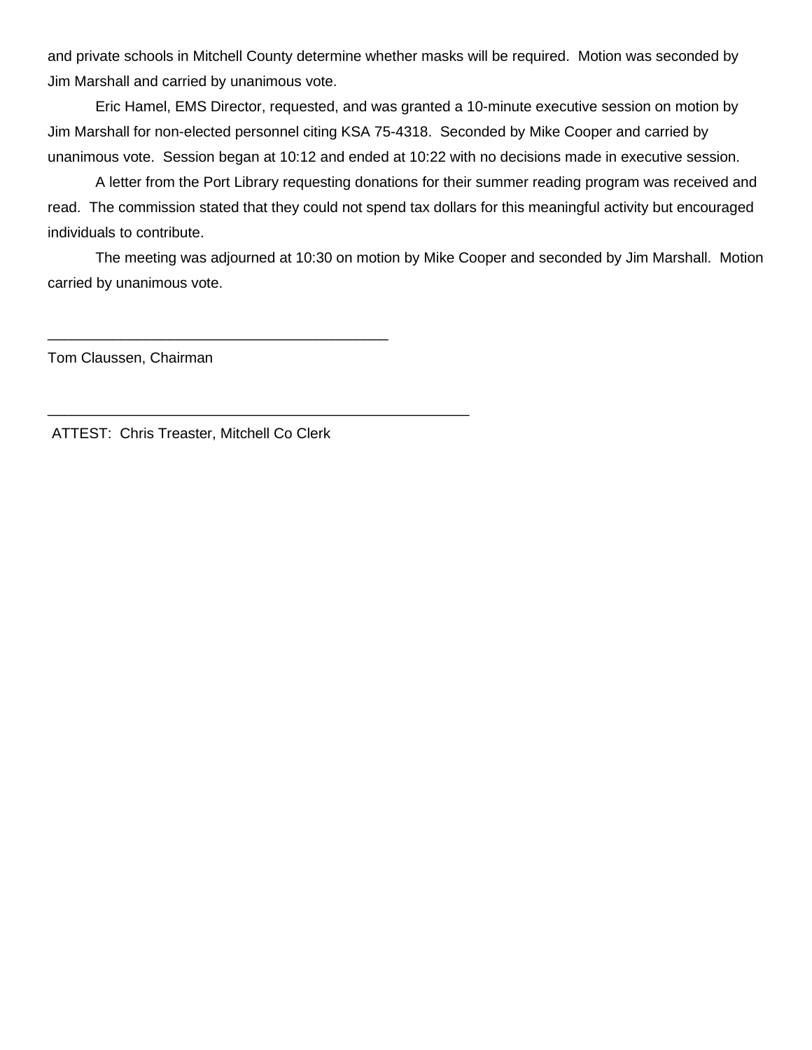and private schools in Mitchell County determine whether masks will be required. Motion was seconded by Jim Marshall and carried by unanimous vote.

Eric Hamel, EMS Director, requested, and was granted a 10-minute executive session on motion by Jim Marshall for non-elected personnel citing KSA 75-4318. Seconded by Mike Cooper and carried by unanimous vote. Session began at 10:12 and ended at 10:22 with no decisions made in executive session.

A letter from the Port Library requesting donations for their summer reading program was received and read. The commission stated that they could not spend tax dollars for this meaningful activity but encouraged individuals to contribute.

The meeting was adjourned at 10:30 on motion by Mike Cooper and seconded by Jim Marshall. Motion carried by unanimous vote.

\_\_\_\_\_\_\_\_\_\_\_\_\_\_\_\_\_\_\_\_\_\_\_\_\_\_\_\_\_\_\_\_\_\_\_\_\_\_\_\_\_\_

Tom Claussen, Chairman

\_\_\_\_\_\_\_\_\_\_\_\_\_\_\_\_\_\_\_\_\_\_\_\_\_\_\_\_\_\_\_\_\_\_\_\_\_\_\_\_\_\_\_\_\_\_\_\_\_\_\_\_

ATTEST: Chris Treaster, Mitchell Co Clerk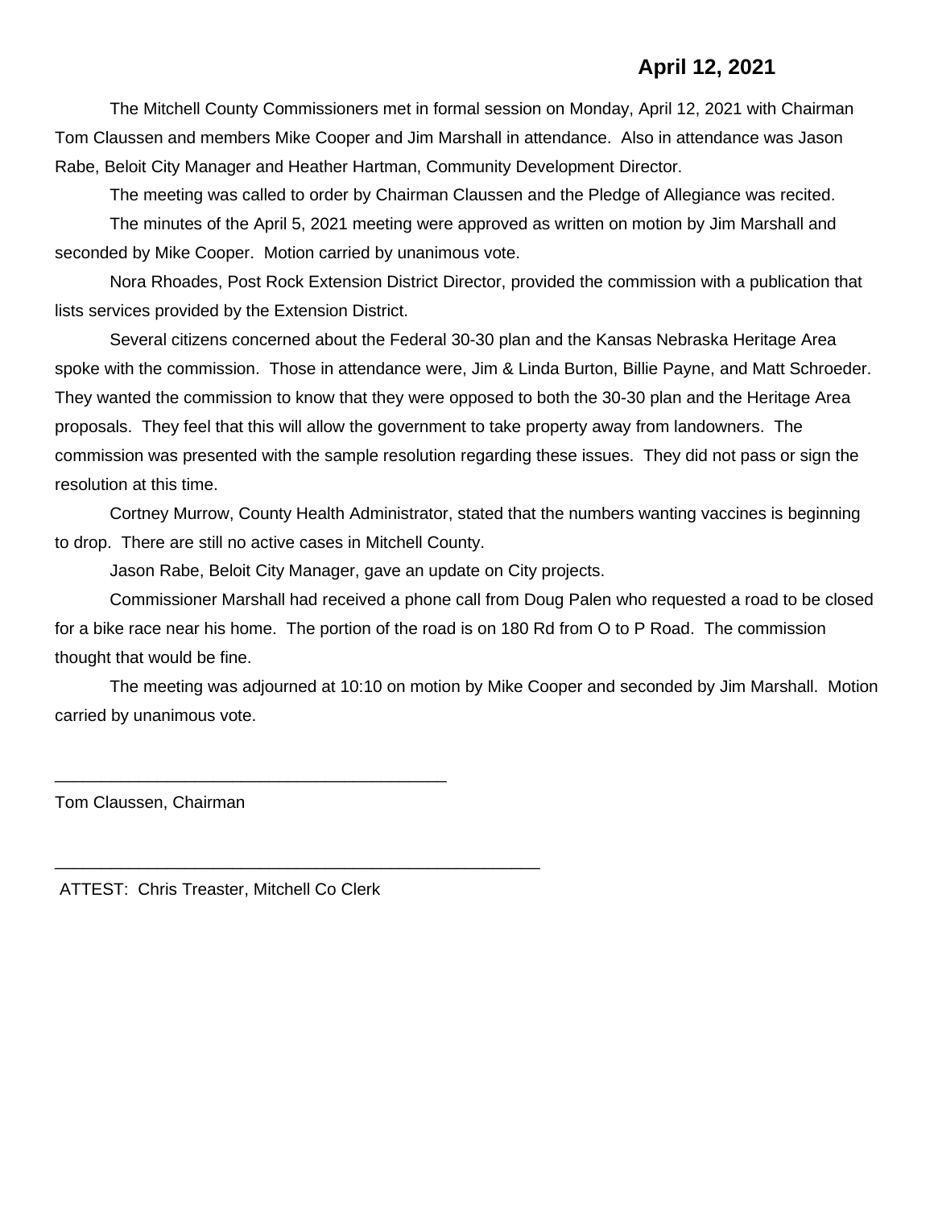**April 12, 2021**

The Mitchell County Commissioners met in formal session on Monday, April 12, 2021 with Chairman Tom Claussen and members Mike Cooper and Jim Marshall in attendance. Also in attendance was Jason Rabe, Beloit City Manager and Heather Hartman, Community Development Director.

The meeting was called to order by Chairman Claussen and the Pledge of Allegiance was recited.

The minutes of the April 5, 2021 meeting were approved as written on motion by Jim Marshall and seconded by Mike Cooper. Motion carried by unanimous vote.

Nora Rhoades, Post Rock Extension District Director, provided the commission with a publication that lists services provided by the Extension District.

Several citizens concerned about the Federal 30-30 plan and the Kansas Nebraska Heritage Area spoke with the commission. Those in attendance were, Jim & Linda Burton, Billie Payne, and Matt Schroeder. They wanted the commission to know that they were opposed to both the 30-30 plan and the Heritage Area proposals. They feel that this will allow the government to take property away from landowners. The commission was presented with the sample resolution regarding these issues. They did not pass or sign the resolution at this time.

Cortney Murrow, County Health Administrator, stated that the numbers wanting vaccines is beginning to drop. There are still no active cases in Mitchell County.

Jason Rabe, Beloit City Manager, gave an update on City projects.

Commissioner Marshall had received a phone call from Doug Palen who requested a road to be closed for a bike race near his home. The portion of the road is on 180 Rd from O to P Road. The commission thought that would be fine.

The meeting was adjourned at 10:10 on motion by Mike Cooper and seconded by Jim Marshall. Motion carried by unanimous vote.

\_\_\_\_\_\_\_\_\_\_\_\_\_\_\_\_\_\_\_\_\_\_\_\_\_\_\_\_\_\_\_\_\_\_\_\_\_\_\_\_

Tom Claussen, Chairman

\_\_\_\_\_\_\_\_\_\_\_\_\_\_\_\_\_\_\_\_\_\_\_\_\_\_\_\_\_\_\_\_\_\_\_\_\_\_\_\_\_\_\_\_\_\_\_\_\_\_

ATTEST: Chris Treaster, Mitchell Co Clerk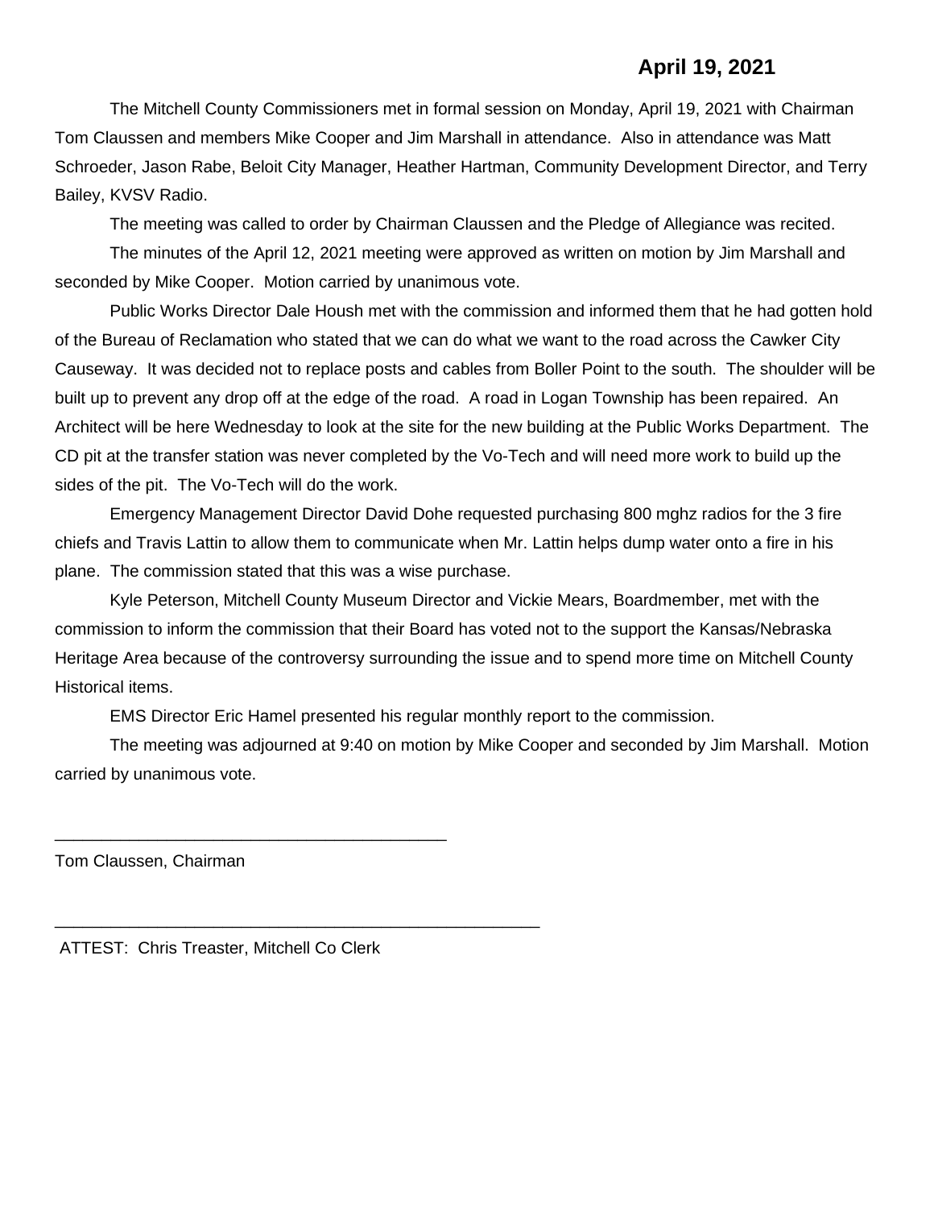**April 19, 2021**

The Mitchell County Commissioners met in formal session on Monday, April 19, 2021 with Chairman Tom Claussen and members Mike Cooper and Jim Marshall in attendance. Also in attendance was Matt Schroeder, Jason Rabe, Beloit City Manager, Heather Hartman, Community Development Director, and Terry Bailey, KVSV Radio.

The meeting was called to order by Chairman Claussen and the Pledge of Allegiance was recited.

The minutes of the April 12, 2021 meeting were approved as written on motion by Jim Marshall and seconded by Mike Cooper. Motion carried by unanimous vote.

Public Works Director Dale Housh met with the commission and informed them that he had gotten hold of the Bureau of Reclamation who stated that we can do what we want to the road across the Cawker City Causeway. It was decided not to replace posts and cables from Boller Point to the south. The shoulder will be built up to prevent any drop off at the edge of the road. A road in Logan Township has been repaired. An Architect will be here Wednesday to look at the site for the new building at the Public Works Department. The CD pit at the transfer station was never completed by the Vo-Tech and will need more work to build up the sides of the pit. The Vo-Tech will do the work.

Emergency Management Director David Dohe requested purchasing 800 mghz radios for the 3 fire chiefs and Travis Lattin to allow them to communicate when Mr. Lattin helps dump water onto a fire in his plane. The commission stated that this was a wise purchase.

Kyle Peterson, Mitchell County Museum Director and Vickie Mears, Boardmember, met with the commission to inform the commission that their Board has voted not to the support the Kansas/Nebraska Heritage Area because of the controversy surrounding the issue and to spend more time on Mitchell County Historical items.

EMS Director Eric Hamel presented his regular monthly report to the commission.

The meeting was adjourned at 9:40 on motion by Mike Cooper and seconded by Jim Marshall. Motion carried by unanimous vote.

\_\_\_\_\_\_\_\_\_\_\_\_\_\_\_\_\_\_\_\_\_\_\_\_\_\_\_\_\_\_\_\_\_\_\_\_\_\_\_\_\_\_

Tom Claussen, Chairman

\_\_\_\_\_\_\_\_\_\_\_\_\_\_\_\_\_\_\_\_\_\_\_\_\_\_\_\_\_\_\_\_\_\_\_\_\_\_\_\_\_\_\_\_\_\_\_\_\_\_

ATTEST: Chris Treaster, Mitchell Co Clerk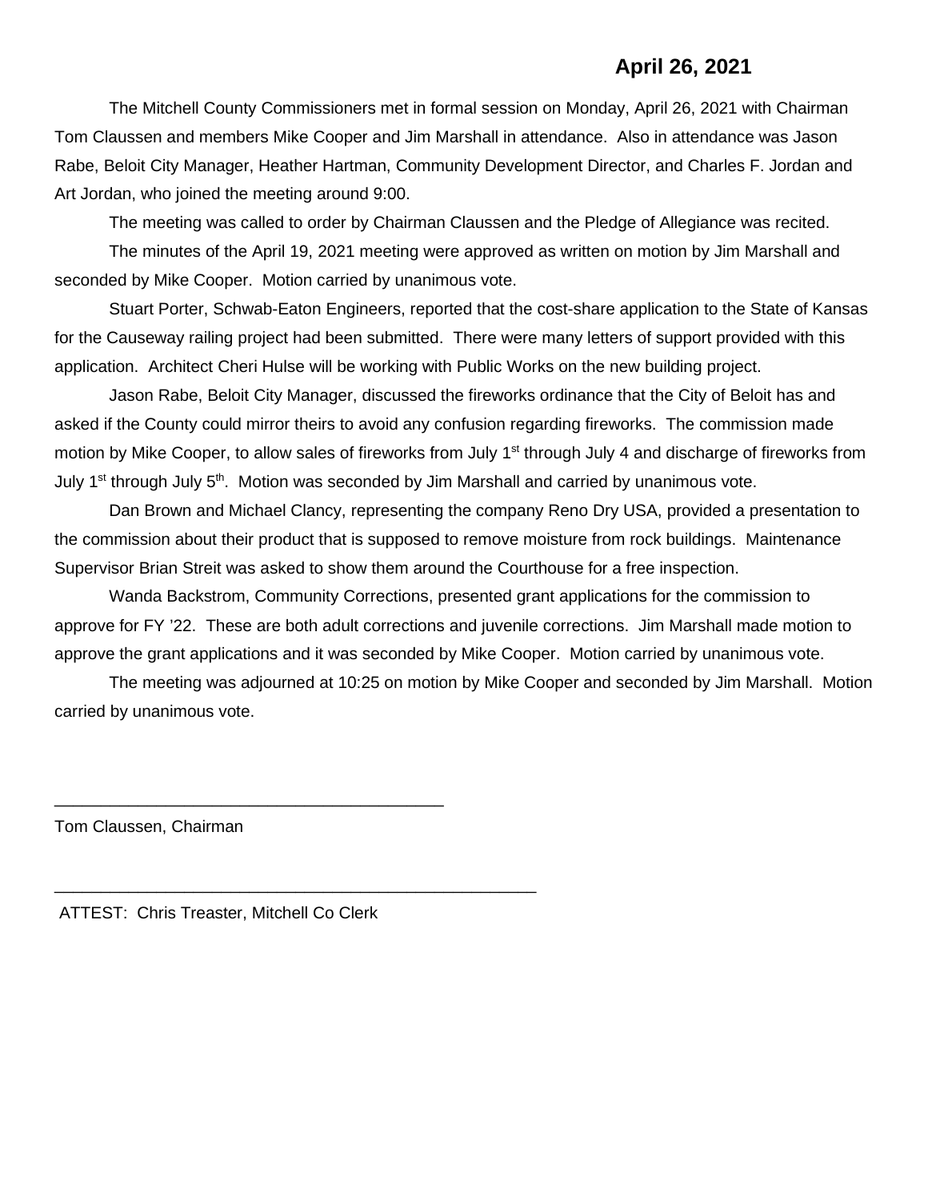**April 26, 2021**

The Mitchell County Commissioners met in formal session on Monday, April 26, 2021 with Chairman Tom Claussen and members Mike Cooper and Jim Marshall in attendance. Also in attendance was Jason Rabe, Beloit City Manager, Heather Hartman, Community Development Director, and Charles F. Jordan and Art Jordan, who joined the meeting around 9:00.

The meeting was called to order by Chairman Claussen and the Pledge of Allegiance was recited.

The minutes of the April 19, 2021 meeting were approved as written on motion by Jim Marshall and seconded by Mike Cooper. Motion carried by unanimous vote.

Stuart Porter, Schwab-Eaton Engineers, reported that the cost-share application to the State of Kansas for the Causeway railing project had been submitted. There were many letters of support provided with this application. Architect Cheri Hulse will be working with Public Works on the new building project.

Jason Rabe, Beloit City Manager, discussed the fireworks ordinance that the City of Beloit has and asked if the County could mirror theirs to avoid any confusion regarding fireworks. The commission made motion by Mike Cooper, to allow sales of fireworks from July 1st through July 4 and discharge of fireworks from July 1st through July 5th. Motion was seconded by Jim Marshall and carried by unanimous vote.

Dan Brown and Michael Clancy, representing the company Reno Dry USA, provided a presentation to the commission about their product that is supposed to remove moisture from rock buildings. Maintenance Supervisor Brian Streit was asked to show them around the Courthouse for a free inspection.

Wanda Backstrom, Community Corrections, presented grant applications for the commission to approve for FY '22. These are both adult corrections and juvenile corrections. Jim Marshall made motion to approve the grant applications and it was seconded by Mike Cooper. Motion carried by unanimous vote.

The meeting was adjourned at 10:25 on motion by Mike Cooper and seconded by Jim Marshall. Motion carried by unanimous vote.

\_\_\_\_\_\_\_\_\_\_\_\_\_\_\_\_\_\_\_\_\_\_\_\_\_\_\_\_\_\_\_\_\_\_\_\_\_\_\_\_

Tom Claussen, Chairman

\_\_\_\_\_\_\_\_\_\_\_\_\_\_\_\_\_\_\_\_\_\_\_\_\_\_\_\_\_\_\_\_\_\_\_\_\_\_\_\_\_\_\_\_\_\_\_\_\_\_

ATTEST: Chris Treaster, Mitchell Co Clerk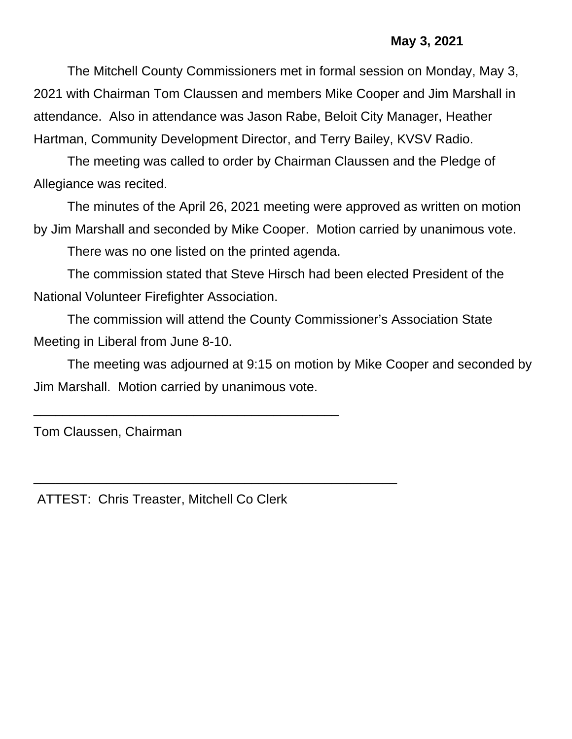**May 3, 2021**

The Mitchell County Commissioners met in formal session on Monday, May 3, 2021 with Chairman Tom Claussen and members Mike Cooper and Jim Marshall in attendance. Also in attendance was Jason Rabe, Beloit City Manager, Heather Hartman, Community Development Director, and Terry Bailey, KVSV Radio.

The meeting was called to order by Chairman Claussen and the Pledge of Allegiance was recited.

The minutes of the April 26, 2021 meeting were approved as written on motion by Jim Marshall and seconded by Mike Cooper. Motion carried by unanimous vote.

There was no one listed on the printed agenda.

The commission stated that Steve Hirsch had been elected President of the National Volunteer Firefighter Association.

The commission will attend the County Commissioner's Association State Meeting in Liberal from June 8-10.

The meeting was adjourned at 9:15 on motion by Mike Cooper and seconded by Jim Marshall. Motion carried by unanimous vote.

\_\_\_\_\_\_\_\_\_\_\_\_\_\_\_\_\_\_\_\_\_\_\_\_\_\_\_\_\_\_\_\_\_\_\_\_\_\_\_\_

Tom Claussen, Chairman

\_\_\_\_\_\_\_\_\_\_\_\_\_\_\_\_\_\_\_\_\_\_\_\_\_\_\_\_\_\_\_\_\_\_\_\_\_\_\_\_\_\_\_\_\_\_\_\_

ATTEST: Chris Treaster, Mitchell Co Clerk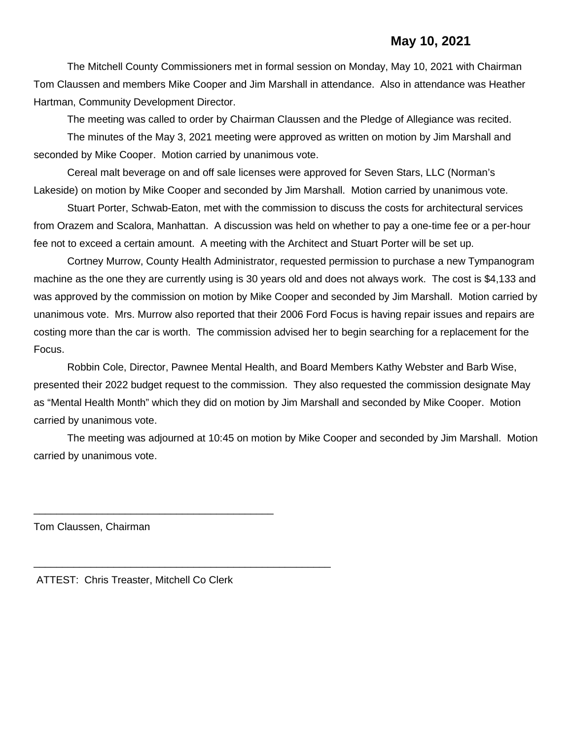**May 10, 2021**

The Mitchell County Commissioners met in formal session on Monday, May 10, 2021 with Chairman Tom Claussen and members Mike Cooper and Jim Marshall in attendance. Also in attendance was Heather Hartman, Community Development Director.

The meeting was called to order by Chairman Claussen and the Pledge of Allegiance was recited.

The minutes of the May 3, 2021 meeting were approved as written on motion by Jim Marshall and seconded by Mike Cooper. Motion carried by unanimous vote.

Cereal malt beverage on and off sale licenses were approved for Seven Stars, LLC (Norman's Lakeside) on motion by Mike Cooper and seconded by Jim Marshall. Motion carried by unanimous vote.

Stuart Porter, Schwab-Eaton, met with the commission to discuss the costs for architectural services from Orazem and Scalora, Manhattan. A discussion was held on whether to pay a one-time fee or a per-hour fee not to exceed a certain amount. A meeting with the Architect and Stuart Porter will be set up.

Cortney Murrow, County Health Administrator, requested permission to purchase a new Tympanogram machine as the one they are currently using is 30 years old and does not always work. The cost is $4,133 and was approved by the commission on motion by Mike Cooper and seconded by Jim Marshall. Motion carried by unanimous vote. Mrs. Murrow also reported that their 2006 Ford Focus is having repair issues and repairs are costing more than the car is worth. The commission advised her to begin searching for a replacement for the Focus.

Robbin Cole, Director, Pawnee Mental Health, and Board Members Kathy Webster and Barb Wise, presented their 2022 budget request to the commission. They also requested the commission designate May as "Mental Health Month" which they did on motion by Jim Marshall and seconded by Mike Cooper. Motion carried by unanimous vote.

The meeting was adjourned at 10:45 on motion by Mike Cooper and seconded by Jim Marshall. Motion carried by unanimous vote.

\_\_\_\_\_\_\_\_\_\_\_\_\_\_\_\_\_\_\_\_\_\_\_\_\_\_\_\_\_\_\_\_\_\_\_\_\_\_\_\_

Tom Claussen, Chairman

\_\_\_\_\_\_\_\_\_\_\_\_\_\_\_\_\_\_\_\_\_\_\_\_\_\_\_\_\_\_\_\_\_\_\_\_\_\_\_\_\_\_\_\_\_\_\_\_\_\_

ATTEST: Chris Treaster, Mitchell Co Clerk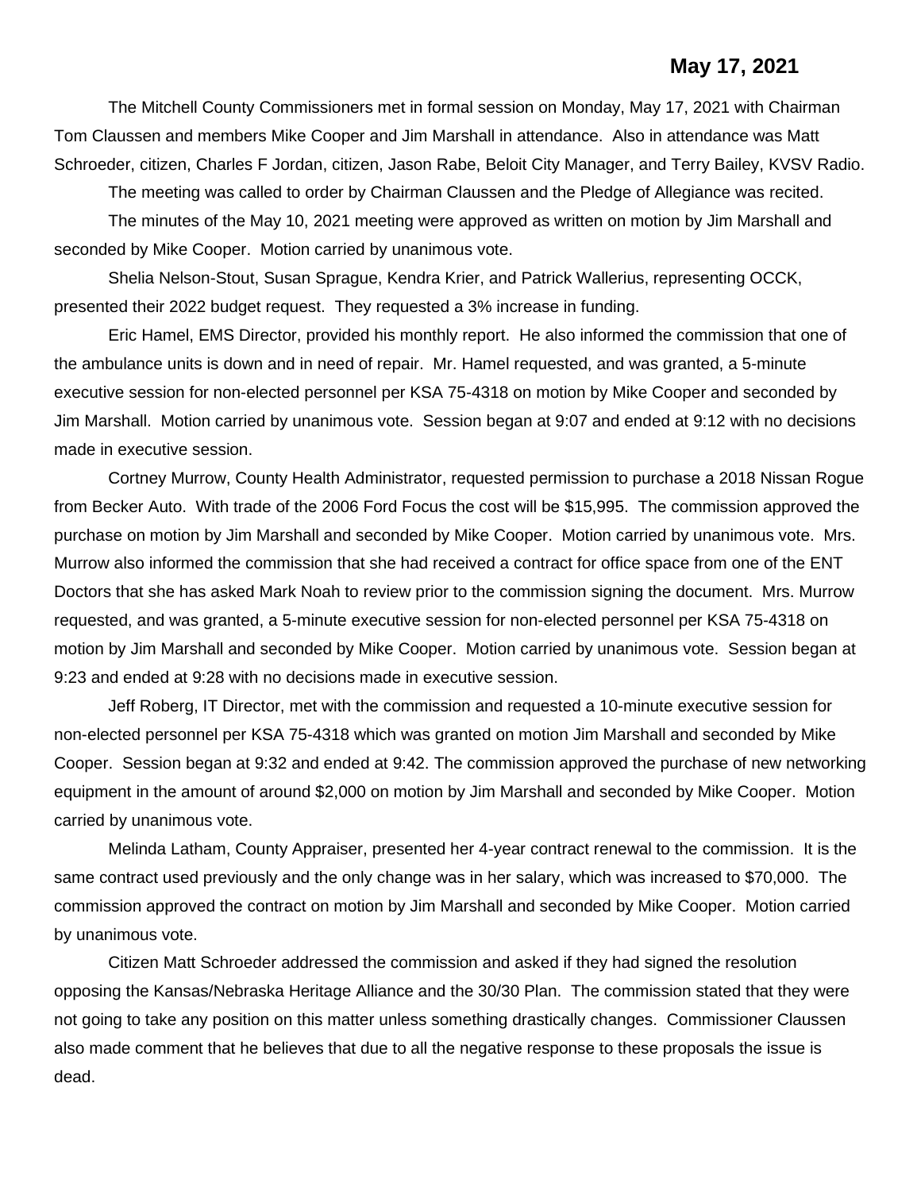**May 17, 2021**

The Mitchell County Commissioners met in formal session on Monday, May 17, 2021 with Chairman Tom Claussen and members Mike Cooper and Jim Marshall in attendance. Also in attendance was Matt Schroeder, citizen, Charles F Jordan, citizen, Jason Rabe, Beloit City Manager, and Terry Bailey, KVSV Radio.

The meeting was called to order by Chairman Claussen and the Pledge of Allegiance was recited.

The minutes of the May 10, 2021 meeting were approved as written on motion by Jim Marshall and seconded by Mike Cooper. Motion carried by unanimous vote.

Shelia Nelson-Stout, Susan Sprague, Kendra Krier, and Patrick Wallerius, representing OCCK, presented their 2022 budget request. They requested a 3% increase in funding.

Eric Hamel, EMS Director, provided his monthly report. He also informed the commission that one of the ambulance units is down and in need of repair. Mr. Hamel requested, and was granted, a 5-minute executive session for non-elected personnel per KSA 75-4318 on motion by Mike Cooper and seconded by Jim Marshall. Motion carried by unanimous vote. Session began at 9:07 and ended at 9:12 with no decisions made in executive session.

Cortney Murrow, County Health Administrator, requested permission to purchase a 2018 Nissan Rogue from Becker Auto. With trade of the 2006 Ford Focus the cost will be $15,995. The commission approved the purchase on motion by Jim Marshall and seconded by Mike Cooper. Motion carried by unanimous vote. Mrs. Murrow also informed the commission that she had received a contract for office space from one of the ENT Doctors that she has asked Mark Noah to review prior to the commission signing the document. Mrs. Murrow requested, and was granted, a 5-minute executive session for non-elected personnel per KSA 75-4318 on motion by Jim Marshall and seconded by Mike Cooper. Motion carried by unanimous vote. Session began at 9:23 and ended at 9:28 with no decisions made in executive session.

Jeff Roberg, IT Director, met with the commission and requested a 10-minute executive session for non-elected personnel per KSA 75-4318 which was granted on motion Jim Marshall and seconded by Mike Cooper. Session began at 9:32 and ended at 9:42. The commission approved the purchase of new networking equipment in the amount of around $2,000 on motion by Jim Marshall and seconded by Mike Cooper. Motion carried by unanimous vote.

Melinda Latham, County Appraiser, presented her 4-year contract renewal to the commission. It is the same contract used previously and the only change was in her salary, which was increased to $70,000. The commission approved the contract on motion by Jim Marshall and seconded by Mike Cooper. Motion carried by unanimous vote.

Citizen Matt Schroeder addressed the commission and asked if they had signed the resolution opposing the Kansas/Nebraska Heritage Alliance and the 30/30 Plan. The commission stated that they were not going to take any position on this matter unless something drastically changes. Commissioner Claussen also made comment that he believes that due to all the negative response to these proposals the issue is dead.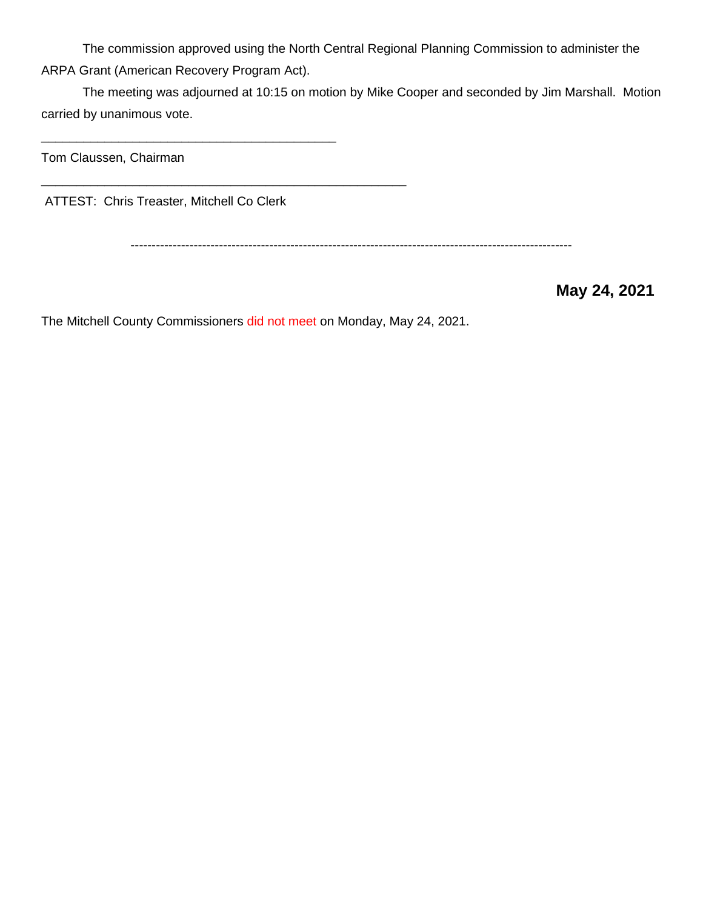The commission approved using the North Central Regional Planning Commission to administer the ARPA Grant (American Recovery Program Act).

The meeting was adjourned at 10:15 on motion by Mike Cooper and seconded by Jim Marshall. Motion carried by unanimous vote.

____________________________________________

Tom Claussen, Chairman

_______________________________________________________

ATTEST: Chris Treaster, Mitchell Co Clerk

-----------------------------------------------------------------------------------------------------------

**May 24, 2021**

The Mitchell County Commissioners did not meet on Monday, May 24, 2021.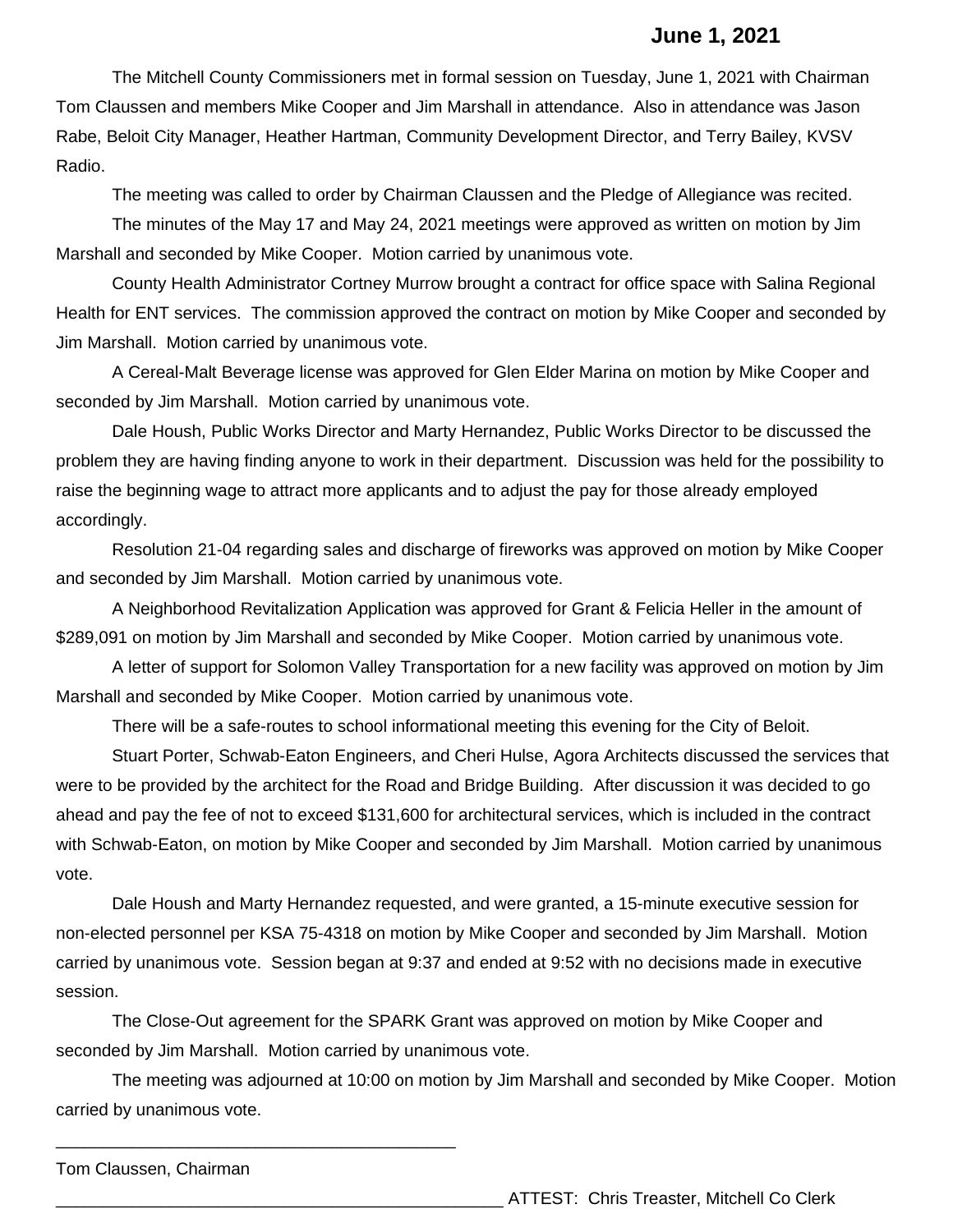**June 1, 2021**

The Mitchell County Commissioners met in formal session on Tuesday, June 1, 2021 with Chairman Tom Claussen and members Mike Cooper and Jim Marshall in attendance. Also in attendance was Jason Rabe, Beloit City Manager, Heather Hartman, Community Development Director, and Terry Bailey, KVSV Radio.

The meeting was called to order by Chairman Claussen and the Pledge of Allegiance was recited.

The minutes of the May 17 and May 24, 2021 meetings were approved as written on motion by Jim Marshall and seconded by Mike Cooper. Motion carried by unanimous vote.

County Health Administrator Cortney Murrow brought a contract for office space with Salina Regional Health for ENT services. The commission approved the contract on motion by Mike Cooper and seconded by Jim Marshall. Motion carried by unanimous vote.

A Cereal-Malt Beverage license was approved for Glen Elder Marina on motion by Mike Cooper and seconded by Jim Marshall. Motion carried by unanimous vote.

Dale Housh, Public Works Director and Marty Hernandez, Public Works Director to be discussed the problem they are having finding anyone to work in their department. Discussion was held for the possibility to raise the beginning wage to attract more applicants and to adjust the pay for those already employed accordingly.

Resolution 21-04 regarding sales and discharge of fireworks was approved on motion by Mike Cooper and seconded by Jim Marshall. Motion carried by unanimous vote.

A Neighborhood Revitalization Application was approved for Grant & Felicia Heller in the amount of $289,091 on motion by Jim Marshall and seconded by Mike Cooper. Motion carried by unanimous vote.

A letter of support for Solomon Valley Transportation for a new facility was approved on motion by Jim Marshall and seconded by Mike Cooper. Motion carried by unanimous vote.

There will be a safe-routes to school informational meeting this evening for the City of Beloit.

Stuart Porter, Schwab-Eaton Engineers, and Cheri Hulse, Agora Architects discussed the services that were to be provided by the architect for the Road and Bridge Building. After discussion it was decided to go ahead and pay the fee of not to exceed $131,600 for architectural services, which is included in the contract with Schwab-Eaton, on motion by Mike Cooper and seconded by Jim Marshall. Motion carried by unanimous vote.

Dale Housh and Marty Hernandez requested, and were granted, a 15-minute executive session for non-elected personnel per KSA 75-4318 on motion by Mike Cooper and seconded by Jim Marshall. Motion carried by unanimous vote. Session began at 9:37 and ended at 9:52 with no decisions made in executive session.

The Close-Out agreement for the SPARK Grant was approved on motion by Mike Cooper and seconded by Jim Marshall. Motion carried by unanimous vote.

The meeting was adjourned at 10:00 on motion by Jim Marshall and seconded by Mike Cooper. Motion carried by unanimous vote.

\_\_\_\_\_\_\_\_\_\_\_\_\_\_\_\_\_\_\_\_\_\_\_\_\_\_\_\_\_\_\_\_\_\_\_\_\_\_\_\_\_\_

Tom Claussen, Chairman

\_\_\_\_\_\_\_\_\_\_\_\_\_\_\_\_\_\_\_\_\_\_\_\_\_\_\_\_\_\_\_\_\_\_\_\_\_\_\_\_\_\_\_\_\_\_\_ ATTEST: Chris Treaster, Mitchell Co Clerk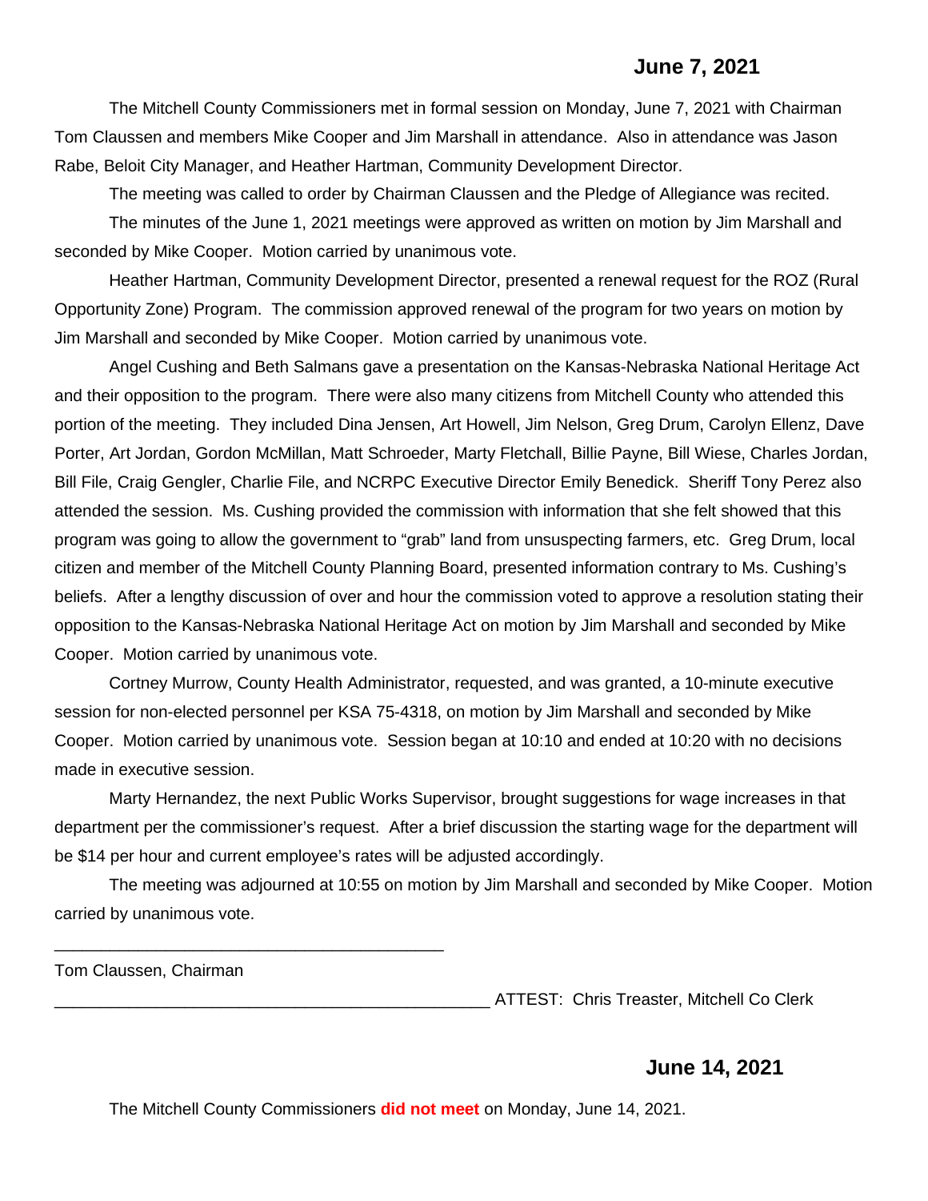## June 7, 2021

The Mitchell County Commissioners met in formal session on Monday, June 7, 2021 with Chairman Tom Claussen and members Mike Cooper and Jim Marshall in attendance. Also in attendance was Jason Rabe, Beloit City Manager, and Heather Hartman, Community Development Director.

The meeting was called to order by Chairman Claussen and the Pledge of Allegiance was recited.

The minutes of the June 1, 2021 meetings were approved as written on motion by Jim Marshall and seconded by Mike Cooper. Motion carried by unanimous vote.

Heather Hartman, Community Development Director, presented a renewal request for the ROZ (Rural Opportunity Zone) Program. The commission approved renewal of the program for two years on motion by Jim Marshall and seconded by Mike Cooper. Motion carried by unanimous vote.

Angel Cushing and Beth Salmans gave a presentation on the Kansas-Nebraska National Heritage Act and their opposition to the program. There were also many citizens from Mitchell County who attended this portion of the meeting. They included Dina Jensen, Art Howell, Jim Nelson, Greg Drum, Carolyn Ellenz, Dave Porter, Art Jordan, Gordon McMillan, Matt Schroeder, Marty Fletchall, Billie Payne, Bill Wiese, Charles Jordan, Bill File, Craig Gengler, Charlie File, and NCRPC Executive Director Emily Benedick. Sheriff Tony Perez also attended the session. Ms. Cushing provided the commission with information that she felt showed that this program was going to allow the government to "grab" land from unsuspecting farmers, etc. Greg Drum, local citizen and member of the Mitchell County Planning Board, presented information contrary to Ms. Cushing's beliefs. After a lengthy discussion of over and hour the commission voted to approve a resolution stating their opposition to the Kansas-Nebraska National Heritage Act on motion by Jim Marshall and seconded by Mike Cooper. Motion carried by unanimous vote.

Cortney Murrow, County Health Administrator, requested, and was granted, a 10-minute executive session for non-elected personnel per KSA 75-4318, on motion by Jim Marshall and seconded by Mike Cooper. Motion carried by unanimous vote. Session began at 10:10 and ended at 10:20 with no decisions made in executive session.

Marty Hernandez, the next Public Works Supervisor, brought suggestions for wage increases in that department per the commissioner's request. After a brief discussion the starting wage for the department will be $14 per hour and current employee's rates will be adjusted accordingly.

The meeting was adjourned at 10:55 on motion by Jim Marshall and seconded by Mike Cooper. Motion carried by unanimous vote.

____________________________________________

Tom Claussen, Chairman

_________________________________________________ ATTEST: Chris Treaster, Mitchell Co Clerk

## June 14, 2021

The Mitchell County Commissioners **did not meet** on Monday, June 14, 2021.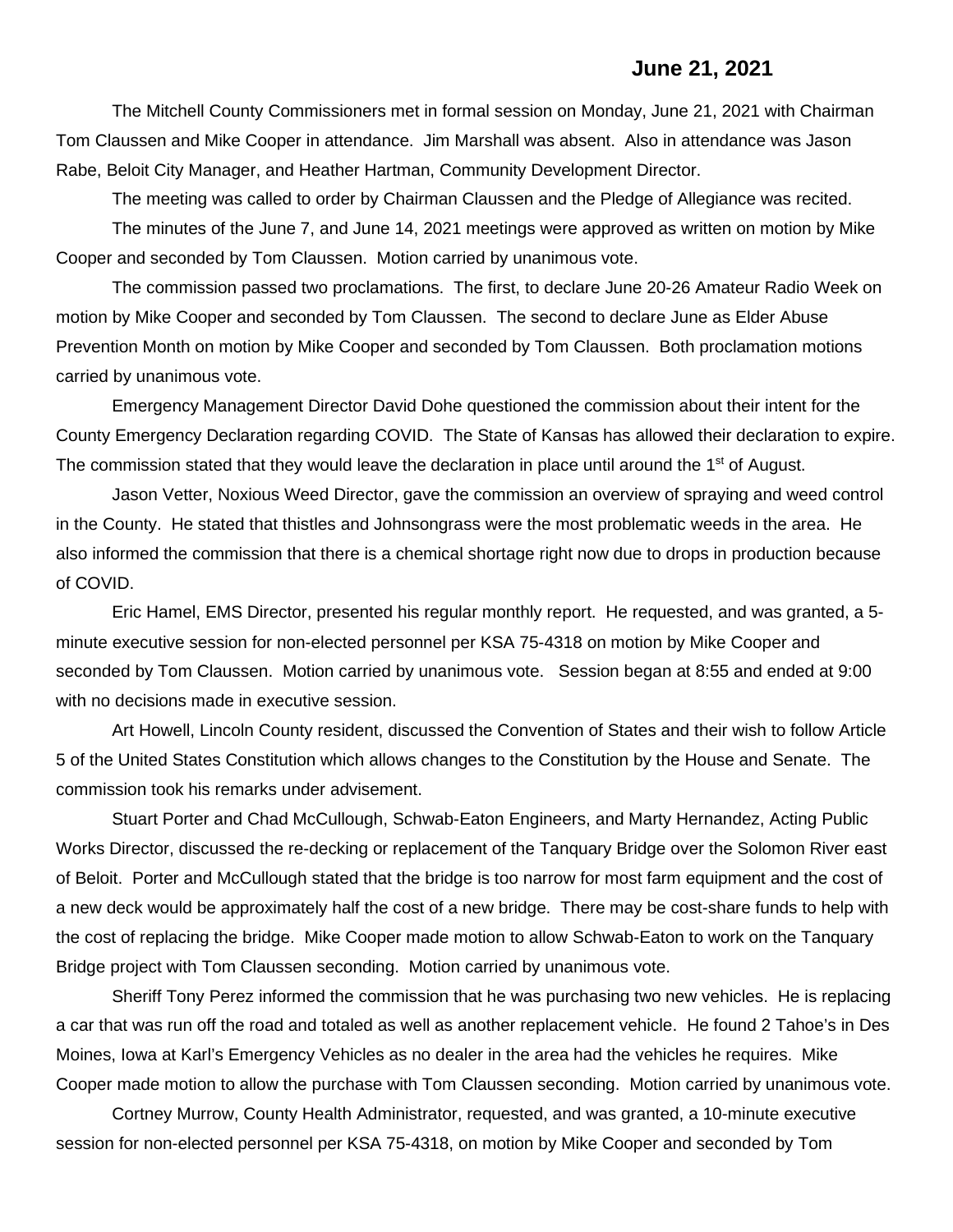**June 21, 2021**

The Mitchell County Commissioners met in formal session on Monday, June 21, 2021 with Chairman Tom Claussen and Mike Cooper in attendance. Jim Marshall was absent. Also in attendance was Jason Rabe, Beloit City Manager, and Heather Hartman, Community Development Director.

The meeting was called to order by Chairman Claussen and the Pledge of Allegiance was recited.

The minutes of the June 7, and June 14, 2021 meetings were approved as written on motion by Mike Cooper and seconded by Tom Claussen. Motion carried by unanimous vote.

The commission passed two proclamations. The first, to declare June 20-26 Amateur Radio Week on motion by Mike Cooper and seconded by Tom Claussen. The second to declare June as Elder Abuse Prevention Month on motion by Mike Cooper and seconded by Tom Claussen. Both proclamation motions carried by unanimous vote.

Emergency Management Director David Dohe questioned the commission about their intent for the County Emergency Declaration regarding COVID. The State of Kansas has allowed their declaration to expire. The commission stated that they would leave the declaration in place until around the 1st of August.

Jason Vetter, Noxious Weed Director, gave the commission an overview of spraying and weed control in the County. He stated that thistles and Johnsongrass were the most problematic weeds in the area. He also informed the commission that there is a chemical shortage right now due to drops in production because of COVID.

Eric Hamel, EMS Director, presented his regular monthly report. He requested, and was granted, a 5-minute executive session for non-elected personnel per KSA 75-4318 on motion by Mike Cooper and seconded by Tom Claussen. Motion carried by unanimous vote. Session began at 8:55 and ended at 9:00 with no decisions made in executive session.

Art Howell, Lincoln County resident, discussed the Convention of States and their wish to follow Article 5 of the United States Constitution which allows changes to the Constitution by the House and Senate. The commission took his remarks under advisement.

Stuart Porter and Chad McCullough, Schwab-Eaton Engineers, and Marty Hernandez, Acting Public Works Director, discussed the re-decking or replacement of the Tanquary Bridge over the Solomon River east of Beloit. Porter and McCullough stated that the bridge is too narrow for most farm equipment and the cost of a new deck would be approximately half the cost of a new bridge. There may be cost-share funds to help with the cost of replacing the bridge. Mike Cooper made motion to allow Schwab-Eaton to work on the Tanquary Bridge project with Tom Claussen seconding. Motion carried by unanimous vote.

Sheriff Tony Perez informed the commission that he was purchasing two new vehicles. He is replacing a car that was run off the road and totaled as well as another replacement vehicle. He found 2 Tahoe's in Des Moines, Iowa at Karl's Emergency Vehicles as no dealer in the area had the vehicles he requires. Mike Cooper made motion to allow the purchase with Tom Claussen seconding. Motion carried by unanimous vote.

Cortney Murrow, County Health Administrator, requested, and was granted, a 10-minute executive session for non-elected personnel per KSA 75-4318, on motion by Mike Cooper and seconded by Tom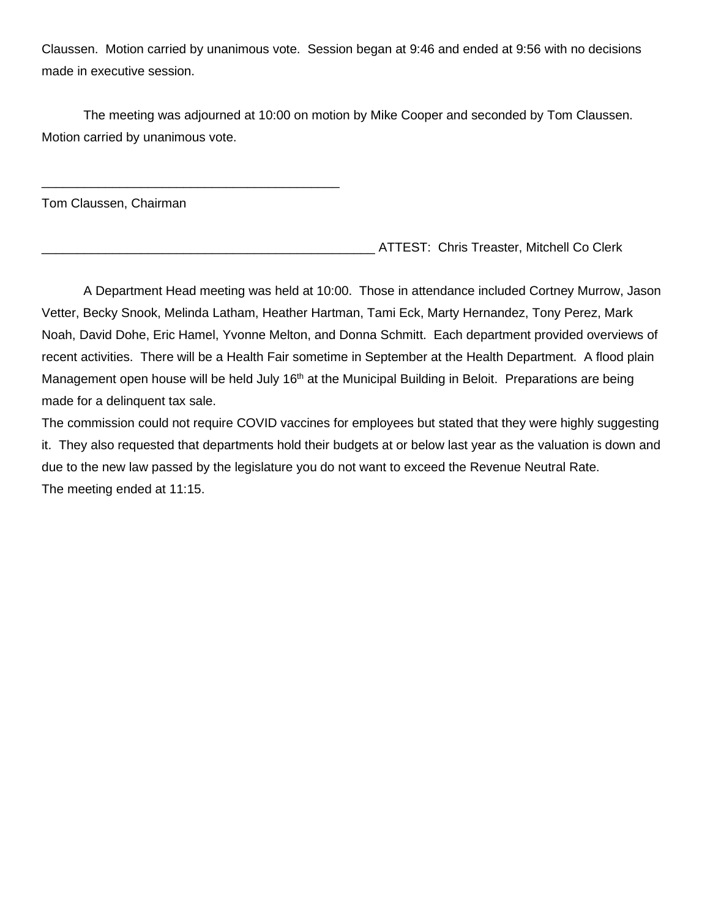Claussen. Motion carried by unanimous vote. Session began at 9:46 and ended at 9:56 with no decisions made in executive session.

The meeting was adjourned at 10:00 on motion by Mike Cooper and seconded by Tom Claussen. Motion carried by unanimous vote.

___________________________________________

Tom Claussen, Chairman

________________________________________________ ATTEST: Chris Treaster, Mitchell Co Clerk

A Department Head meeting was held at 10:00. Those in attendance included Cortney Murrow, Jason Vetter, Becky Snook, Melinda Latham, Heather Hartman, Tami Eck, Marty Hernandez, Tony Perez, Mark Noah, David Dohe, Eric Hamel, Yvonne Melton, and Donna Schmitt. Each department provided overviews of recent activities. There will be a Health Fair sometime in September at the Health Department. A flood plain Management open house will be held July 16th at the Municipal Building in Beloit. Preparations are being made for a delinquent tax sale.

The commission could not require COVID vaccines for employees but stated that they were highly suggesting it. They also requested that departments hold their budgets at or below last year as the valuation is down and due to the new law passed by the legislature you do not want to exceed the Revenue Neutral Rate.

The meeting ended at 11:15.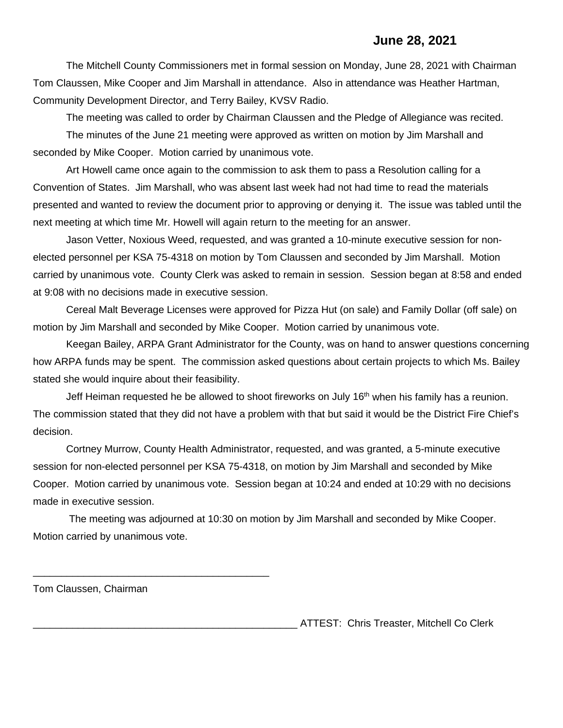**June 28, 2021**

The Mitchell County Commissioners met in formal session on Monday, June 28, 2021 with Chairman Tom Claussen, Mike Cooper and Jim Marshall in attendance. Also in attendance was Heather Hartman, Community Development Director, and Terry Bailey, KVSV Radio.

The meeting was called to order by Chairman Claussen and the Pledge of Allegiance was recited.

The minutes of the June 21 meeting were approved as written on motion by Jim Marshall and seconded by Mike Cooper. Motion carried by unanimous vote.

Art Howell came once again to the commission to ask them to pass a Resolution calling for a Convention of States. Jim Marshall, who was absent last week had not had time to read the materials presented and wanted to review the document prior to approving or denying it. The issue was tabled until the next meeting at which time Mr. Howell will again return to the meeting for an answer.

Jason Vetter, Noxious Weed, requested, and was granted a 10-minute executive session for non-elected personnel per KSA 75-4318 on motion by Tom Claussen and seconded by Jim Marshall. Motion carried by unanimous vote. County Clerk was asked to remain in session. Session began at 8:58 and ended at 9:08 with no decisions made in executive session.

Cereal Malt Beverage Licenses were approved for Pizza Hut (on sale) and Family Dollar (off sale) on motion by Jim Marshall and seconded by Mike Cooper. Motion carried by unanimous vote.

Keegan Bailey, ARPA Grant Administrator for the County, was on hand to answer questions concerning how ARPA funds may be spent. The commission asked questions about certain projects to which Ms. Bailey stated she would inquire about their feasibility.

Jeff Heiman requested he be allowed to shoot fireworks on July 16th when his family has a reunion. The commission stated that they did not have a problem with that but said it would be the District Fire Chief's decision.

Cortney Murrow, County Health Administrator, requested, and was granted, a 5-minute executive session for non-elected personnel per KSA 75-4318, on motion by Jim Marshall and seconded by Mike Cooper. Motion carried by unanimous vote. Session began at 10:24 and ended at 10:29 with no decisions made in executive session.

The meeting was adjourned at 10:30 on motion by Jim Marshall and seconded by Mike Cooper. Motion carried by unanimous vote.

\_\_\_\_\_\_\_\_\_\_\_\_\_\_\_\_\_\_\_\_\_\_\_\_\_\_\_\_\_\_\_\_\_\_\_\_\_\_\_\_\_\_

Tom Claussen, Chairman

\_\_\_\_\_\_\_\_\_\_\_\_\_\_\_\_\_\_\_\_\_\_\_\_\_\_\_\_\_\_\_\_\_\_\_\_\_\_\_\_\_\_\_\_\_\_\_\_ ATTEST: Chris Treaster, Mitchell Co Clerk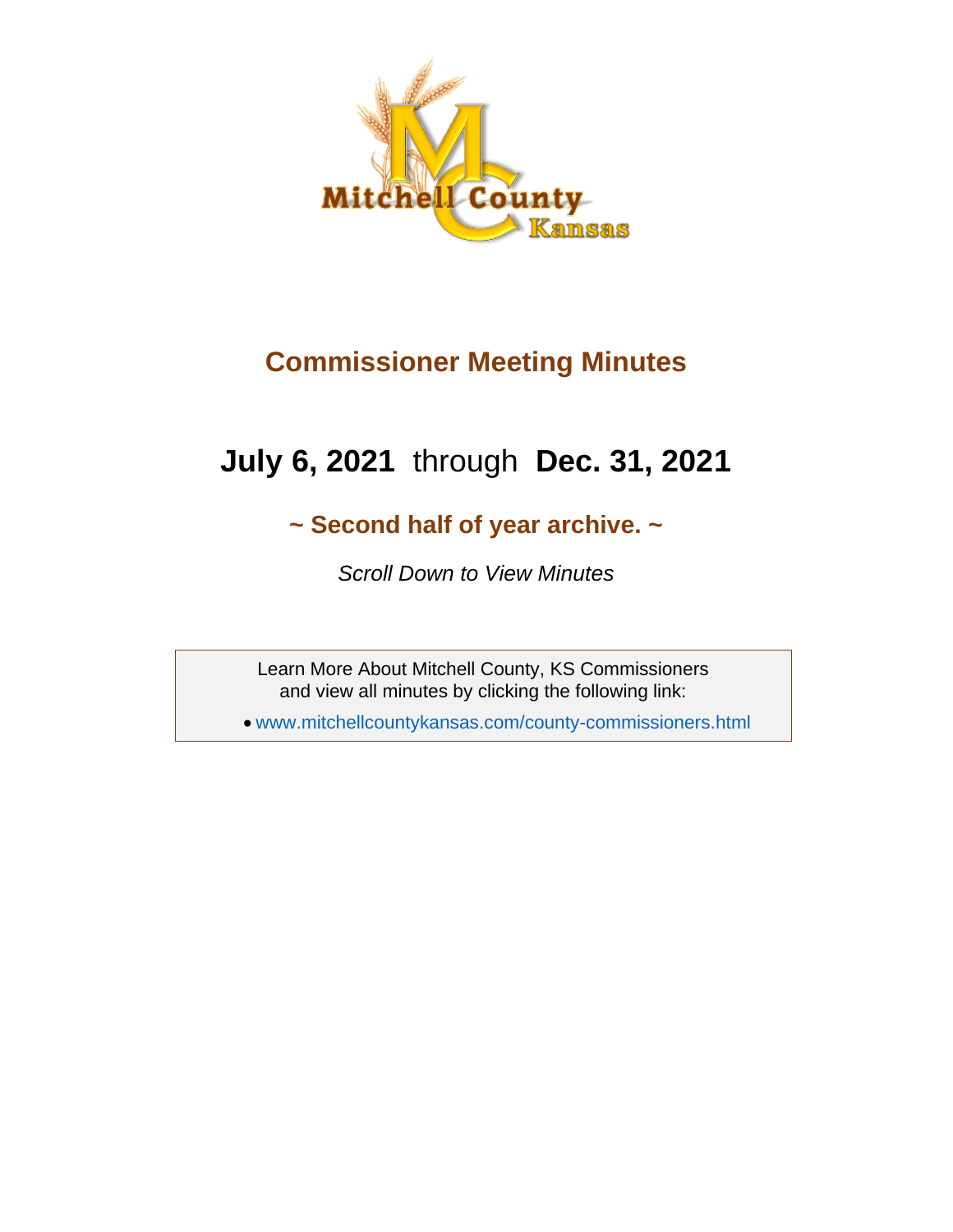# Commissioner Meeting Minutes

## **July 6, 2021** through **Dec. 31, 2021**

### ~ Second half of year archive. ~

*Scroll Down to View Minutes*

Learn More About Mitchell County, KS Commissioners
and view all minutes by clicking the following link:

- www.mitchellcountykansas.com/county-commissioners.html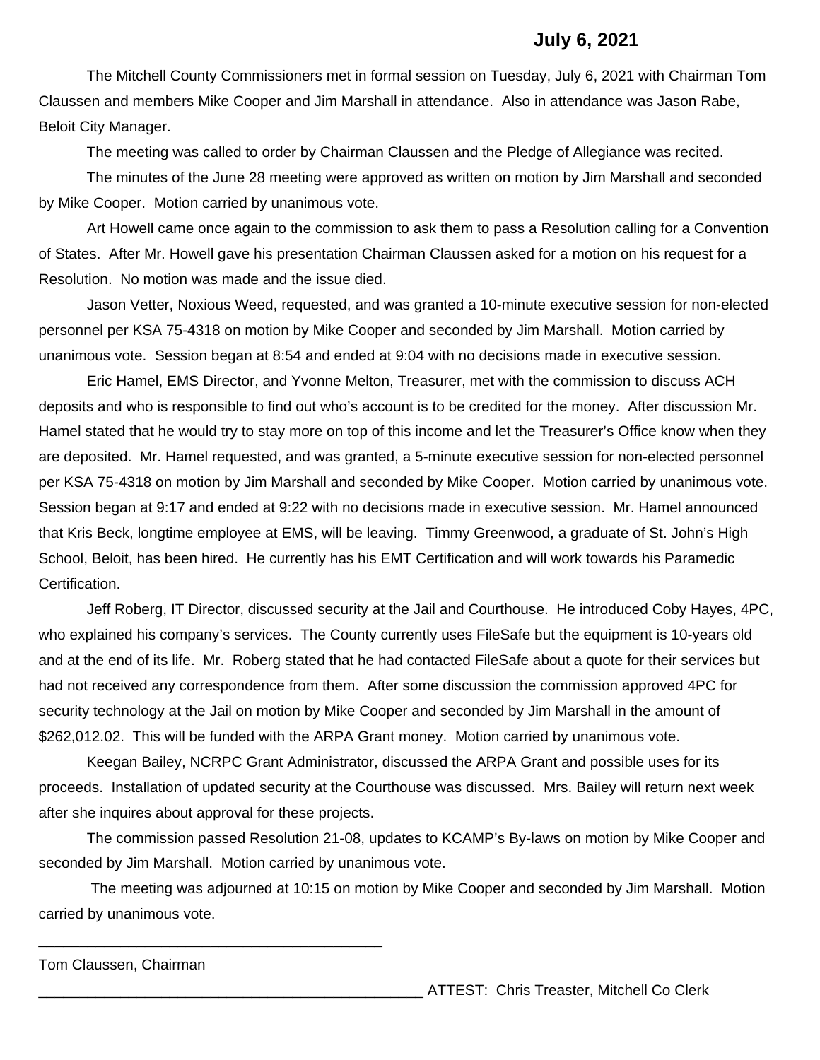**July 6, 2021**

The Mitchell County Commissioners met in formal session on Tuesday, July 6, 2021 with Chairman Tom Claussen and members Mike Cooper and Jim Marshall in attendance. Also in attendance was Jason Rabe, Beloit City Manager.

The meeting was called to order by Chairman Claussen and the Pledge of Allegiance was recited.

The minutes of the June 28 meeting were approved as written on motion by Jim Marshall and seconded by Mike Cooper. Motion carried by unanimous vote.

Art Howell came once again to the commission to ask them to pass a Resolution calling for a Convention of States. After Mr. Howell gave his presentation Chairman Claussen asked for a motion on his request for a Resolution. No motion was made and the issue died.

Jason Vetter, Noxious Weed, requested, and was granted a 10-minute executive session for non-elected personnel per KSA 75-4318 on motion by Mike Cooper and seconded by Jim Marshall. Motion carried by unanimous vote. Session began at 8:54 and ended at 9:04 with no decisions made in executive session.

Eric Hamel, EMS Director, and Yvonne Melton, Treasurer, met with the commission to discuss ACH deposits and who is responsible to find out who's account is to be credited for the money. After discussion Mr. Hamel stated that he would try to stay more on top of this income and let the Treasurer's Office know when they are deposited. Mr. Hamel requested, and was granted, a 5-minute executive session for non-elected personnel per KSA 75-4318 on motion by Jim Marshall and seconded by Mike Cooper. Motion carried by unanimous vote. Session began at 9:17 and ended at 9:22 with no decisions made in executive session. Mr. Hamel announced that Kris Beck, longtime employee at EMS, will be leaving. Timmy Greenwood, a graduate of St. John's High School, Beloit, has been hired. He currently has his EMT Certification and will work towards his Paramedic Certification.

Jeff Roberg, IT Director, discussed security at the Jail and Courthouse. He introduced Coby Hayes, 4PC, who explained his company's services. The County currently uses FileSafe but the equipment is 10-years old and at the end of its life. Mr. Roberg stated that he had contacted FileSafe about a quote for their services but had not received any correspondence from them. After some discussion the commission approved 4PC for security technology at the Jail on motion by Mike Cooper and seconded by Jim Marshall in the amount of $262,012.02. This will be funded with the ARPA Grant money. Motion carried by unanimous vote.

Keegan Bailey, NCRPC Grant Administrator, discussed the ARPA Grant and possible uses for its proceeds. Installation of updated security at the Courthouse was discussed. Mrs. Bailey will return next week after she inquires about approval for these projects.

The commission passed Resolution 21-08, updates to KCAMP's By-laws on motion by Mike Cooper and seconded by Jim Marshall. Motion carried by unanimous vote.

The meeting was adjourned at 10:15 on motion by Mike Cooper and seconded by Jim Marshall. Motion carried by unanimous vote.

\_\_\_\_\_\_\_\_\_\_\_\_\_\_\_\_\_\_\_\_\_\_\_\_\_\_\_\_\_\_\_\_\_\_\_\_\_\_\_\_

Tom Claussen, Chairman

\_\_\_\_\_\_\_\_\_\_\_\_\_\_\_\_\_\_\_\_\_\_\_\_\_\_\_\_\_\_\_\_\_\_\_\_\_\_\_\_ ATTEST: Chris Treaster, Mitchell Co Clerk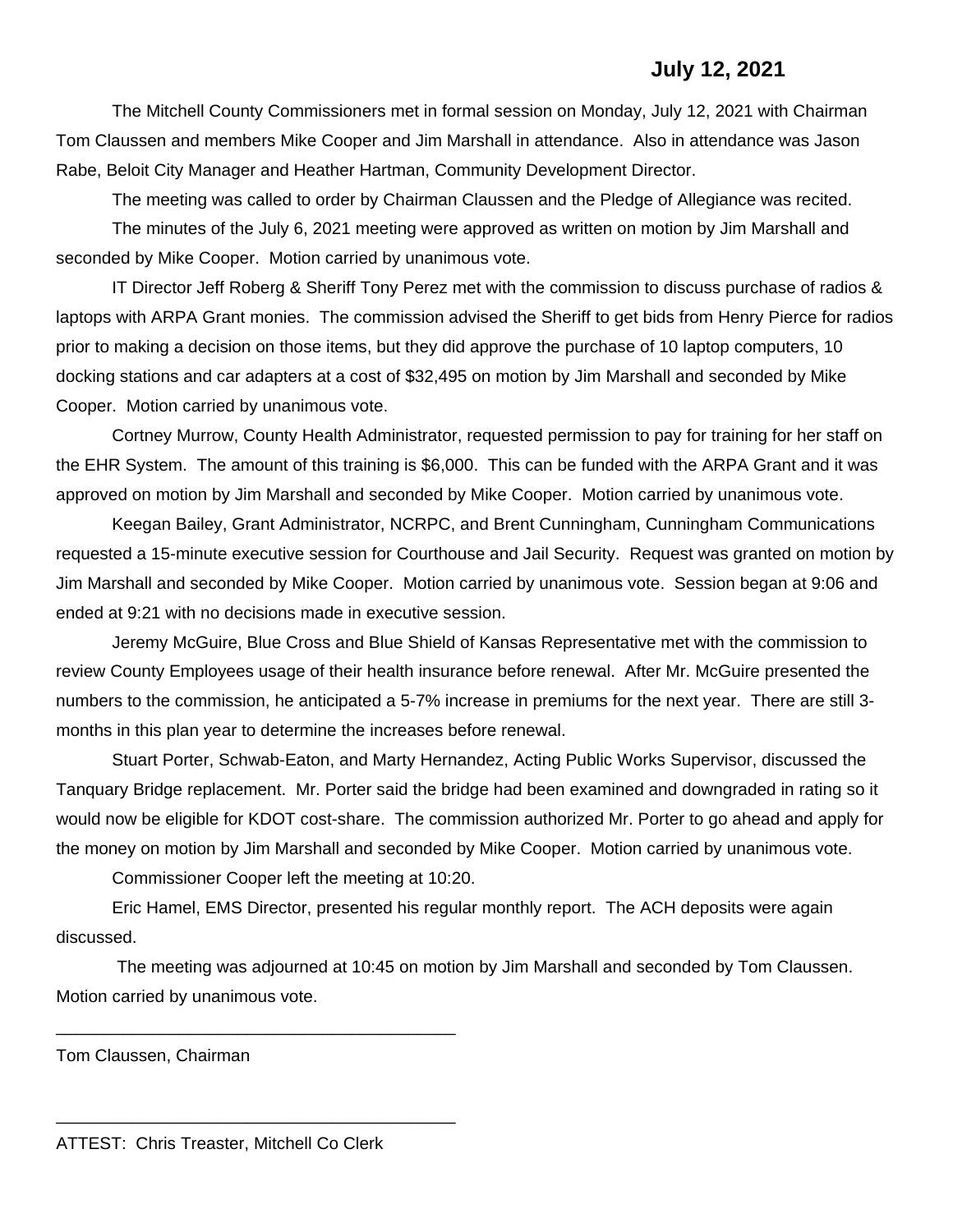**July 12, 2021**

The Mitchell County Commissioners met in formal session on Monday, July 12, 2021 with Chairman Tom Claussen and members Mike Cooper and Jim Marshall in attendance. Also in attendance was Jason Rabe, Beloit City Manager and Heather Hartman, Community Development Director.

The meeting was called to order by Chairman Claussen and the Pledge of Allegiance was recited.

The minutes of the July 6, 2021 meeting were approved as written on motion by Jim Marshall and seconded by Mike Cooper. Motion carried by unanimous vote.

IT Director Jeff Roberg & Sheriff Tony Perez met with the commission to discuss purchase of radios & laptops with ARPA Grant monies. The commission advised the Sheriff to get bids from Henry Pierce for radios prior to making a decision on those items, but they did approve the purchase of 10 laptop computers, 10 docking stations and car adapters at a cost of $32,495 on motion by Jim Marshall and seconded by Mike Cooper. Motion carried by unanimous vote.

Cortney Murrow, County Health Administrator, requested permission to pay for training for her staff on the EHR System. The amount of this training is $6,000. This can be funded with the ARPA Grant and it was approved on motion by Jim Marshall and seconded by Mike Cooper. Motion carried by unanimous vote.

Keegan Bailey, Grant Administrator, NCRPC, and Brent Cunningham, Cunningham Communications requested a 15-minute executive session for Courthouse and Jail Security. Request was granted on motion by Jim Marshall and seconded by Mike Cooper. Motion carried by unanimous vote. Session began at 9:06 and ended at 9:21 with no decisions made in executive session.

Jeremy McGuire, Blue Cross and Blue Shield of Kansas Representative met with the commission to review County Employees usage of their health insurance before renewal. After Mr. McGuire presented the numbers to the commission, he anticipated a 5-7% increase in premiums for the next year. There are still 3-months in this plan year to determine the increases before renewal.

Stuart Porter, Schwab-Eaton, and Marty Hernandez, Acting Public Works Supervisor, discussed the Tanquary Bridge replacement. Mr. Porter said the bridge had been examined and downgraded in rating so it would now be eligible for KDOT cost-share. The commission authorized Mr. Porter to go ahead and apply for the money on motion by Jim Marshall and seconded by Mike Cooper. Motion carried by unanimous vote.

Commissioner Cooper left the meeting at 10:20.

Eric Hamel, EMS Director, presented his regular monthly report. The ACH deposits were again discussed.

The meeting was adjourned at 10:45 on motion by Jim Marshall and seconded by Tom Claussen. Motion carried by unanimous vote.

\_\_\_\_\_\_\_\_\_\_\_\_\_\_\_\_\_\_\_\_\_\_\_\_\_\_\_\_\_\_\_\_\_\_\_\_\_\_\_\_\_\_

Tom Claussen, Chairman

\_\_\_\_\_\_\_\_\_\_\_\_\_\_\_\_\_\_\_\_\_\_\_\_\_\_\_\_\_\_\_\_\_\_\_\_\_\_\_\_\_\_

ATTEST: Chris Treaster, Mitchell Co Clerk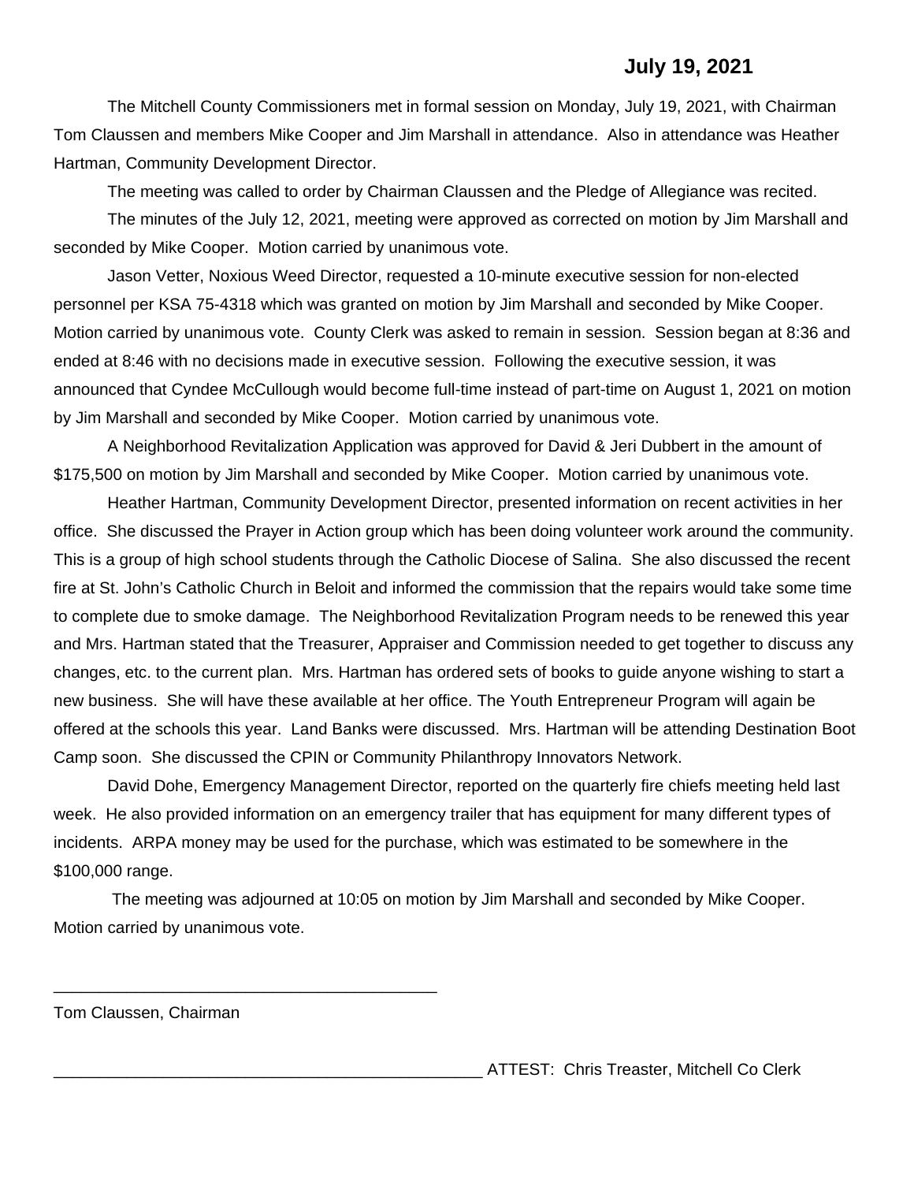**July 19, 2021**

The Mitchell County Commissioners met in formal session on Monday, July 19, 2021, with Chairman Tom Claussen and members Mike Cooper and Jim Marshall in attendance. Also in attendance was Heather Hartman, Community Development Director.

The meeting was called to order by Chairman Claussen and the Pledge of Allegiance was recited.

The minutes of the July 12, 2021, meeting were approved as corrected on motion by Jim Marshall and seconded by Mike Cooper. Motion carried by unanimous vote.

Jason Vetter, Noxious Weed Director, requested a 10-minute executive session for non-elected personnel per KSA 75-4318 which was granted on motion by Jim Marshall and seconded by Mike Cooper. Motion carried by unanimous vote. County Clerk was asked to remain in session. Session began at 8:36 and ended at 8:46 with no decisions made in executive session. Following the executive session, it was announced that Cyndee McCullough would become full-time instead of part-time on August 1, 2021 on motion by Jim Marshall and seconded by Mike Cooper. Motion carried by unanimous vote.

A Neighborhood Revitalization Application was approved for David & Jeri Dubbert in the amount of $175,500 on motion by Jim Marshall and seconded by Mike Cooper. Motion carried by unanimous vote.

Heather Hartman, Community Development Director, presented information on recent activities in her office. She discussed the Prayer in Action group which has been doing volunteer work around the community. This is a group of high school students through the Catholic Diocese of Salina. She also discussed the recent fire at St. John's Catholic Church in Beloit and informed the commission that the repairs would take some time to complete due to smoke damage. The Neighborhood Revitalization Program needs to be renewed this year and Mrs. Hartman stated that the Treasurer, Appraiser and Commission needed to get together to discuss any changes, etc. to the current plan. Mrs. Hartman has ordered sets of books to guide anyone wishing to start a new business. She will have these available at her office. The Youth Entrepreneur Program will again be offered at the schools this year. Land Banks were discussed. Mrs. Hartman will be attending Destination Boot Camp soon. She discussed the CPIN or Community Philanthropy Innovators Network.

David Dohe, Emergency Management Director, reported on the quarterly fire chiefs meeting held last week. He also provided information on an emergency trailer that has equipment for many different types of incidents. ARPA money may be used for the purchase, which was estimated to be somewhere in the $100,000 range.

The meeting was adjourned at 10:05 on motion by Jim Marshall and seconded by Mike Cooper. Motion carried by unanimous vote.

\_\_\_\_\_\_\_\_\_\_\_\_\_\_\_\_\_\_\_\_\_\_\_\_\_\_\_\_\_\_\_\_\_\_\_\_\_\_\_\_

Tom Claussen, Chairman

\_\_\_\_\_\_\_\_\_\_\_\_\_\_\_\_\_\_\_\_\_\_\_\_\_\_\_\_\_\_\_\_\_\_\_\_\_\_\_\_\_\_\_\_\_\_ ATTEST: Chris Treaster, Mitchell Co Clerk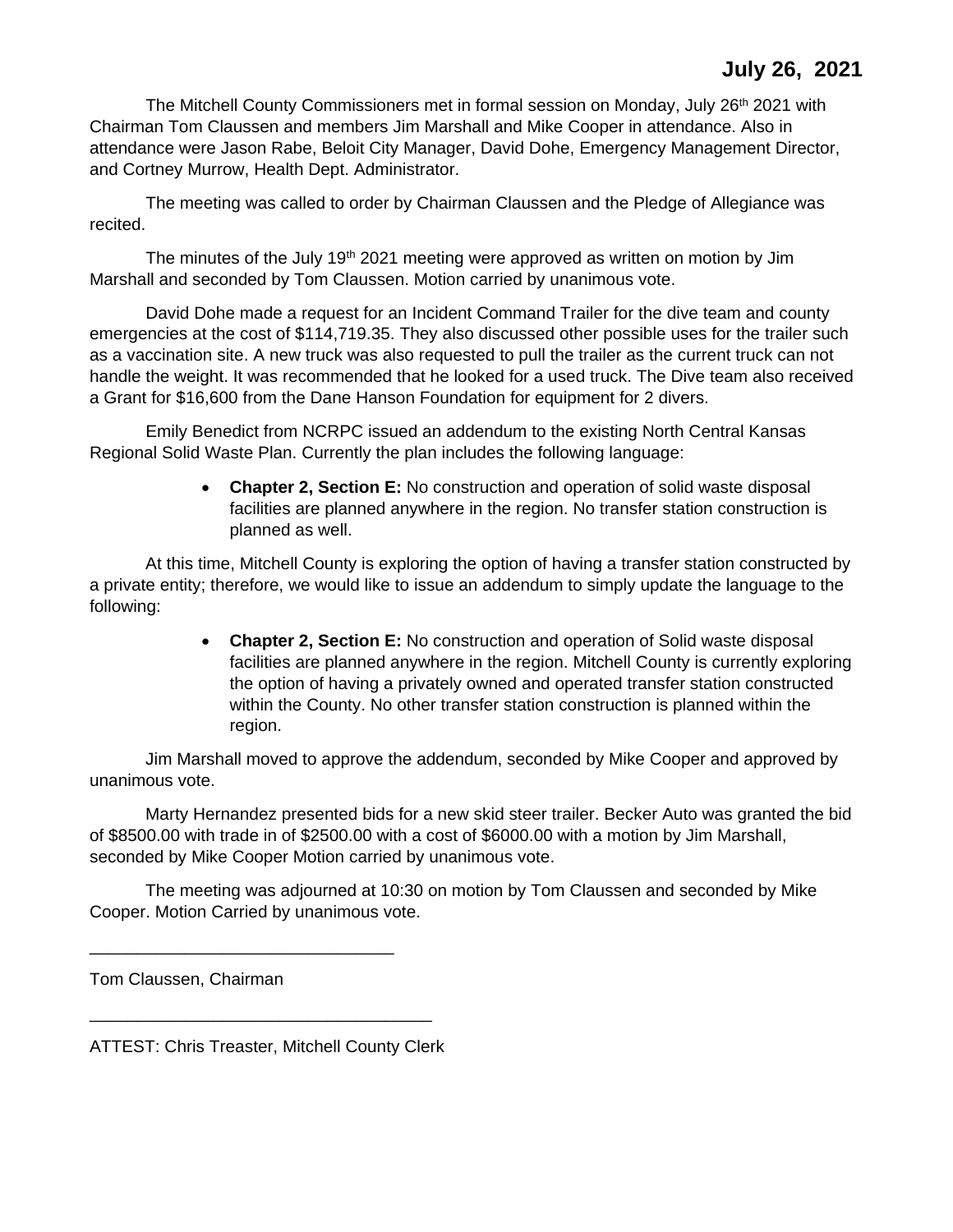**July 26, 2021**

The Mitchell County Commissioners met in formal session on Monday, July 26th 2021 with Chairman Tom Claussen and members Jim Marshall and Mike Cooper in attendance. Also in attendance were Jason Rabe, Beloit City Manager, David Dohe, Emergency Management Director, and Cortney Murrow, Health Dept. Administrator.

The meeting was called to order by Chairman Claussen and the Pledge of Allegiance was recited.

The minutes of the July 19th 2021 meeting were approved as written on motion by Jim Marshall and seconded by Tom Claussen. Motion carried by unanimous vote.

David Dohe made a request for an Incident Command Trailer for the dive team and county emergencies at the cost of $114,719.35. They also discussed other possible uses for the trailer such as a vaccination site. A new truck was also requested to pull the trailer as the current truck can not handle the weight. It was recommended that he looked for a used truck. The Dive team also received a Grant for $16,600 from the Dane Hanson Foundation for equipment for 2 divers.

Emily Benedict from NCRPC issued an addendum to the existing North Central Kansas Regional Solid Waste Plan. Currently the plan includes the following language:

- **Chapter 2, Section E:** No construction and operation of solid waste disposal facilities are planned anywhere in the region. No transfer station construction is planned as well.

At this time, Mitchell County is exploring the option of having a transfer station constructed by a private entity; therefore, we would like to issue an addendum to simply update the language to the following:

- **Chapter 2, Section E:** No construction and operation of Solid waste disposal facilities are planned anywhere in the region. Mitchell County is currently exploring the option of having a privately owned and operated transfer station constructed within the County. No other transfer station construction is planned within the region.

Jim Marshall moved to approve the addendum, seconded by Mike Cooper and approved by unanimous vote.

Marty Hernandez presented bids for a new skid steer trailer. Becker Auto was granted the bid of $8500.00 with trade in of $2500.00 with a cost of $6000.00 with a motion by Jim Marshall, seconded by Mike Cooper Motion carried by unanimous vote.

The meeting was adjourned at 10:30 on motion by Tom Claussen and seconded by Mike Cooper. Motion Carried by unanimous vote.

\_\_\_\_\_\_\_\_\_\_\_\_\_\_\_\_\_\_\_\_\_\_\_\_\_\_\_\_\_\_\_\_

Tom Claussen, Chairman

\_\_\_\_\_\_\_\_\_\_\_\_\_\_\_\_\_\_\_\_\_\_\_\_\_\_\_\_\_\_\_\_\_\_\_\_

ATTEST: Chris Treaster, Mitchell County Clerk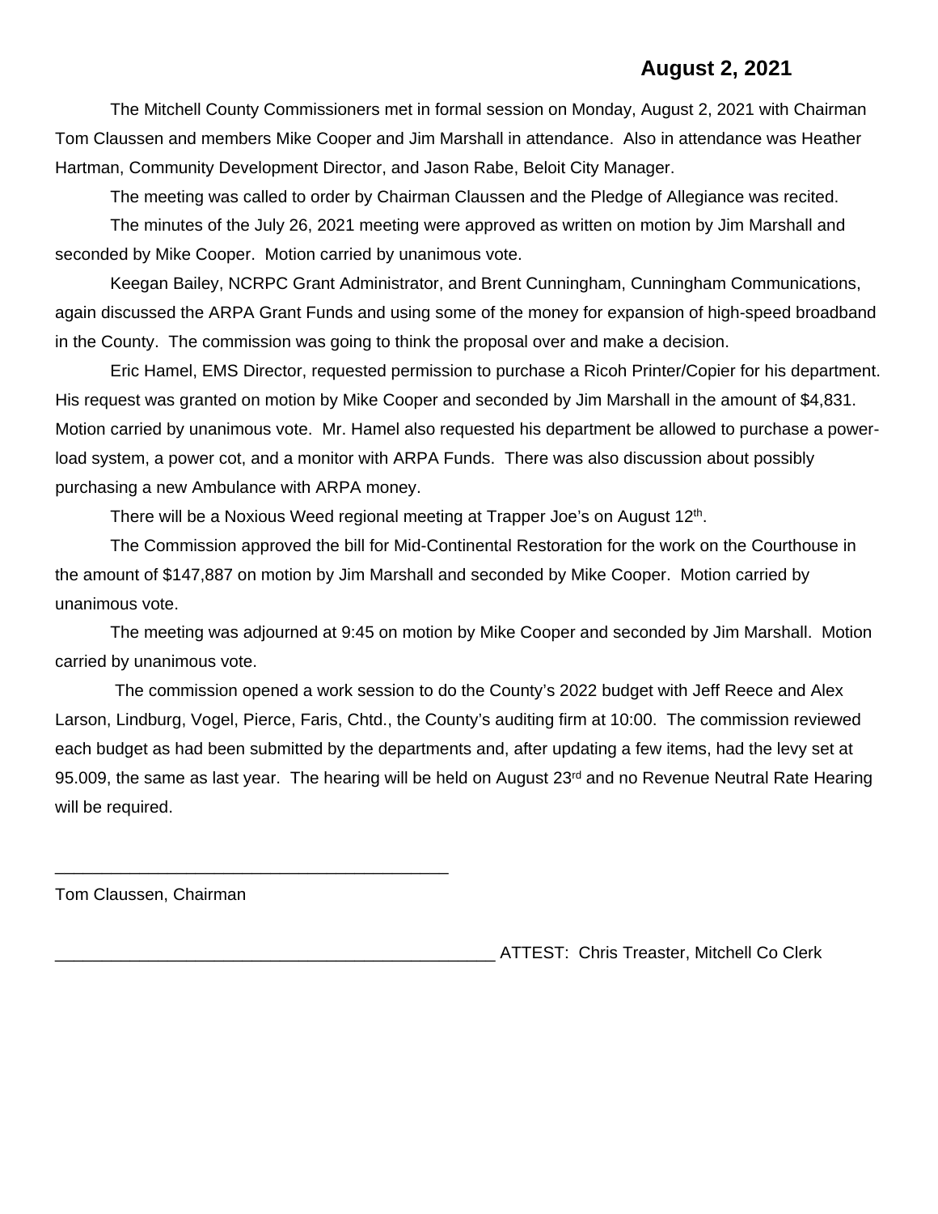**August 2, 2021**

The Mitchell County Commissioners met in formal session on Monday, August 2, 2021 with Chairman Tom Claussen and members Mike Cooper and Jim Marshall in attendance. Also in attendance was Heather Hartman, Community Development Director, and Jason Rabe, Beloit City Manager.

The meeting was called to order by Chairman Claussen and the Pledge of Allegiance was recited.

The minutes of the July 26, 2021 meeting were approved as written on motion by Jim Marshall and seconded by Mike Cooper. Motion carried by unanimous vote.

Keegan Bailey, NCRPC Grant Administrator, and Brent Cunningham, Cunningham Communications, again discussed the ARPA Grant Funds and using some of the money for expansion of high-speed broadband in the County. The commission was going to think the proposal over and make a decision.

Eric Hamel, EMS Director, requested permission to purchase a Ricoh Printer/Copier for his department. His request was granted on motion by Mike Cooper and seconded by Jim Marshall in the amount of $4,831. Motion carried by unanimous vote. Mr. Hamel also requested his department be allowed to purchase a power-load system, a power cot, and a monitor with ARPA Funds. There was also discussion about possibly purchasing a new Ambulance with ARPA money.

There will be a Noxious Weed regional meeting at Trapper Joe's on August 12th.

The Commission approved the bill for Mid-Continental Restoration for the work on the Courthouse in the amount of $147,887 on motion by Jim Marshall and seconded by Mike Cooper. Motion carried by unanimous vote.

The meeting was adjourned at 9:45 on motion by Mike Cooper and seconded by Jim Marshall. Motion carried by unanimous vote.

The commission opened a work session to do the County's 2022 budget with Jeff Reece and Alex Larson, Lindburg, Vogel, Pierce, Faris, Chtd., the County's auditing firm at 10:00. The commission reviewed each budget as had been submitted by the departments and, after updating a few items, had the levy set at 95.009, the same as last year. The hearing will be held on August 23rd and no Revenue Neutral Rate Hearing will be required.

\_\_\_\_\_\_\_\_\_\_\_\_\_\_\_\_\_\_\_\_\_\_\_\_\_\_\_\_\_\_\_\_\_\_\_\_\_\_\_\_\_\_

Tom Claussen, Chairman

\_\_\_\_\_\_\_\_\_\_\_\_\_\_\_\_\_\_\_\_\_\_\_\_\_\_\_\_\_\_\_\_\_\_\_\_\_\_\_\_\_\_\_\_\_\_\_ ATTEST: Chris Treaster, Mitchell Co Clerk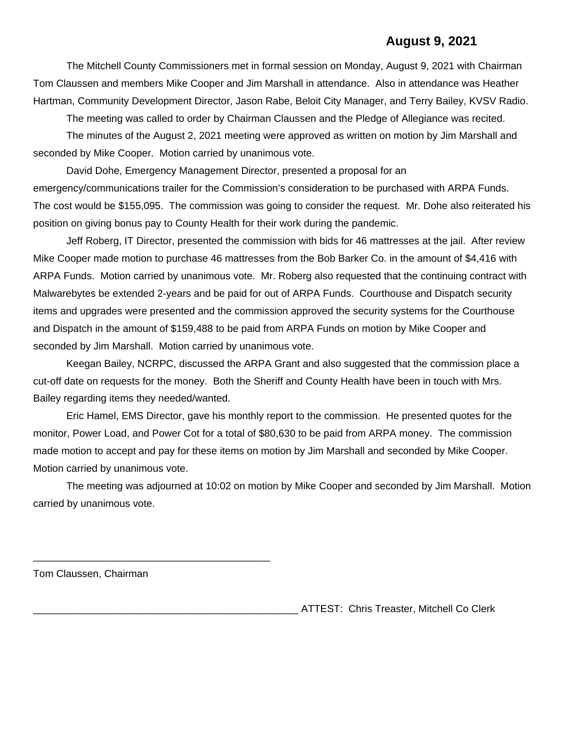**August 9, 2021**

The Mitchell County Commissioners met in formal session on Monday, August 9, 2021 with Chairman Tom Claussen and members Mike Cooper and Jim Marshall in attendance. Also in attendance was Heather Hartman, Community Development Director, Jason Rabe, Beloit City Manager, and Terry Bailey, KVSV Radio.

The meeting was called to order by Chairman Claussen and the Pledge of Allegiance was recited.

The minutes of the August 2, 2021 meeting were approved as written on motion by Jim Marshall and seconded by Mike Cooper. Motion carried by unanimous vote.

David Dohe, Emergency Management Director, presented a proposal for an emergency/communications trailer for the Commission's consideration to be purchased with ARPA Funds. The cost would be $155,095. The commission was going to consider the request. Mr. Dohe also reiterated his position on giving bonus pay to County Health for their work during the pandemic.

Jeff Roberg, IT Director, presented the commission with bids for 46 mattresses at the jail. After review Mike Cooper made motion to purchase 46 mattresses from the Bob Barker Co. in the amount of $4,416 with ARPA Funds. Motion carried by unanimous vote. Mr. Roberg also requested that the continuing contract with Malwarebytes be extended 2-years and be paid for out of ARPA Funds. Courthouse and Dispatch security items and upgrades were presented and the commission approved the security systems for the Courthouse and Dispatch in the amount of $159,488 to be paid from ARPA Funds on motion by Mike Cooper and seconded by Jim Marshall. Motion carried by unanimous vote.

Keegan Bailey, NCRPC, discussed the ARPA Grant and also suggested that the commission place a cut-off date on requests for the money. Both the Sheriff and County Health have been in touch with Mrs. Bailey regarding items they needed/wanted.

Eric Hamel, EMS Director, gave his monthly report to the commission. He presented quotes for the monitor, Power Load, and Power Cot for a total of $80,630 to be paid from ARPA money. The commission made motion to accept and pay for these items on motion by Jim Marshall and seconded by Mike Cooper. Motion carried by unanimous vote.

The meeting was adjourned at 10:02 on motion by Mike Cooper and seconded by Jim Marshall. Motion carried by unanimous vote.

\_\_\_\_\_\_\_\_\_\_\_\_\_\_\_\_\_\_\_\_\_\_\_\_\_\_\_\_\_\_\_\_\_\_\_\_\_\_\_\_\_\_

Tom Claussen, Chairman

\_\_\_\_\_\_\_\_\_\_\_\_\_\_\_\_\_\_\_\_\_\_\_\_\_\_\_\_\_\_\_\_\_\_\_\_\_\_\_\_\_\_\_\_\_\_\_\_ ATTEST: Chris Treaster, Mitchell Co Clerk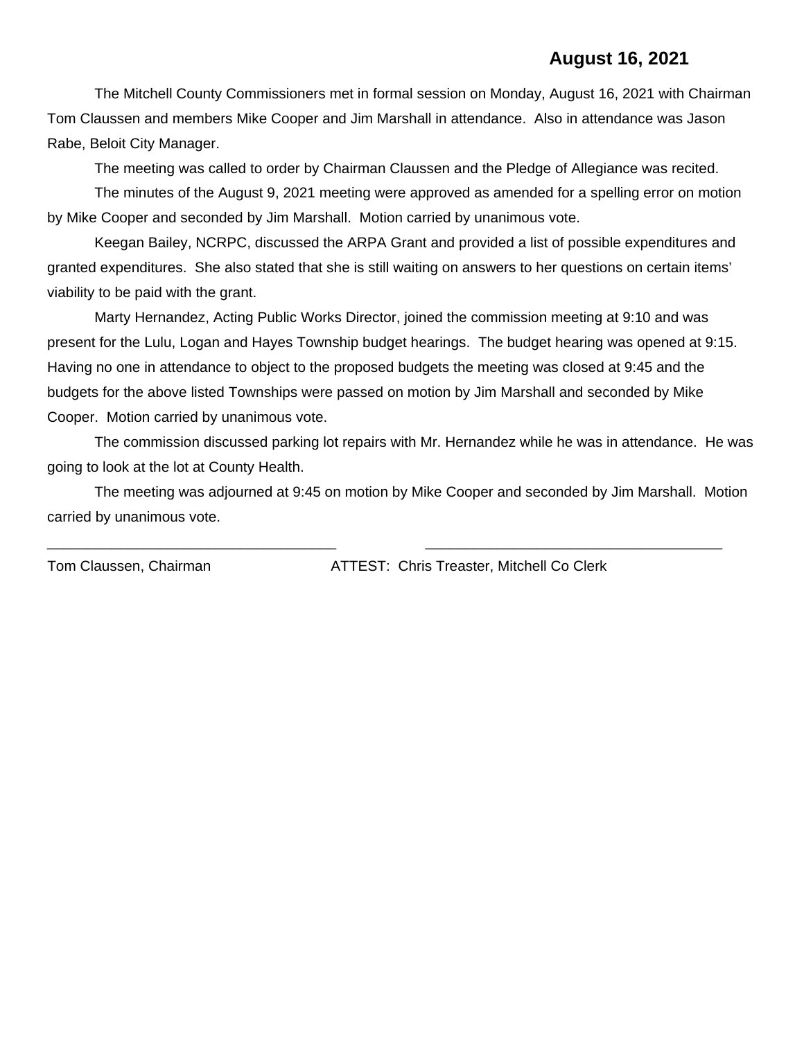**August 16, 2021**

The Mitchell County Commissioners met in formal session on Monday, August 16, 2021 with Chairman Tom Claussen and members Mike Cooper and Jim Marshall in attendance. Also in attendance was Jason Rabe, Beloit City Manager.

The meeting was called to order by Chairman Claussen and the Pledge of Allegiance was recited.

The minutes of the August 9, 2021 meeting were approved as amended for a spelling error on motion by Mike Cooper and seconded by Jim Marshall. Motion carried by unanimous vote.

Keegan Bailey, NCRPC, discussed the ARPA Grant and provided a list of possible expenditures and granted expenditures. She also stated that she is still waiting on answers to her questions on certain items' viability to be paid with the grant.

Marty Hernandez, Acting Public Works Director, joined the commission meeting at 9:10 and was present for the Lulu, Logan and Hayes Township budget hearings. The budget hearing was opened at 9:15. Having no one in attendance to object to the proposed budgets the meeting was closed at 9:45 and the budgets for the above listed Townships were passed on motion by Jim Marshall and seconded by Mike Cooper. Motion carried by unanimous vote.

The commission discussed parking lot repairs with Mr. Hernandez while he was in attendance. He was going to look at the lot at County Health.

The meeting was adjourned at 9:45 on motion by Mike Cooper and seconded by Jim Marshall. Motion carried by unanimous vote.

\_\_\_\_\_\_\_\_\_\_\_\_\_\_\_\_\_\_\_\_\_\_\_\_\_\_\_\_\_\_\_\_\_\_\_\_ \_\_\_\_\_\_\_\_\_\_\_\_\_\_\_\_\_\_\_\_\_\_\_\_\_\_\_\_\_\_\_\_\_\_\_\_

Tom Claussen, Chairman ATTEST: Chris Treaster, Mitchell Co Clerk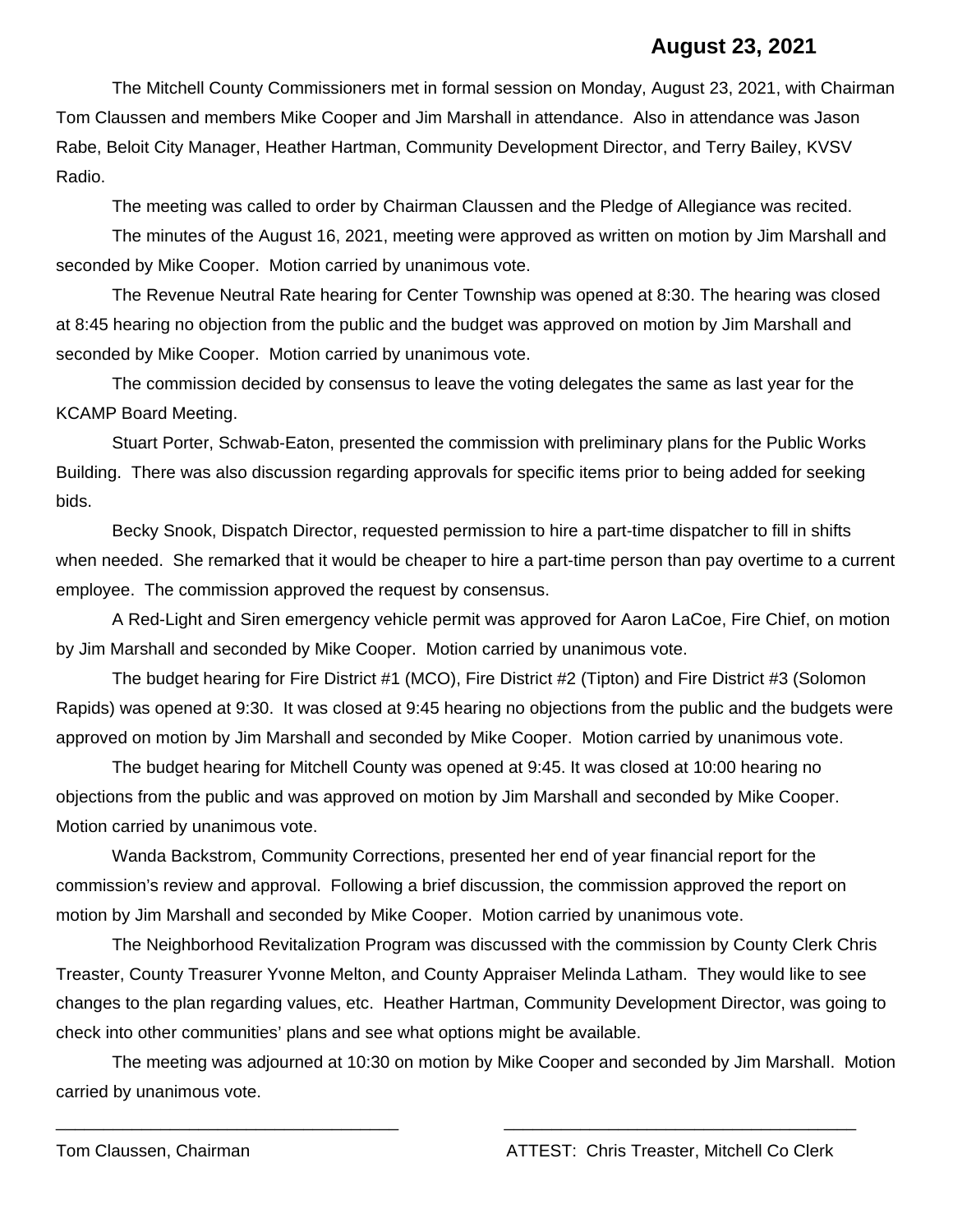**August 23, 2021**

The Mitchell County Commissioners met in formal session on Monday, August 23, 2021, with Chairman Tom Claussen and members Mike Cooper and Jim Marshall in attendance. Also in attendance was Jason Rabe, Beloit City Manager, Heather Hartman, Community Development Director, and Terry Bailey, KVSV Radio.

The meeting was called to order by Chairman Claussen and the Pledge of Allegiance was recited.

The minutes of the August 16, 2021, meeting were approved as written on motion by Jim Marshall and seconded by Mike Cooper. Motion carried by unanimous vote.

The Revenue Neutral Rate hearing for Center Township was opened at 8:30. The hearing was closed at 8:45 hearing no objection from the public and the budget was approved on motion by Jim Marshall and seconded by Mike Cooper. Motion carried by unanimous vote.

The commission decided by consensus to leave the voting delegates the same as last year for the KCAMP Board Meeting.

Stuart Porter, Schwab-Eaton, presented the commission with preliminary plans for the Public Works Building. There was also discussion regarding approvals for specific items prior to being added for seeking bids.

Becky Snook, Dispatch Director, requested permission to hire a part-time dispatcher to fill in shifts when needed. She remarked that it would be cheaper to hire a part-time person than pay overtime to a current employee. The commission approved the request by consensus.

A Red-Light and Siren emergency vehicle permit was approved for Aaron LaCoe, Fire Chief, on motion by Jim Marshall and seconded by Mike Cooper. Motion carried by unanimous vote.

The budget hearing for Fire District #1 (MCO), Fire District #2 (Tipton) and Fire District #3 (Solomon Rapids) was opened at 9:30. It was closed at 9:45 hearing no objections from the public and the budgets were approved on motion by Jim Marshall and seconded by Mike Cooper. Motion carried by unanimous vote.

The budget hearing for Mitchell County was opened at 9:45. It was closed at 10:00 hearing no objections from the public and was approved on motion by Jim Marshall and seconded by Mike Cooper. Motion carried by unanimous vote.

Wanda Backstrom, Community Corrections, presented her end of year financial report for the commission's review and approval. Following a brief discussion, the commission approved the report on motion by Jim Marshall and seconded by Mike Cooper. Motion carried by unanimous vote.

The Neighborhood Revitalization Program was discussed with the commission by County Clerk Chris Treaster, County Treasurer Yvonne Melton, and County Appraiser Melinda Latham. They would like to see changes to the plan regarding values, etc. Heather Hartman, Community Development Director, was going to check into other communities' plans and see what options might be available.

The meeting was adjourned at 10:30 on motion by Mike Cooper and seconded by Jim Marshall. Motion carried by unanimous vote.

\_\_\_\_\_\_\_\_\_\_\_\_\_\_\_\_\_\_\_\_\_\_\_\_\_\_\_\_\_\_\_\_\_\_\_\_\_ \_\_\_\_\_\_\_\_\_\_\_\_\_\_\_\_\_\_\_\_\_\_\_\_\_\_\_\_\_\_\_\_\_\_\_\_\_

Tom Claussen, Chairman ATTEST: Chris Treaster, Mitchell Co Clerk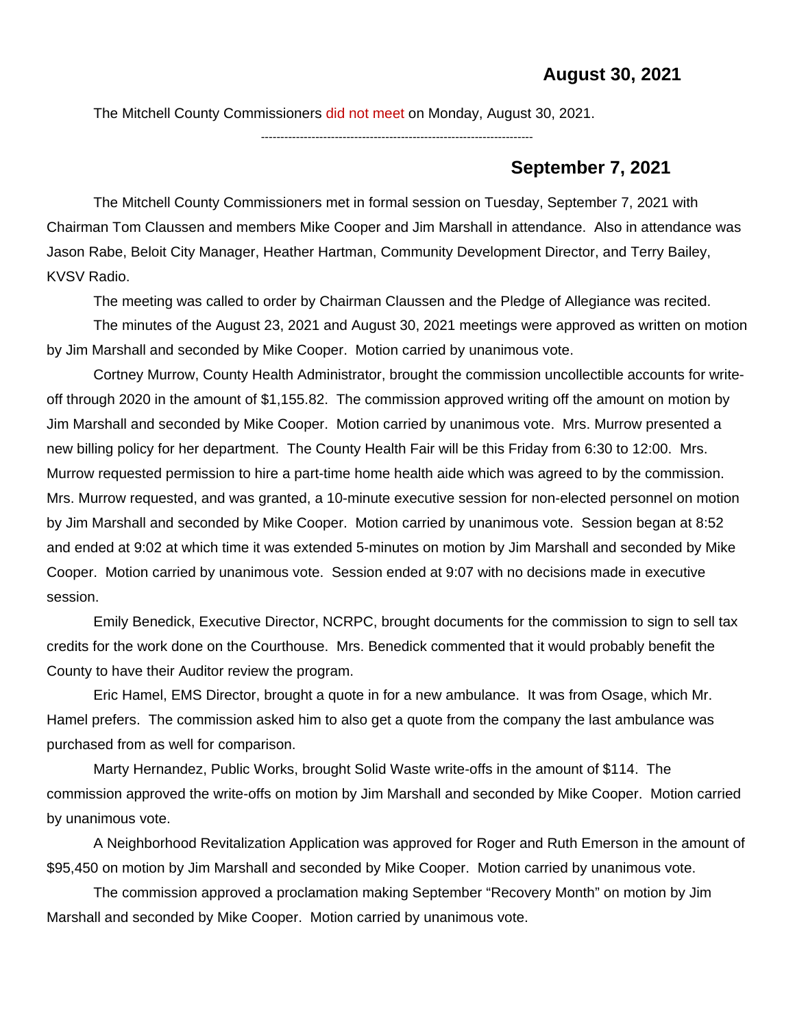## August 30, 2021

The Mitchell County Commissioners did not meet on Monday, August 30, 2021.

---

## September 7, 2021

The Mitchell County Commissioners met in formal session on Tuesday, September 7, 2021 with Chairman Tom Claussen and members Mike Cooper and Jim Marshall in attendance. Also in attendance was Jason Rabe, Beloit City Manager, Heather Hartman, Community Development Director, and Terry Bailey, KVSV Radio.

The meeting was called to order by Chairman Claussen and the Pledge of Allegiance was recited.

The minutes of the August 23, 2021 and August 30, 2021 meetings were approved as written on motion by Jim Marshall and seconded by Mike Cooper. Motion carried by unanimous vote.

Cortney Murrow, County Health Administrator, brought the commission uncollectible accounts for write-off through 2020 in the amount of $1,155.82. The commission approved writing off the amount on motion by Jim Marshall and seconded by Mike Cooper. Motion carried by unanimous vote. Mrs. Murrow presented a new billing policy for her department. The County Health Fair will be this Friday from 6:30 to 12:00. Mrs. Murrow requested permission to hire a part-time home health aide which was agreed to by the commission. Mrs. Murrow requested, and was granted, a 10-minute executive session for non-elected personnel on motion by Jim Marshall and seconded by Mike Cooper. Motion carried by unanimous vote. Session began at 8:52 and ended at 9:02 at which time it was extended 5-minutes on motion by Jim Marshall and seconded by Mike Cooper. Motion carried by unanimous vote. Session ended at 9:07 with no decisions made in executive session.

Emily Benedick, Executive Director, NCRPC, brought documents for the commission to sign to sell tax credits for the work done on the Courthouse. Mrs. Benedick commented that it would probably benefit the County to have their Auditor review the program.

Eric Hamel, EMS Director, brought a quote in for a new ambulance. It was from Osage, which Mr. Hamel prefers. The commission asked him to also get a quote from the company the last ambulance was purchased from as well for comparison.

Marty Hernandez, Public Works, brought Solid Waste write-offs in the amount of $114. The commission approved the write-offs on motion by Jim Marshall and seconded by Mike Cooper. Motion carried by unanimous vote.

A Neighborhood Revitalization Application was approved for Roger and Ruth Emerson in the amount of $95,450 on motion by Jim Marshall and seconded by Mike Cooper. Motion carried by unanimous vote.

The commission approved a proclamation making September "Recovery Month" on motion by Jim Marshall and seconded by Mike Cooper. Motion carried by unanimous vote.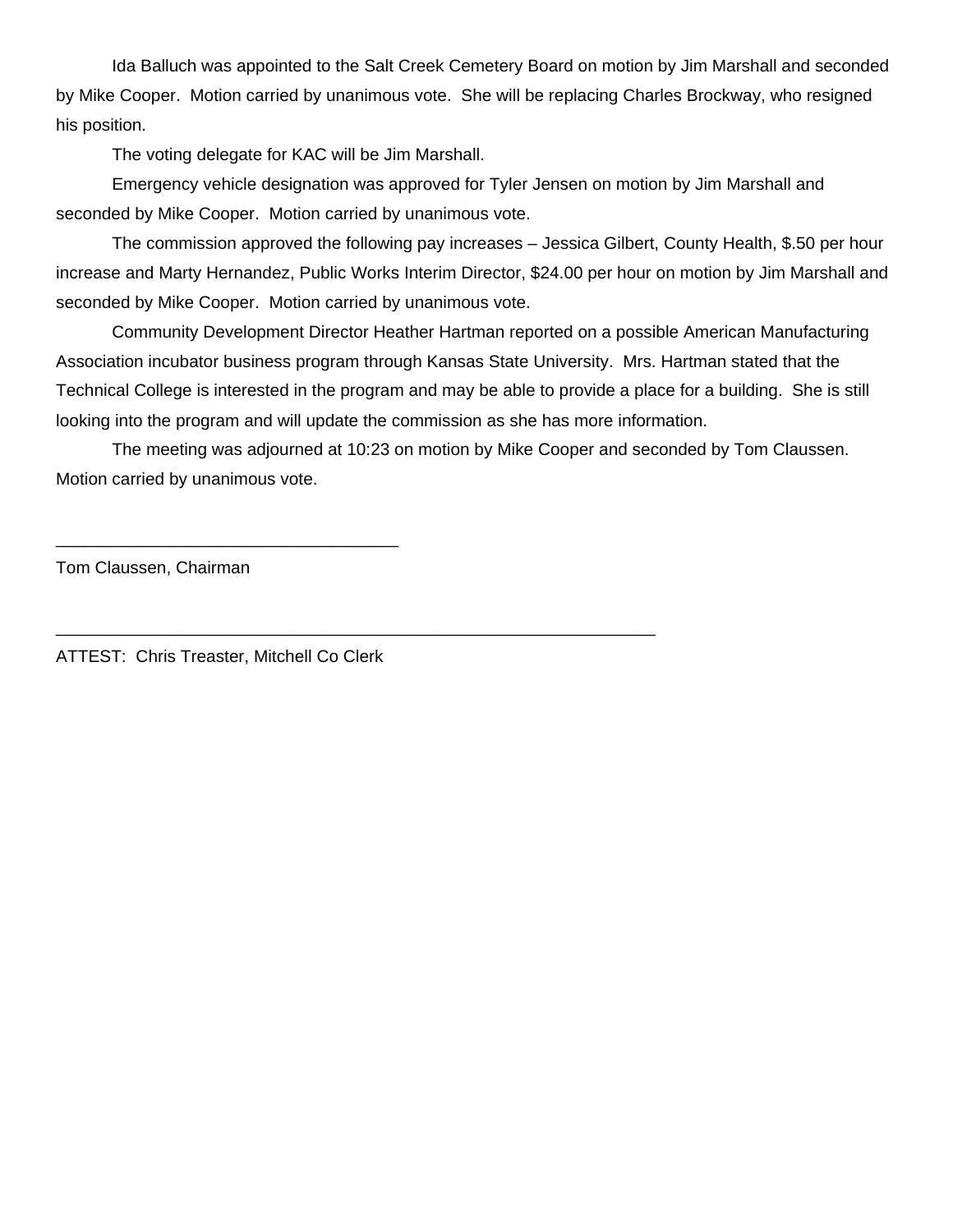Ida Balluch was appointed to the Salt Creek Cemetery Board on motion by Jim Marshall and seconded by Mike Cooper. Motion carried by unanimous vote. She will be replacing Charles Brockway, who resigned his position.

The voting delegate for KAC will be Jim Marshall.

Emergency vehicle designation was approved for Tyler Jensen on motion by Jim Marshall and seconded by Mike Cooper. Motion carried by unanimous vote.

The commission approved the following pay increases – Jessica Gilbert, County Health, $.50 per hour increase and Marty Hernandez, Public Works Interim Director, $24.00 per hour on motion by Jim Marshall and seconded by Mike Cooper. Motion carried by unanimous vote.

Community Development Director Heather Hartman reported on a possible American Manufacturing Association incubator business program through Kansas State University. Mrs. Hartman stated that the Technical College is interested in the program and may be able to provide a place for a building. She is still looking into the program and will update the commission as she has more information.

The meeting was adjourned at 10:23 on motion by Mike Cooper and seconded by Tom Claussen. Motion carried by unanimous vote.

____________________________________

Tom Claussen, Chairman

_______________________________________________________________

ATTEST: Chris Treaster, Mitchell Co Clerk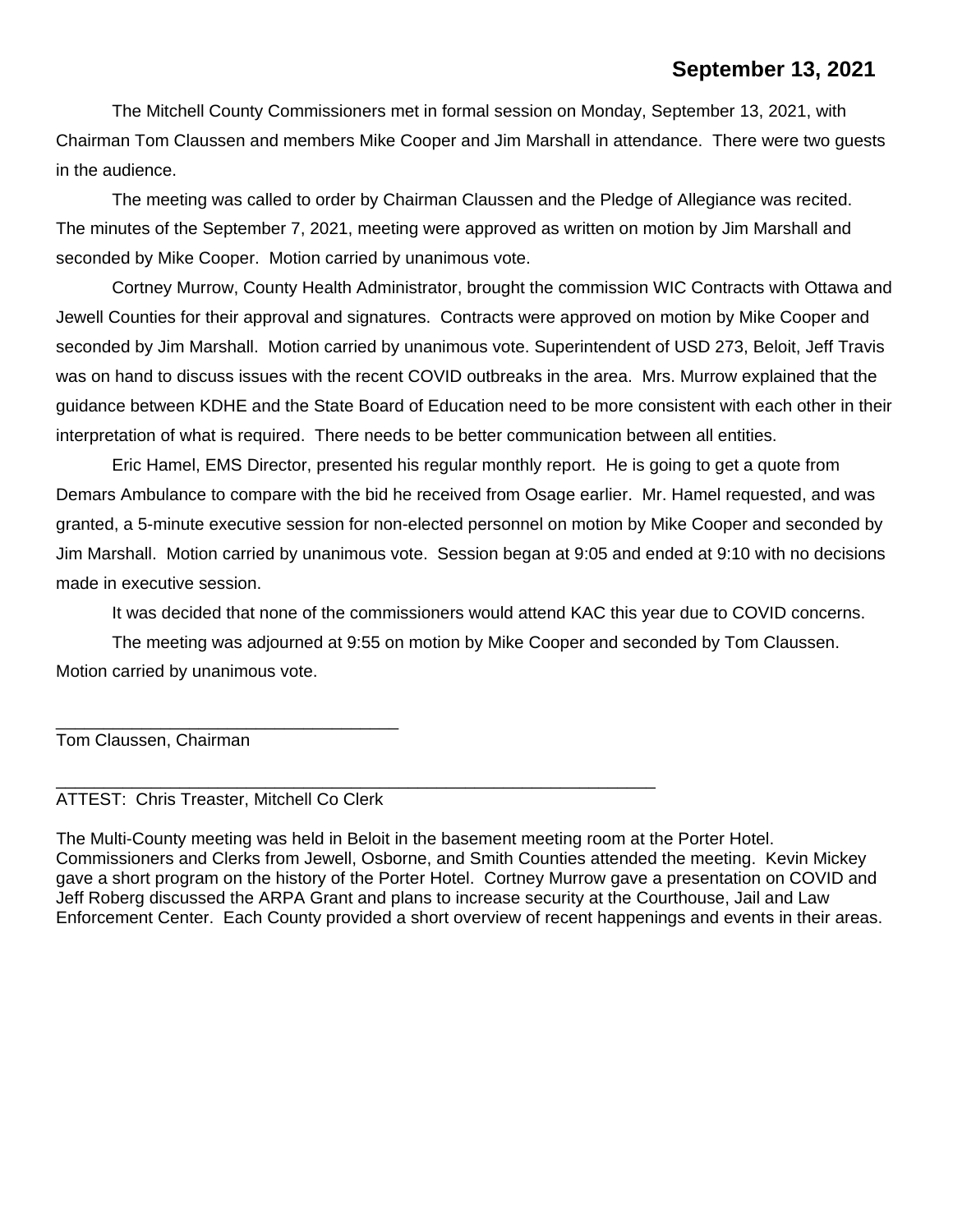**September 13, 2021**

The Mitchell County Commissioners met in formal session on Monday, September 13, 2021, with Chairman Tom Claussen and members Mike Cooper and Jim Marshall in attendance. There were two guests in the audience.

The meeting was called to order by Chairman Claussen and the Pledge of Allegiance was recited. The minutes of the September 7, 2021, meeting were approved as written on motion by Jim Marshall and seconded by Mike Cooper. Motion carried by unanimous vote.

Cortney Murrow, County Health Administrator, brought the commission WIC Contracts with Ottawa and Jewell Counties for their approval and signatures. Contracts were approved on motion by Mike Cooper and seconded by Jim Marshall. Motion carried by unanimous vote. Superintendent of USD 273, Beloit, Jeff Travis was on hand to discuss issues with the recent COVID outbreaks in the area. Mrs. Murrow explained that the guidance between KDHE and the State Board of Education need to be more consistent with each other in their interpretation of what is required. There needs to be better communication between all entities.

Eric Hamel, EMS Director, presented his regular monthly report. He is going to get a quote from Demars Ambulance to compare with the bid he received from Osage earlier. Mr. Hamel requested, and was granted, a 5-minute executive session for non-elected personnel on motion by Mike Cooper and seconded by Jim Marshall. Motion carried by unanimous vote. Session began at 9:05 and ended at 9:10 with no decisions made in executive session.

It was decided that none of the commissioners would attend KAC this year due to COVID concerns.

The meeting was adjourned at 9:55 on motion by Mike Cooper and seconded by Tom Claussen. Motion carried by unanimous vote.

____________________________________
Tom Claussen, Chairman

______________________________________________________________
ATTEST: Chris Treaster, Mitchell Co Clerk

The Multi-County meeting was held in Beloit in the basement meeting room at the Porter Hotel. Commissioners and Clerks from Jewell, Osborne, and Smith Counties attended the meeting. Kevin Mickey gave a short program on the history of the Porter Hotel. Cortney Murrow gave a presentation on COVID and Jeff Roberg discussed the ARPA Grant and plans to increase security at the Courthouse, Jail and Law Enforcement Center. Each County provided a short overview of recent happenings and events in their areas.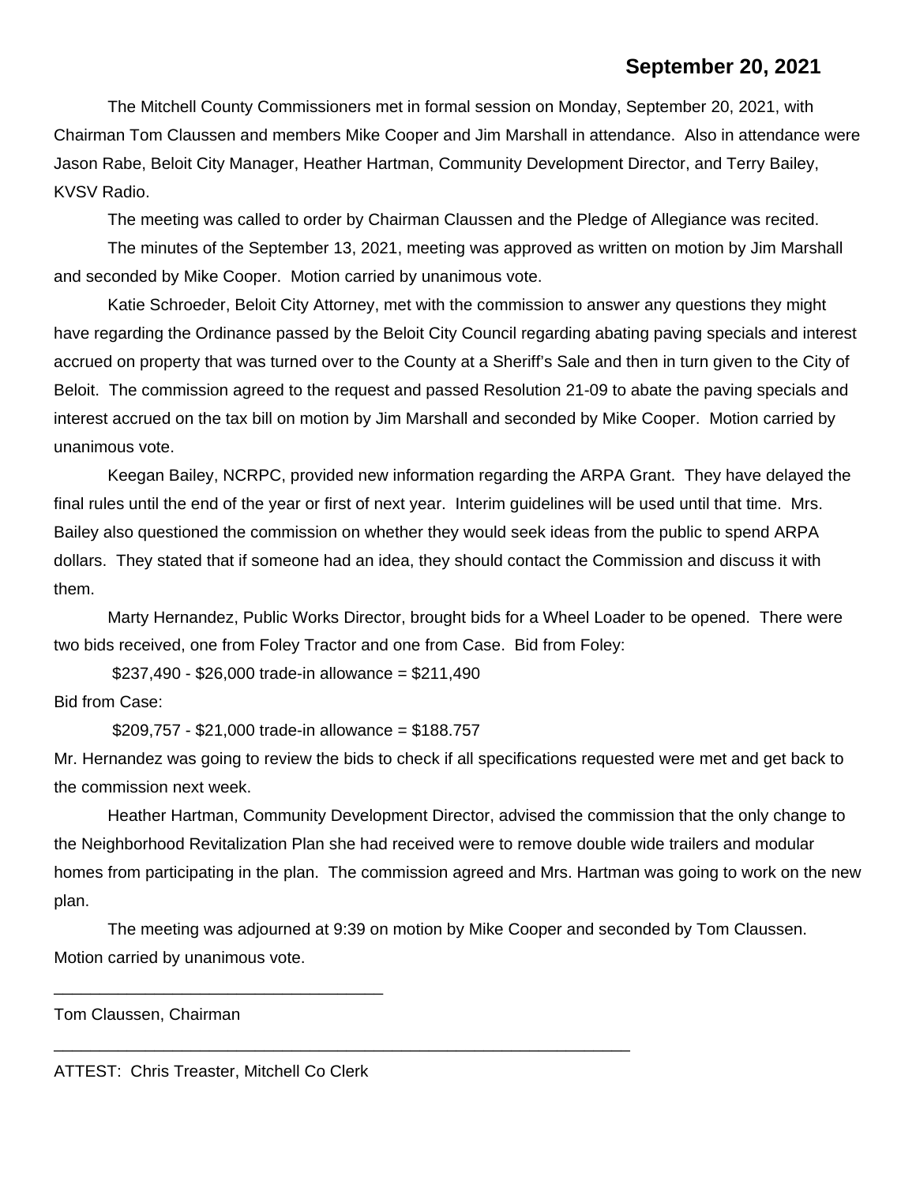**September 20, 2021**

The Mitchell County Commissioners met in formal session on Monday, September 20, 2021, with Chairman Tom Claussen and members Mike Cooper and Jim Marshall in attendance. Also in attendance were Jason Rabe, Beloit City Manager, Heather Hartman, Community Development Director, and Terry Bailey, KVSV Radio.

The meeting was called to order by Chairman Claussen and the Pledge of Allegiance was recited.

The minutes of the September 13, 2021, meeting was approved as written on motion by Jim Marshall and seconded by Mike Cooper. Motion carried by unanimous vote.

Katie Schroeder, Beloit City Attorney, met with the commission to answer any questions they might have regarding the Ordinance passed by the Beloit City Council regarding abating paving specials and interest accrued on property that was turned over to the County at a Sheriff's Sale and then in turn given to the City of Beloit. The commission agreed to the request and passed Resolution 21-09 to abate the paving specials and interest accrued on the tax bill on motion by Jim Marshall and seconded by Mike Cooper. Motion carried by unanimous vote.

Keegan Bailey, NCRPC, provided new information regarding the ARPA Grant. They have delayed the final rules until the end of the year or first of next year. Interim guidelines will be used until that time. Mrs. Bailey also questioned the commission on whether they would seek ideas from the public to spend ARPA dollars. They stated that if someone had an idea, they should contact the Commission and discuss it with them.

Marty Hernandez, Public Works Director, brought bids for a Wheel Loader to be opened. There were two bids received, one from Foley Tractor and one from Case. Bid from Foley:

$237,490 - $26,000 trade-in allowance = $211,490

Bid from Case:

$209,757 - $21,000 trade-in allowance = $188.757

Mr. Hernandez was going to review the bids to check if all specifications requested were met and get back to the commission next week.

Heather Hartman, Community Development Director, advised the commission that the only change to the Neighborhood Revitalization Plan she had received were to remove double wide trailers and modular homes from participating in the plan. The commission agreed and Mrs. Hartman was going to work on the new plan.

The meeting was adjourned at 9:39 on motion by Mike Cooper and seconded by Tom Claussen. Motion carried by unanimous vote.

\_\_\_\_\_\_\_\_\_\_\_\_\_\_\_\_\_\_\_\_\_\_\_\_\_\_\_\_\_\_\_\_\_\_\_\_

Tom Claussen, Chairman

\_\_\_\_\_\_\_\_\_\_\_\_\_\_\_\_\_\_\_\_\_\_\_\_\_\_\_\_\_\_\_\_\_\_\_\_\_\_\_\_\_\_\_\_\_\_\_\_\_\_\_\_\_\_\_\_\_\_

ATTEST: Chris Treaster, Mitchell Co Clerk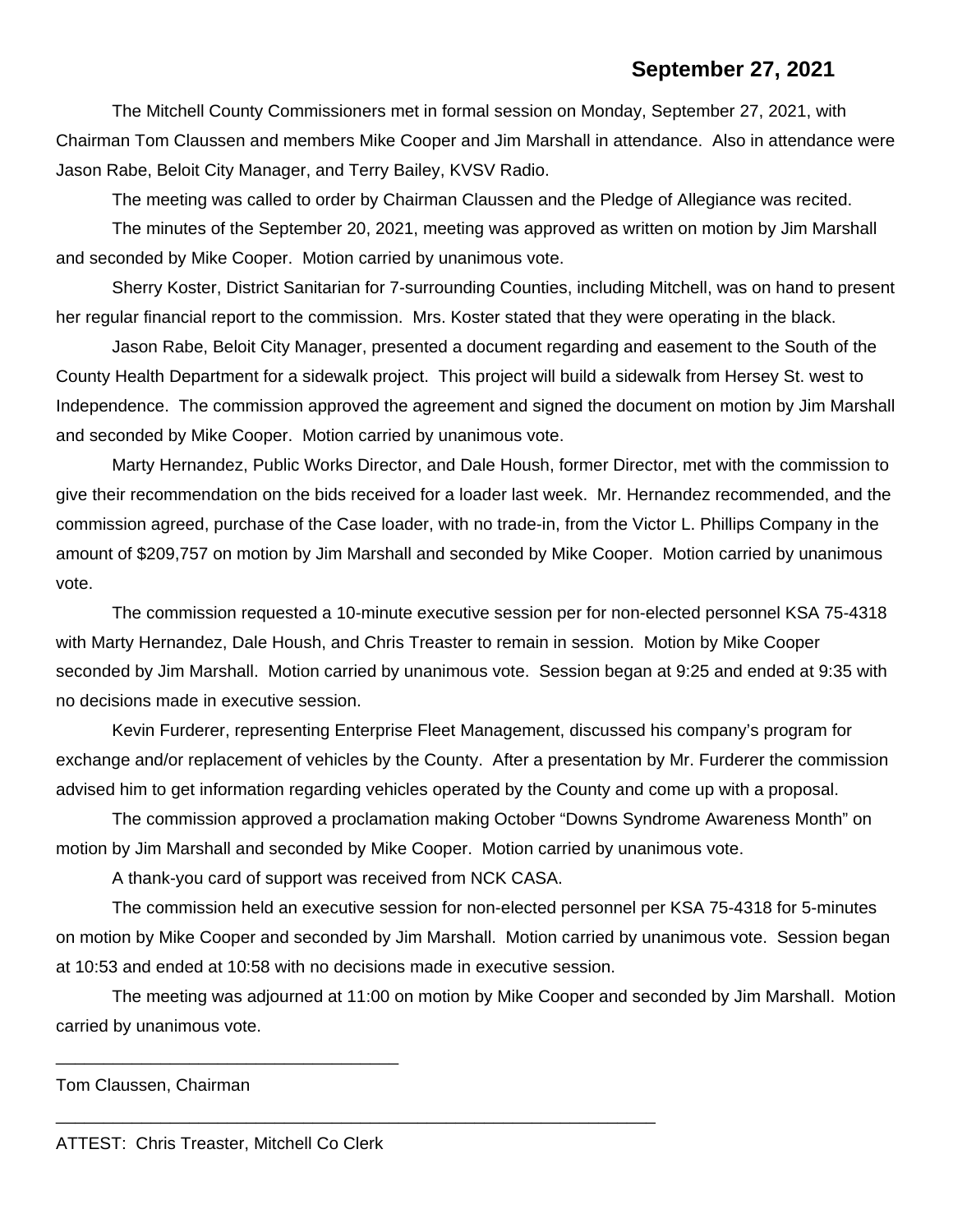**September 27, 2021**

The Mitchell County Commissioners met in formal session on Monday, September 27, 2021, with Chairman Tom Claussen and members Mike Cooper and Jim Marshall in attendance. Also in attendance were Jason Rabe, Beloit City Manager, and Terry Bailey, KVSV Radio.

The meeting was called to order by Chairman Claussen and the Pledge of Allegiance was recited.

The minutes of the September 20, 2021, meeting was approved as written on motion by Jim Marshall and seconded by Mike Cooper. Motion carried by unanimous vote.

Sherry Koster, District Sanitarian for 7-surrounding Counties, including Mitchell, was on hand to present her regular financial report to the commission. Mrs. Koster stated that they were operating in the black.

Jason Rabe, Beloit City Manager, presented a document regarding and easement to the South of the County Health Department for a sidewalk project. This project will build a sidewalk from Hersey St. west to Independence. The commission approved the agreement and signed the document on motion by Jim Marshall and seconded by Mike Cooper. Motion carried by unanimous vote.

Marty Hernandez, Public Works Director, and Dale Housh, former Director, met with the commission to give their recommendation on the bids received for a loader last week. Mr. Hernandez recommended, and the commission agreed, purchase of the Case loader, with no trade-in, from the Victor L. Phillips Company in the amount of $209,757 on motion by Jim Marshall and seconded by Mike Cooper. Motion carried by unanimous vote.

The commission requested a 10-minute executive session per for non-elected personnel KSA 75-4318 with Marty Hernandez, Dale Housh, and Chris Treaster to remain in session. Motion by Mike Cooper seconded by Jim Marshall. Motion carried by unanimous vote. Session began at 9:25 and ended at 9:35 with no decisions made in executive session.

Kevin Furderer, representing Enterprise Fleet Management, discussed his company's program for exchange and/or replacement of vehicles by the County. After a presentation by Mr. Furderer the commission advised him to get information regarding vehicles operated by the County and come up with a proposal.

The commission approved a proclamation making October "Downs Syndrome Awareness Month" on motion by Jim Marshall and seconded by Mike Cooper. Motion carried by unanimous vote.

A thank-you card of support was received from NCK CASA.

The commission held an executive session for non-elected personnel per KSA 75-4318 for 5-minutes on motion by Mike Cooper and seconded by Jim Marshall. Motion carried by unanimous vote. Session began at 10:53 and ended at 10:58 with no decisions made in executive session.

The meeting was adjourned at 11:00 on motion by Mike Cooper and seconded by Jim Marshall. Motion carried by unanimous vote.

\_\_\_\_\_\_\_\_\_\_\_\_\_\_\_\_\_\_\_\_\_\_\_\_\_\_\_\_\_\_\_\_\_\_\_\_

Tom Claussen, Chairman

\_\_\_\_\_\_\_\_\_\_\_\_\_\_\_\_\_\_\_\_\_\_\_\_\_\_\_\_\_\_\_\_\_\_\_\_\_\_\_\_\_\_\_\_\_\_\_\_\_\_\_\_\_\_\_\_\_\_\_\_\_\_

ATTEST: Chris Treaster, Mitchell Co Clerk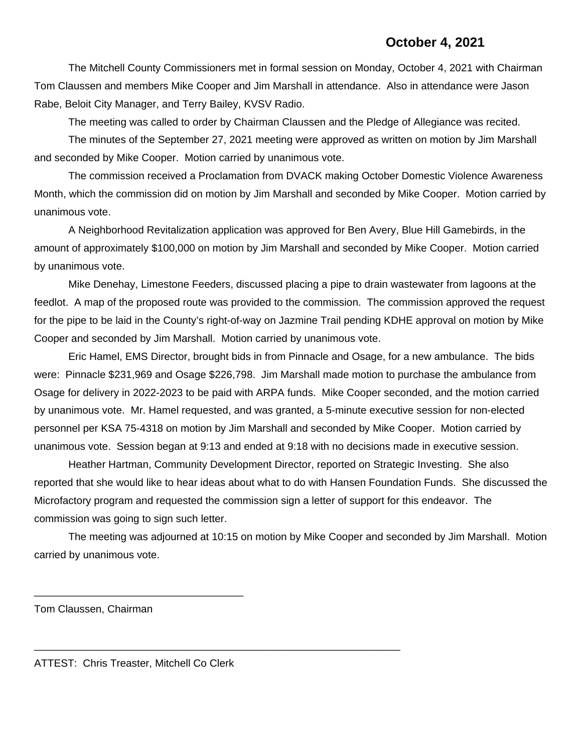**October 4, 2021**

The Mitchell County Commissioners met in formal session on Monday, October 4, 2021 with Chairman Tom Claussen and members Mike Cooper and Jim Marshall in attendance. Also in attendance were Jason Rabe, Beloit City Manager, and Terry Bailey, KVSV Radio.

The meeting was called to order by Chairman Claussen and the Pledge of Allegiance was recited.

The minutes of the September 27, 2021 meeting were approved as written on motion by Jim Marshall and seconded by Mike Cooper. Motion carried by unanimous vote.

The commission received a Proclamation from DVACK making October Domestic Violence Awareness Month, which the commission did on motion by Jim Marshall and seconded by Mike Cooper. Motion carried by unanimous vote.

A Neighborhood Revitalization application was approved for Ben Avery, Blue Hill Gamebirds, in the amount of approximately $100,000 on motion by Jim Marshall and seconded by Mike Cooper. Motion carried by unanimous vote.

Mike Denehay, Limestone Feeders, discussed placing a pipe to drain wastewater from lagoons at the feedlot. A map of the proposed route was provided to the commission. The commission approved the request for the pipe to be laid in the County's right-of-way on Jazmine Trail pending KDHE approval on motion by Mike Cooper and seconded by Jim Marshall. Motion carried by unanimous vote.

Eric Hamel, EMS Director, brought bids in from Pinnacle and Osage, for a new ambulance. The bids were: Pinnacle $231,969 and Osage $226,798. Jim Marshall made motion to purchase the ambulance from Osage for delivery in 2022-2023 to be paid with ARPA funds. Mike Cooper seconded, and the motion carried by unanimous vote. Mr. Hamel requested, and was granted, a 5-minute executive session for non-elected personnel per KSA 75-4318 on motion by Jim Marshall and seconded by Mike Cooper. Motion carried by unanimous vote. Session began at 9:13 and ended at 9:18 with no decisions made in executive session.

Heather Hartman, Community Development Director, reported on Strategic Investing. She also reported that she would like to hear ideas about what to do with Hansen Foundation Funds. She discussed the Microfactory program and requested the commission sign a letter of support for this endeavor. The commission was going to sign such letter.

The meeting was adjourned at 10:15 on motion by Mike Cooper and seconded by Jim Marshall. Motion carried by unanimous vote.

\_\_\_\_\_\_\_\_\_\_\_\_\_\_\_\_\_\_\_\_\_\_\_\_\_\_\_\_\_\_\_\_\_\_\_\_

Tom Claussen, Chairman

\_\_\_\_\_\_\_\_\_\_\_\_\_\_\_\_\_\_\_\_\_\_\_\_\_\_\_\_\_\_\_\_\_\_\_\_\_\_\_\_\_\_\_\_\_\_\_\_\_\_\_\_\_\_\_\_\_\_\_\_\_\_

ATTEST: Chris Treaster, Mitchell Co Clerk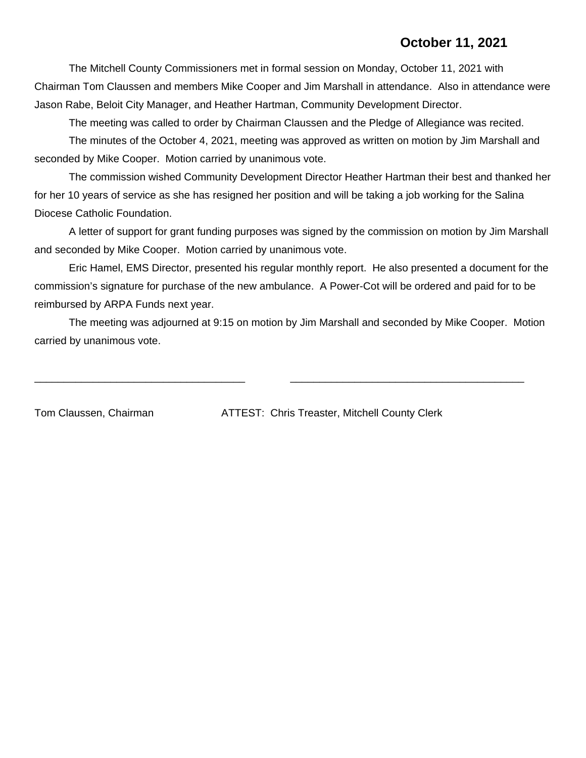**October 11, 2021**

The Mitchell County Commissioners met in formal session on Monday, October 11, 2021 with Chairman Tom Claussen and members Mike Cooper and Jim Marshall in attendance. Also in attendance were Jason Rabe, Beloit City Manager, and Heather Hartman, Community Development Director.

The meeting was called to order by Chairman Claussen and the Pledge of Allegiance was recited.

The minutes of the October 4, 2021, meeting was approved as written on motion by Jim Marshall and seconded by Mike Cooper. Motion carried by unanimous vote.

The commission wished Community Development Director Heather Hartman their best and thanked her for her 10 years of service as she has resigned her position and will be taking a job working for the Salina Diocese Catholic Foundation.

A letter of support for grant funding purposes was signed by the commission on motion by Jim Marshall and seconded by Mike Cooper. Motion carried by unanimous vote.

Eric Hamel, EMS Director, presented his regular monthly report. He also presented a document for the commission's signature for purchase of the new ambulance. A Power-Cot will be ordered and paid for to be reimbursed by ARPA Funds next year.

The meeting was adjourned at 9:15 on motion by Jim Marshall and seconded by Mike Cooper. Motion carried by unanimous vote.

\_\_\_\_\_\_\_\_\_\_\_\_\_\_\_\_\_\_\_\_\_\_\_\_\_\_\_\_\_\_\_\_\_\_\_\_ \_\_\_\_\_\_\_\_\_\_\_\_\_\_\_\_\_\_\_\_\_\_\_\_\_\_\_\_\_\_\_\_\_\_\_\_\_\_\_\_

Tom Claussen, Chairman ATTEST: Chris Treaster, Mitchell County Clerk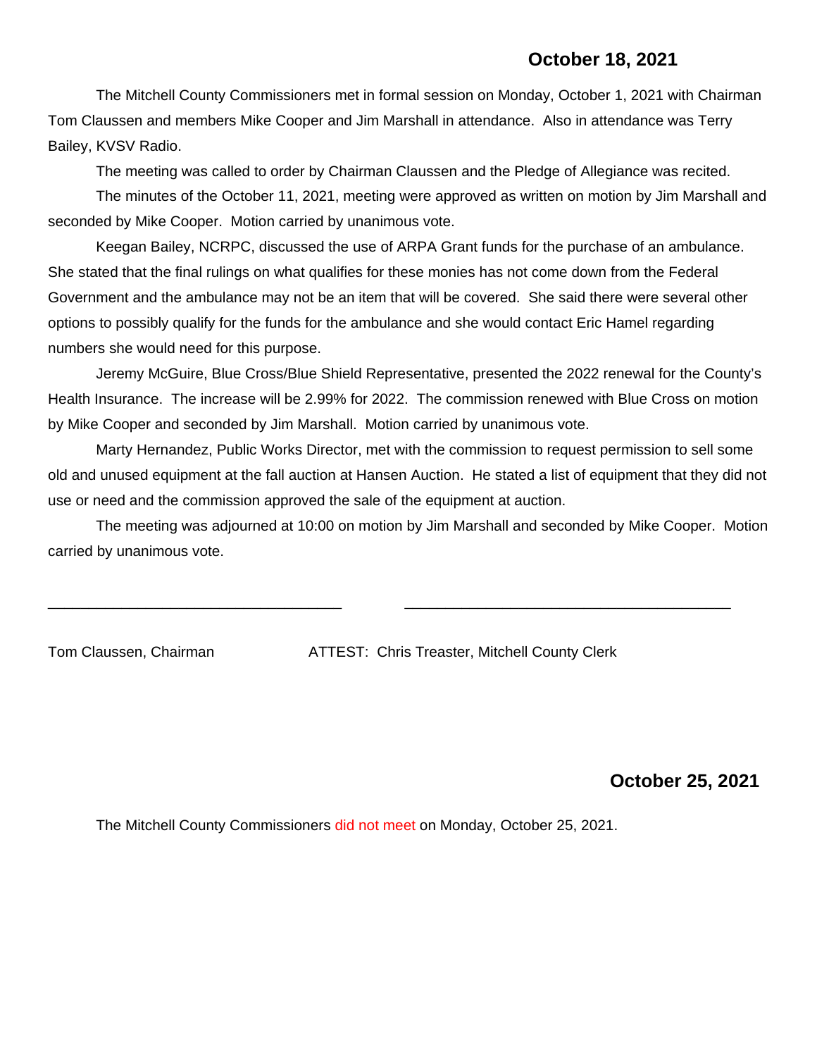**October 18, 2021**

The Mitchell County Commissioners met in formal session on Monday, October 1, 2021 with Chairman Tom Claussen and members Mike Cooper and Jim Marshall in attendance. Also in attendance was Terry Bailey, KVSV Radio.

The meeting was called to order by Chairman Claussen and the Pledge of Allegiance was recited.

The minutes of the October 11, 2021, meeting were approved as written on motion by Jim Marshall and seconded by Mike Cooper. Motion carried by unanimous vote.

Keegan Bailey, NCRPC, discussed the use of ARPA Grant funds for the purchase of an ambulance. She stated that the final rulings on what qualifies for these monies has not come down from the Federal Government and the ambulance may not be an item that will be covered. She said there were several other options to possibly qualify for the funds for the ambulance and she would contact Eric Hamel regarding numbers she would need for this purpose.

Jeremy McGuire, Blue Cross/Blue Shield Representative, presented the 2022 renewal for the County's Health Insurance. The increase will be 2.99% for 2022. The commission renewed with Blue Cross on motion by Mike Cooper and seconded by Jim Marshall. Motion carried by unanimous vote.

Marty Hernandez, Public Works Director, met with the commission to request permission to sell some old and unused equipment at the fall auction at Hansen Auction. He stated a list of equipment that they did not use or need and the commission approved the sale of the equipment at auction.

The meeting was adjourned at 10:00 on motion by Jim Marshall and seconded by Mike Cooper. Motion carried by unanimous vote.

\_\_\_\_\_\_\_\_\_\_\_\_\_\_\_\_\_\_\_\_\_\_\_\_\_\_\_\_\_\_\_\_\_\_\_ \_\_\_\_\_\_\_\_\_\_\_\_\_\_\_\_\_\_\_\_\_\_\_\_\_\_\_\_\_\_\_\_\_\_\_\_\_\_\_

Tom Claussen, Chairman ATTEST: Chris Treaster, Mitchell County Clerk

**October 25, 2021**

The Mitchell County Commissioners did not meet on Monday, October 25, 2021.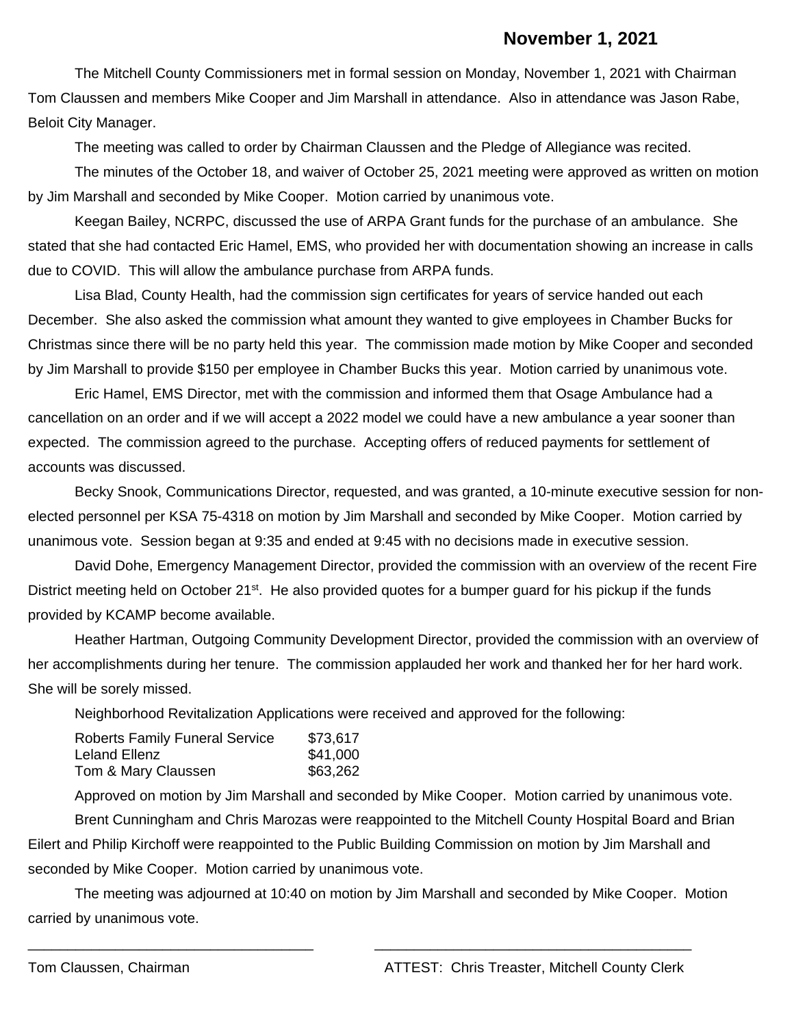**November 1, 2021**

The Mitchell County Commissioners met in formal session on Monday, November 1, 2021 with Chairman Tom Claussen and members Mike Cooper and Jim Marshall in attendance. Also in attendance was Jason Rabe, Beloit City Manager.

The meeting was called to order by Chairman Claussen and the Pledge of Allegiance was recited.

The minutes of the October 18, and waiver of October 25, 2021 meeting were approved as written on motion by Jim Marshall and seconded by Mike Cooper. Motion carried by unanimous vote.

Keegan Bailey, NCRPC, discussed the use of ARPA Grant funds for the purchase of an ambulance. She stated that she had contacted Eric Hamel, EMS, who provided her with documentation showing an increase in calls due to COVID. This will allow the ambulance purchase from ARPA funds.

Lisa Blad, County Health, had the commission sign certificates for years of service handed out each December. She also asked the commission what amount they wanted to give employees in Chamber Bucks for Christmas since there will be no party held this year. The commission made motion by Mike Cooper and seconded by Jim Marshall to provide $150 per employee in Chamber Bucks this year. Motion carried by unanimous vote.

Eric Hamel, EMS Director, met with the commission and informed them that Osage Ambulance had a cancellation on an order and if we will accept a 2022 model we could have a new ambulance a year sooner than expected. The commission agreed to the purchase. Accepting offers of reduced payments for settlement of accounts was discussed.

Becky Snook, Communications Director, requested, and was granted, a 10-minute executive session for non-elected personnel per KSA 75-4318 on motion by Jim Marshall and seconded by Mike Cooper. Motion carried by unanimous vote. Session began at 9:35 and ended at 9:45 with no decisions made in executive session.

David Dohe, Emergency Management Director, provided the commission with an overview of the recent Fire District meeting held on October 21st. He also provided quotes for a bumper guard for his pickup if the funds provided by KCAMP become available.

Heather Hartman, Outgoing Community Development Director, provided the commission with an overview of her accomplishments during her tenure. The commission applauded her work and thanked her for her hard work. She will be sorely missed.

Neighborhood Revitalization Applications were received and approved for the following:

| | |
|---|---|
| Roberts Family Funeral Service | $73,617 |
| Leland Ellenz | $41,000 |
| Tom & Mary Claussen | $63,262 |

Approved on motion by Jim Marshall and seconded by Mike Cooper. Motion carried by unanimous vote.

Brent Cunningham and Chris Marozas were reappointed to the Mitchell County Hospital Board and Brian Eilert and Philip Kirchoff were reappointed to the Public Building Commission on motion by Jim Marshall and seconded by Mike Cooper. Motion carried by unanimous vote.

The meeting was adjourned at 10:40 on motion by Jim Marshall and seconded by Mike Cooper. Motion carried by unanimous vote.

_______________________________ _______________________________

Tom Claussen, Chairman ATTEST: Chris Treaster, Mitchell County Clerk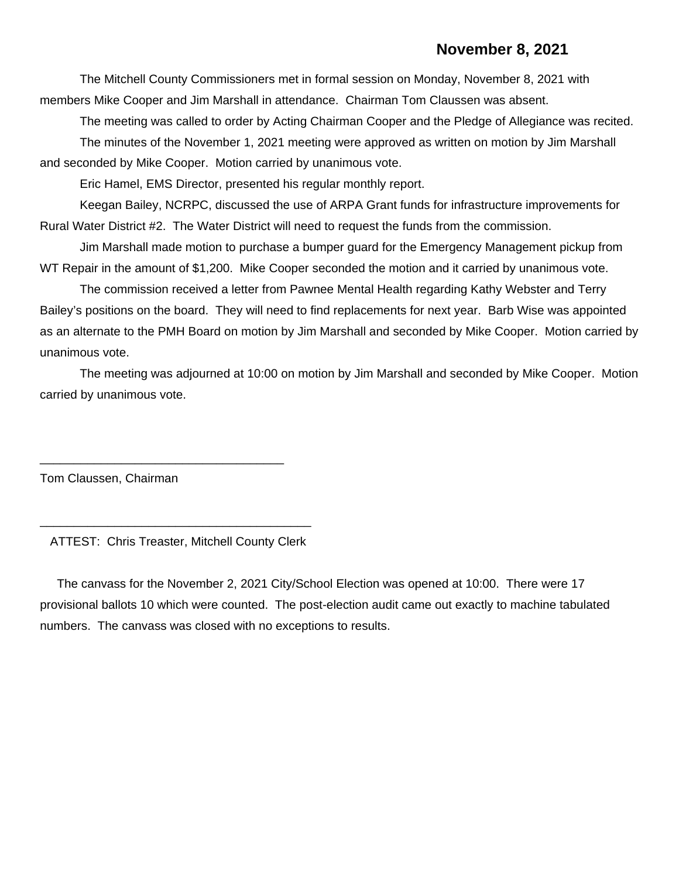**November 8, 2021**

The Mitchell County Commissioners met in formal session on Monday, November 8, 2021 with members Mike Cooper and Jim Marshall in attendance. Chairman Tom Claussen was absent.

The meeting was called to order by Acting Chairman Cooper and the Pledge of Allegiance was recited.

The minutes of the November 1, 2021 meeting were approved as written on motion by Jim Marshall and seconded by Mike Cooper. Motion carried by unanimous vote.

Eric Hamel, EMS Director, presented his regular monthly report.

Keegan Bailey, NCRPC, discussed the use of ARPA Grant funds for infrastructure improvements for Rural Water District #2. The Water District will need to request the funds from the commission.

Jim Marshall made motion to purchase a bumper guard for the Emergency Management pickup from WT Repair in the amount of $1,200. Mike Cooper seconded the motion and it carried by unanimous vote.

The commission received a letter from Pawnee Mental Health regarding Kathy Webster and Terry Bailey's positions on the board. They will need to find replacements for next year. Barb Wise was appointed as an alternate to the PMH Board on motion by Jim Marshall and seconded by Mike Cooper. Motion carried by unanimous vote.

The meeting was adjourned at 10:00 on motion by Jim Marshall and seconded by Mike Cooper. Motion carried by unanimous vote.

\_\_\_\_\_\_\_\_\_\_\_\_\_\_\_\_\_\_\_\_\_\_\_\_\_\_\_\_\_\_\_\_\_\_\_\_

Tom Claussen, Chairman

\_\_\_\_\_\_\_\_\_\_\_\_\_\_\_\_\_\_\_\_\_\_\_\_\_\_\_\_\_\_\_\_\_\_\_\_\_\_\_\_

ATTEST: Chris Treaster, Mitchell County Clerk

The canvass for the November 2, 2021 City/School Election was opened at 10:00. There were 17 provisional ballots 10 which were counted. The post-election audit came out exactly to machine tabulated numbers. The canvass was closed with no exceptions to results.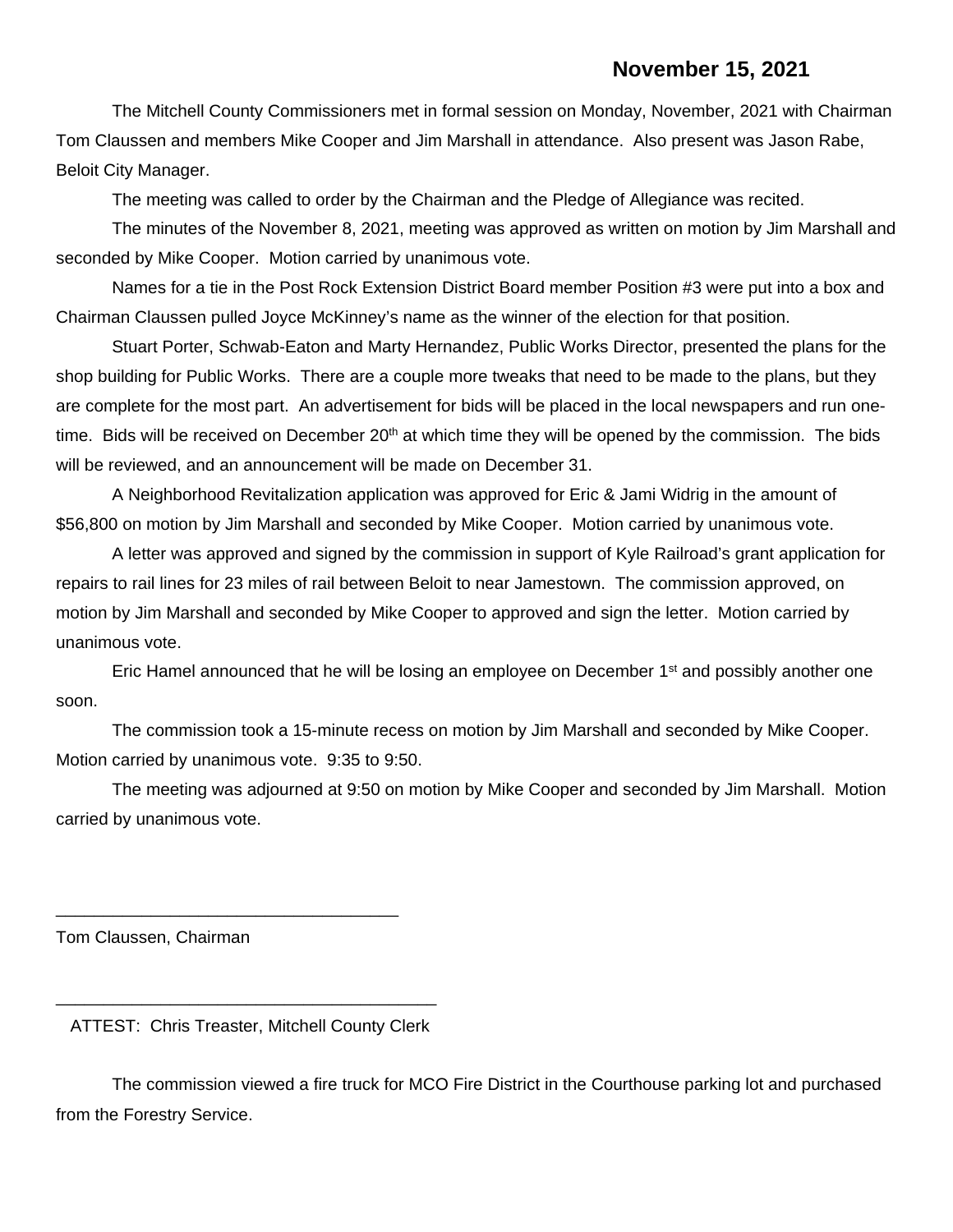**November 15, 2021**

The Mitchell County Commissioners met in formal session on Monday, November, 2021 with Chairman Tom Claussen and members Mike Cooper and Jim Marshall in attendance. Also present was Jason Rabe, Beloit City Manager.

The meeting was called to order by the Chairman and the Pledge of Allegiance was recited.

The minutes of the November 8, 2021, meeting was approved as written on motion by Jim Marshall and seconded by Mike Cooper. Motion carried by unanimous vote.

Names for a tie in the Post Rock Extension District Board member Position #3 were put into a box and Chairman Claussen pulled Joyce McKinney's name as the winner of the election for that position.

Stuart Porter, Schwab-Eaton and Marty Hernandez, Public Works Director, presented the plans for the shop building for Public Works. There are a couple more tweaks that need to be made to the plans, but they are complete for the most part. An advertisement for bids will be placed in the local newspapers and run one-time. Bids will be received on December 20th at which time they will be opened by the commission. The bids will be reviewed, and an announcement will be made on December 31.

A Neighborhood Revitalization application was approved for Eric & Jami Widrig in the amount of $56,800 on motion by Jim Marshall and seconded by Mike Cooper. Motion carried by unanimous vote.

A letter was approved and signed by the commission in support of Kyle Railroad's grant application for repairs to rail lines for 23 miles of rail between Beloit to near Jamestown. The commission approved, on motion by Jim Marshall and seconded by Mike Cooper to approved and sign the letter. Motion carried by unanimous vote.

Eric Hamel announced that he will be losing an employee on December 1st and possibly another one soon.

The commission took a 15-minute recess on motion by Jim Marshall and seconded by Mike Cooper. Motion carried by unanimous vote. 9:35 to 9:50.

The meeting was adjourned at 9:50 on motion by Mike Cooper and seconded by Jim Marshall. Motion carried by unanimous vote.

\_\_\_\_\_\_\_\_\_\_\_\_\_\_\_\_\_\_\_\_\_\_\_\_\_\_\_\_\_\_\_\_\_\_\_\_

Tom Claussen, Chairman

\_\_\_\_\_\_\_\_\_\_\_\_\_\_\_\_\_\_\_\_\_\_\_\_\_\_\_\_\_\_\_\_\_\_\_\_\_\_\_\_

ATTEST: Chris Treaster, Mitchell County Clerk

The commission viewed a fire truck for MCO Fire District in the Courthouse parking lot and purchased from the Forestry Service.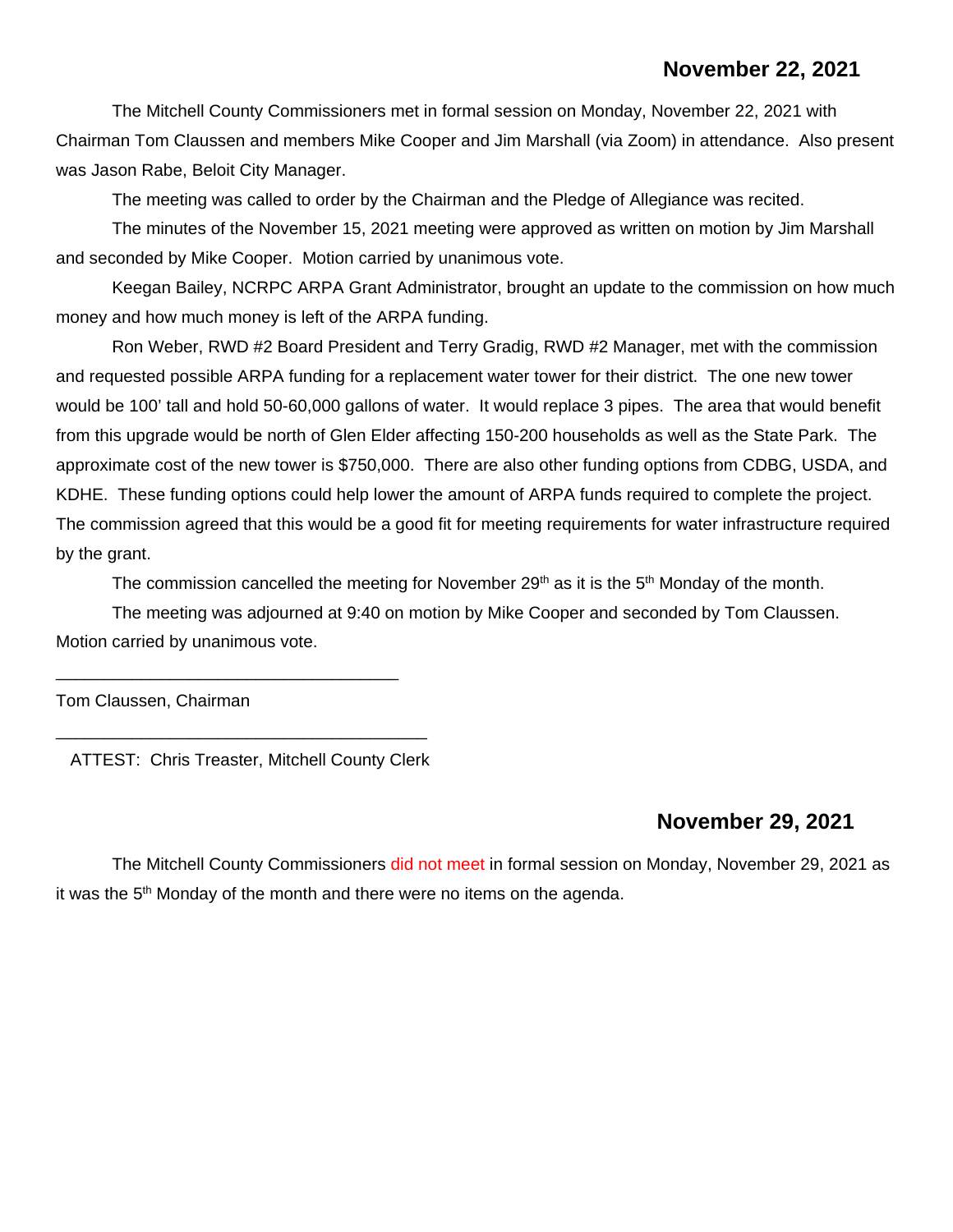## November 22, 2021

The Mitchell County Commissioners met in formal session on Monday, November 22, 2021 with Chairman Tom Claussen and members Mike Cooper and Jim Marshall (via Zoom) in attendance. Also present was Jason Rabe, Beloit City Manager.

The meeting was called to order by the Chairman and the Pledge of Allegiance was recited.

The minutes of the November 15, 2021 meeting were approved as written on motion by Jim Marshall and seconded by Mike Cooper. Motion carried by unanimous vote.

Keegan Bailey, NCRPC ARPA Grant Administrator, brought an update to the commission on how much money and how much money is left of the ARPA funding.

Ron Weber, RWD #2 Board President and Terry Gradig, RWD #2 Manager, met with the commission and requested possible ARPA funding for a replacement water tower for their district. The one new tower would be 100' tall and hold 50-60,000 gallons of water. It would replace 3 pipes. The area that would benefit from this upgrade would be north of Glen Elder affecting 150-200 households as well as the State Park. The approximate cost of the new tower is $750,000. There are also other funding options from CDBG, USDA, and KDHE. These funding options could help lower the amount of ARPA funds required to complete the project. The commission agreed that this would be a good fit for meeting requirements for water infrastructure required by the grant.

The commission cancelled the meeting for November 29th as it is the 5th Monday of the month.

The meeting was adjourned at 9:40 on motion by Mike Cooper and seconded by Tom Claussen. Motion carried by unanimous vote.

\_\_\_\_\_\_\_\_\_\_\_\_\_\_\_\_\_\_\_\_\_\_\_\_\_\_\_\_\_\_\_\_\_\_\_\_

Tom Claussen, Chairman

\_\_\_\_\_\_\_\_\_\_\_\_\_\_\_\_\_\_\_\_\_\_\_\_\_\_\_\_\_\_\_\_\_\_\_\_\_\_

ATTEST: Chris Treaster, Mitchell County Clerk

## November 29, 2021

The Mitchell County Commissioners did not meet in formal session on Monday, November 29, 2021 as it was the 5th Monday of the month and there were no items on the agenda.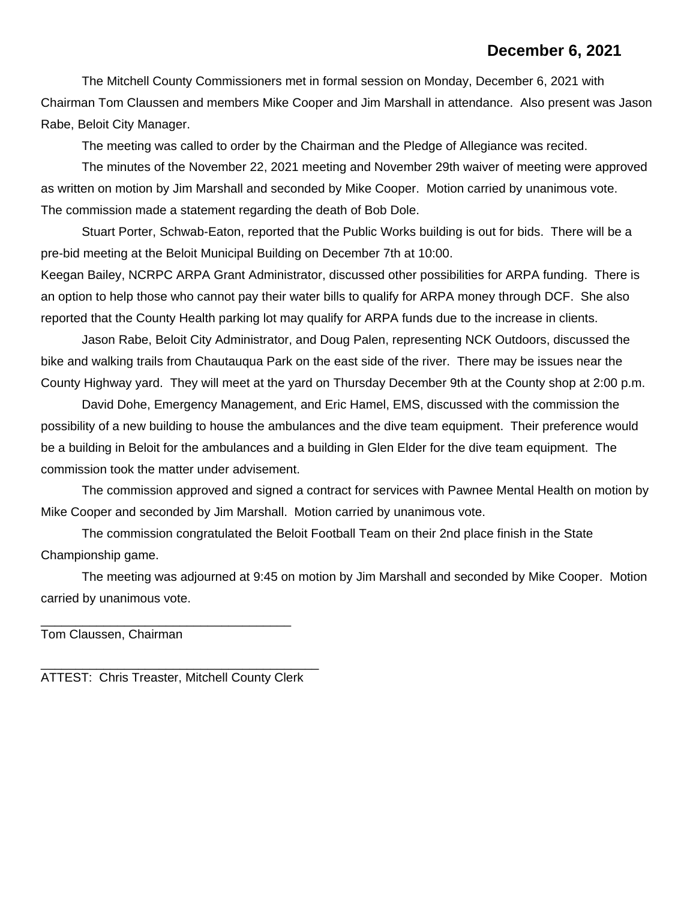**December 6, 2021**

The Mitchell County Commissioners met in formal session on Monday, December 6, 2021 with Chairman Tom Claussen and members Mike Cooper and Jim Marshall in attendance. Also present was Jason Rabe, Beloit City Manager.

The meeting was called to order by the Chairman and the Pledge of Allegiance was recited.

The minutes of the November 22, 2021 meeting and November 29th waiver of meeting were approved as written on motion by Jim Marshall and seconded by Mike Cooper. Motion carried by unanimous vote. The commission made a statement regarding the death of Bob Dole.

Stuart Porter, Schwab-Eaton, reported that the Public Works building is out for bids. There will be a pre-bid meeting at the Beloit Municipal Building on December 7th at 10:00.

Keegan Bailey, NCRPC ARPA Grant Administrator, discussed other possibilities for ARPA funding. There is an option to help those who cannot pay their water bills to qualify for ARPA money through DCF. She also reported that the County Health parking lot may qualify for ARPA funds due to the increase in clients.

Jason Rabe, Beloit City Administrator, and Doug Palen, representing NCK Outdoors, discussed the bike and walking trails from Chautauqua Park on the east side of the river. There may be issues near the County Highway yard. They will meet at the yard on Thursday December 9th at the County shop at 2:00 p.m.

David Dohe, Emergency Management, and Eric Hamel, EMS, discussed with the commission the possibility of a new building to house the ambulances and the dive team equipment. Their preference would be a building in Beloit for the ambulances and a building in Glen Elder for the dive team equipment. The commission took the matter under advisement.

The commission approved and signed a contract for services with Pawnee Mental Health on motion by Mike Cooper and seconded by Jim Marshall. Motion carried by unanimous vote.

The commission congratulated the Beloit Football Team on their 2nd place finish in the State Championship game.

The meeting was adjourned at 9:45 on motion by Jim Marshall and seconded by Mike Cooper. Motion carried by unanimous vote.

\_\_\_\_\_\_\_\_\_\_\_\_\_\_\_\_\_\_\_\_\_\_\_\_\_\_\_\_\_\_\_\_\_\_\_\_\_\_
Tom Claussen, Chairman

\_\_\_\_\_\_\_\_\_\_\_\_\_\_\_\_\_\_\_\_\_\_\_\_\_\_\_\_\_\_\_\_\_\_\_\_\_\_\_\_\_\_
ATTEST: Chris Treaster, Mitchell County Clerk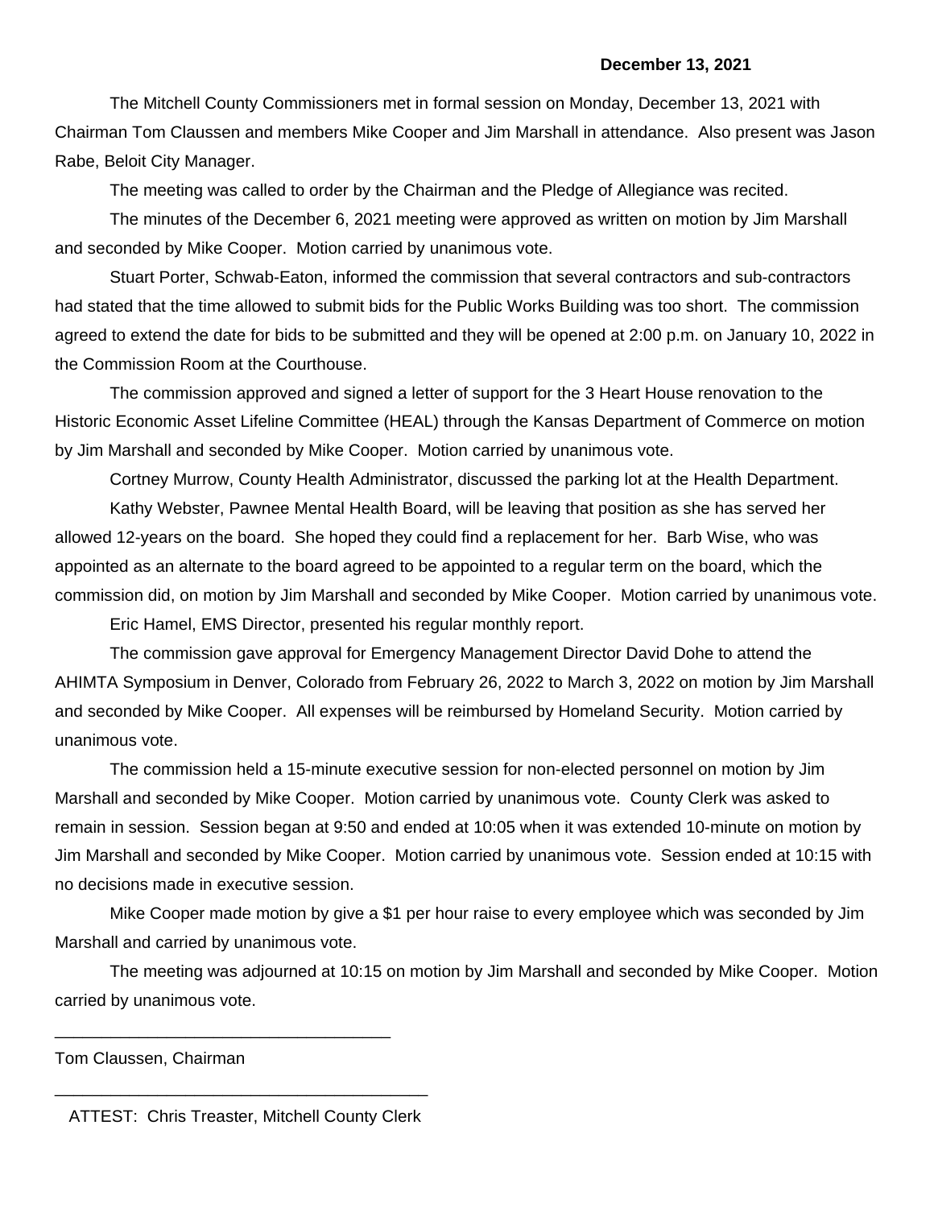**December 13, 2021**

The Mitchell County Commissioners met in formal session on Monday, December 13, 2021 with Chairman Tom Claussen and members Mike Cooper and Jim Marshall in attendance. Also present was Jason Rabe, Beloit City Manager.

The meeting was called to order by the Chairman and the Pledge of Allegiance was recited.

The minutes of the December 6, 2021 meeting were approved as written on motion by Jim Marshall and seconded by Mike Cooper. Motion carried by unanimous vote.

Stuart Porter, Schwab-Eaton, informed the commission that several contractors and sub-contractors had stated that the time allowed to submit bids for the Public Works Building was too short. The commission agreed to extend the date for bids to be submitted and they will be opened at 2:00 p.m. on January 10, 2022 in the Commission Room at the Courthouse.

The commission approved and signed a letter of support for the 3 Heart House renovation to the Historic Economic Asset Lifeline Committee (HEAL) through the Kansas Department of Commerce on motion by Jim Marshall and seconded by Mike Cooper. Motion carried by unanimous vote.

Cortney Murrow, County Health Administrator, discussed the parking lot at the Health Department.

Kathy Webster, Pawnee Mental Health Board, will be leaving that position as she has served her allowed 12-years on the board. She hoped they could find a replacement for her. Barb Wise, who was appointed as an alternate to the board agreed to be appointed to a regular term on the board, which the commission did, on motion by Jim Marshall and seconded by Mike Cooper. Motion carried by unanimous vote.

Eric Hamel, EMS Director, presented his regular monthly report.

The commission gave approval for Emergency Management Director David Dohe to attend the AHIMTA Symposium in Denver, Colorado from February 26, 2022 to March 3, 2022 on motion by Jim Marshall and seconded by Mike Cooper. All expenses will be reimbursed by Homeland Security. Motion carried by unanimous vote.

The commission held a 15-minute executive session for non-elected personnel on motion by Jim Marshall and seconded by Mike Cooper. Motion carried by unanimous vote. County Clerk was asked to remain in session. Session began at 9:50 and ended at 10:05 when it was extended 10-minute on motion by Jim Marshall and seconded by Mike Cooper. Motion carried by unanimous vote. Session ended at 10:15 with no decisions made in executive session.

Mike Cooper made motion by give a $1 per hour raise to every employee which was seconded by Jim Marshall and carried by unanimous vote.

The meeting was adjourned at 10:15 on motion by Jim Marshall and seconded by Mike Cooper. Motion carried by unanimous vote.

\_\_\_\_\_\_\_\_\_\_\_\_\_\_\_\_\_\_\_\_\_\_\_\_\_\_\_\_\_\_\_\_\_\_\_\_

Tom Claussen, Chairman

\_\_\_\_\_\_\_\_\_\_\_\_\_\_\_\_\_\_\_\_\_\_\_\_\_\_\_\_\_\_\_\_\_\_\_\_\_\_\_\_

ATTEST: Chris Treaster, Mitchell County Clerk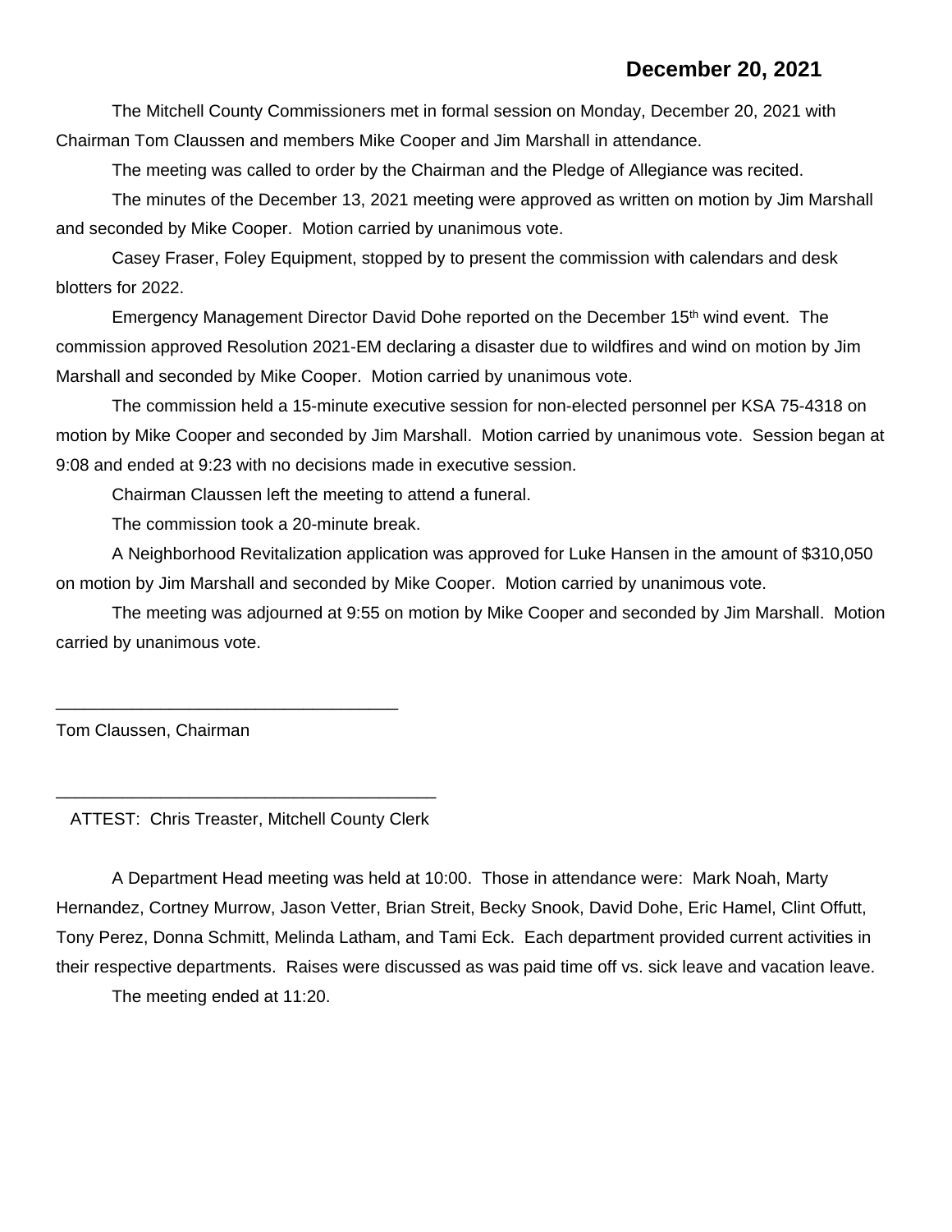**December 20, 2021**

The Mitchell County Commissioners met in formal session on Monday, December 20, 2021 with Chairman Tom Claussen and members Mike Cooper and Jim Marshall in attendance.

The meeting was called to order by the Chairman and the Pledge of Allegiance was recited.

The minutes of the December 13, 2021 meeting were approved as written on motion by Jim Marshall and seconded by Mike Cooper. Motion carried by unanimous vote.

Casey Fraser, Foley Equipment, stopped by to present the commission with calendars and desk blotters for 2022.

Emergency Management Director David Dohe reported on the December 15th wind event. The commission approved Resolution 2021-EM declaring a disaster due to wildfires and wind on motion by Jim Marshall and seconded by Mike Cooper. Motion carried by unanimous vote.

The commission held a 15-minute executive session for non-elected personnel per KSA 75-4318 on motion by Mike Cooper and seconded by Jim Marshall. Motion carried by unanimous vote. Session began at 9:08 and ended at 9:23 with no decisions made in executive session.

Chairman Claussen left the meeting to attend a funeral.

The commission took a 20-minute break.

A Neighborhood Revitalization application was approved for Luke Hansen in the amount of $310,050 on motion by Jim Marshall and seconded by Mike Cooper. Motion carried by unanimous vote.

The meeting was adjourned at 9:55 on motion by Mike Cooper and seconded by Jim Marshall. Motion carried by unanimous vote.

\_\_\_\_\_\_\_\_\_\_\_\_\_\_\_\_\_\_\_\_\_\_\_\_\_\_\_\_\_\_\_\_\_\_\_\_

Tom Claussen, Chairman

\_\_\_\_\_\_\_\_\_\_\_\_\_\_\_\_\_\_\_\_\_\_\_\_\_\_\_\_\_\_\_\_\_\_\_\_\_\_\_\_

ATTEST: Chris Treaster, Mitchell County Clerk

A Department Head meeting was held at 10:00. Those in attendance were: Mark Noah, Marty Hernandez, Cortney Murrow, Jason Vetter, Brian Streit, Becky Snook, David Dohe, Eric Hamel, Clint Offutt, Tony Perez, Donna Schmitt, Melinda Latham, and Tami Eck. Each department provided current activities in their respective departments. Raises were discussed as was paid time off vs. sick leave and vacation leave.

The meeting ended at 11:20.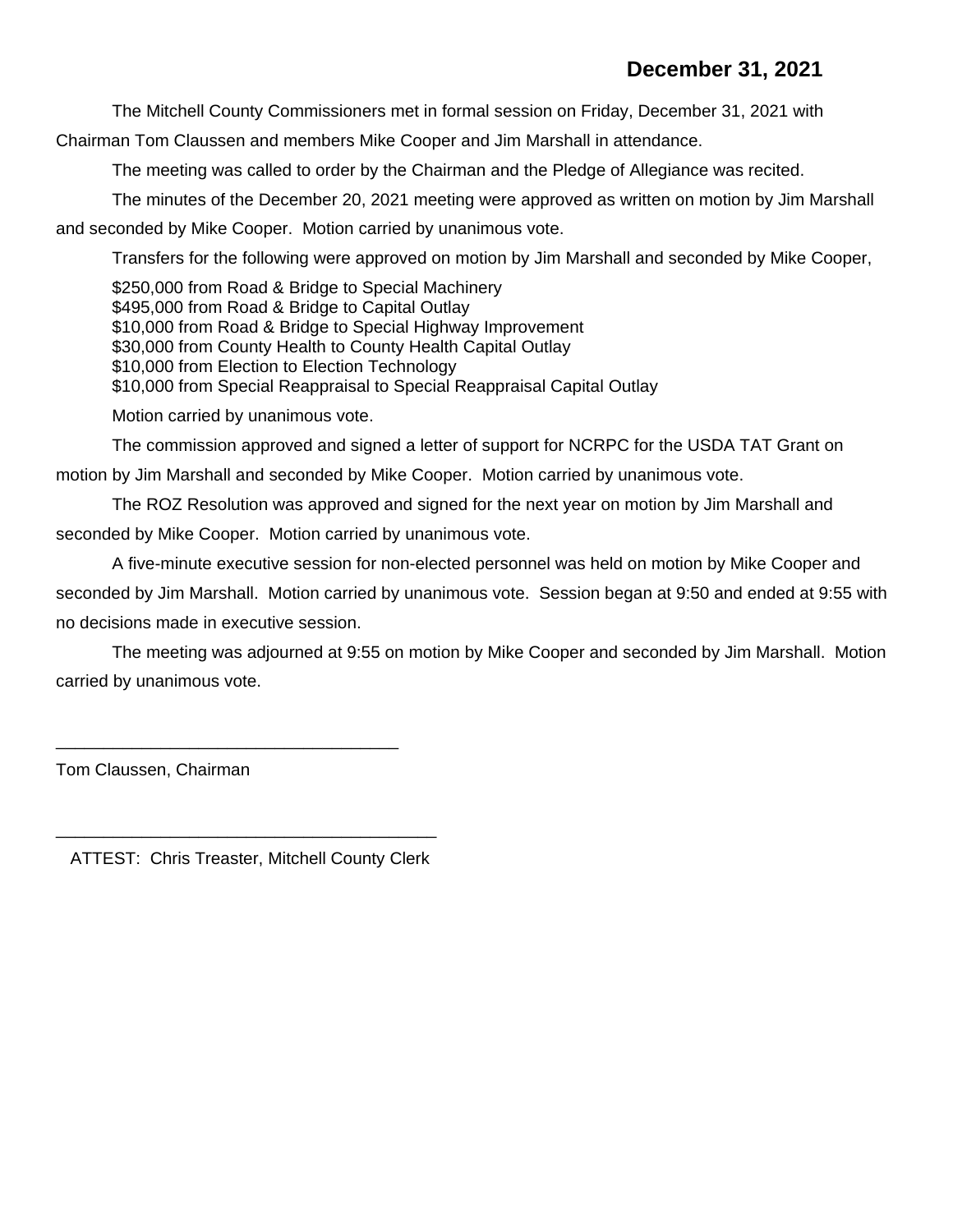**December 31, 2021**

The Mitchell County Commissioners met in formal session on Friday, December 31, 2021 with Chairman Tom Claussen and members Mike Cooper and Jim Marshall in attendance.

The meeting was called to order by the Chairman and the Pledge of Allegiance was recited.

The minutes of the December 20, 2021 meeting were approved as written on motion by Jim Marshall and seconded by Mike Cooper. Motion carried by unanimous vote.

Transfers for the following were approved on motion by Jim Marshall and seconded by Mike Cooper,

$250,000 from Road & Bridge to Special Machinery
$495,000 from Road & Bridge to Capital Outlay
$10,000 from Road & Bridge to Special Highway Improvement
$30,000 from County Health to County Health Capital Outlay
$10,000 from Election to Election Technology
$10,000 from Special Reappraisal to Special Reappraisal Capital Outlay

Motion carried by unanimous vote.

The commission approved and signed a letter of support for NCRPC for the USDA TAT Grant on motion by Jim Marshall and seconded by Mike Cooper. Motion carried by unanimous vote.

The ROZ Resolution was approved and signed for the next year on motion by Jim Marshall and seconded by Mike Cooper. Motion carried by unanimous vote.

A five-minute executive session for non-elected personnel was held on motion by Mike Cooper and seconded by Jim Marshall. Motion carried by unanimous vote. Session began at 9:50 and ended at 9:55 with no decisions made in executive session.

The meeting was adjourned at 9:55 on motion by Mike Cooper and seconded by Jim Marshall. Motion carried by unanimous vote.

\_\_\_\_\_\_\_\_\_\_\_\_\_\_\_\_\_\_\_\_\_\_\_\_\_\_\_\_\_\_\_\_\_\_\_\_

Tom Claussen, Chairman

\_\_\_\_\_\_\_\_\_\_\_\_\_\_\_\_\_\_\_\_\_\_\_\_\_\_\_\_\_\_\_\_\_\_\_\_\_\_\_

ATTEST: Chris Treaster, Mitchell County Clerk